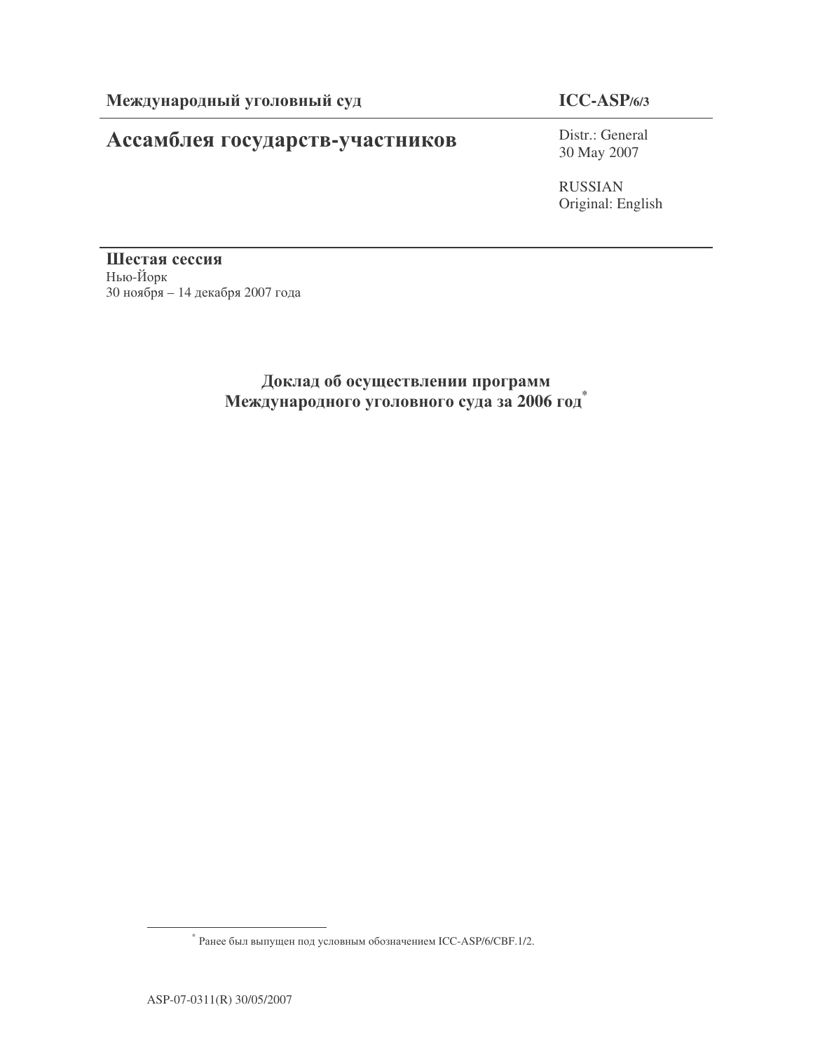**Международный уголовный суд**

**ICC-ASP/6/3**

# Ассамблея государств-участников

Distr.: General
30 May 2007

RUSSIAN
Original: English

**Шестая сессия**
Нью-Йорк
30 ноября – 14 декабря 2007 года

## Доклад об осуществлении программ Международного уголовного суда за 2006 год[*]

[*] Ранее был выпущен под условным обозначением ICC-ASP/6/CBF.1/2.

ASP-07-0311(R) 30/05/2007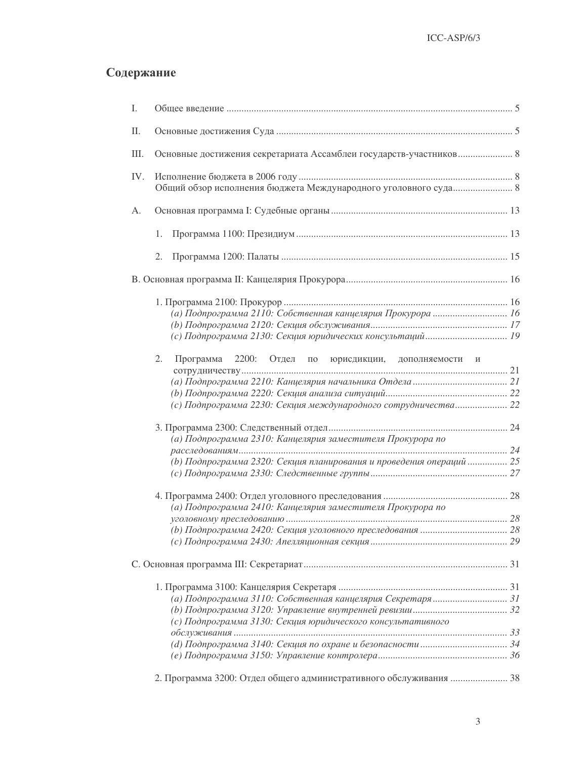# Содержание

I. Общее введение ............................................................................................................... 5

II. Основные достижения Суда ............................................................................................ 5

III. Основные достижения секретариата Ассамблеи государств-участников ..................... 8

IV. Исполнение бюджета в 2006 году ..................................................................................... 8
Общий обзор исполнения бюджета Международного уголовного суда ........................ 8

A. Основная программа I: Судебные органы ...................................................................... 13

1. Программа 1100: Президиум .................................................................................... 13

2. Программа 1200: Палаты ......................................................................................... 15

B. Основная программа II: Канцелярия Прокурора ................................................................. 16

1. Программа 2100: Прокурор ........................................................................................ 16
*(a) Подпрограмма 2110: Собственная канцелярия Прокурора ............................. 16*
*(b) Подпрограмма 2120: Секция обслуживания ...................................................... 17*
*(c) Подпрограмма 2130: Секция юридических консультаций ................................ 19*

2. Программа 2200: Отдел по юрисдикции, дополняемости и сотрудничеству ......................................................................................................... 21
*(a) Подпрограмма 2210: Канцелярия начальника Отдела ..................................... 21*
*(b) Подпрограмма 2220: Секция анализа ситуаций ................................................ 22*
*(c) Подпрограмма 2230: Секция международного сотрудничества ..................... 22*

3. Программа 2300: Следственный отдел ....................................................................... 24
*(a) Подпрограмма 2310: Канцелярия заместителя Прокурора по расследованиям ......................................................................................................... 24*
*(b) Подпрограмма 2320: Секция планирования и проведения операций ................ 25*
*(c) Подпрограмма 2330: Следственные группы ...................................................... 27*

4. Программа 2400: Отдел уголовного преследования ................................................. 28
*(a) Подпрограмма 2410: Канцелярия заместителя Прокурора по уголовному преследованию ........................................................................................ 28*
*(b) Подпрограмма 2420: Секция уголовного преследования .................................. 28*
*(c) Подпрограмма 2430: Апелляционная секция ...................................................... 29*

C. Основная программа III: Секретариат ................................................................................ 31

1. Программа 3100: Канцелярия Секретаря .................................................................... 31
*(a) Подпрограмма 3110: Собственная канцелярия Секретаря ............................... 31*
*(b) Подпрограмма 3120: Управление внутренней ревизии ..................................... 32*
*(c) Подпрограмма 3130: Секция юридического консультативного обслуживания ............................................................................................................ 33*
*(d) Подпрограмма 3140: Секция по охране и безопасности .................................. 34*
*(e) Подпрограмма 3150: Управление контролера ................................................... 36*

2. Программа 3200: Отдел общего административного обслуживания ....................... 38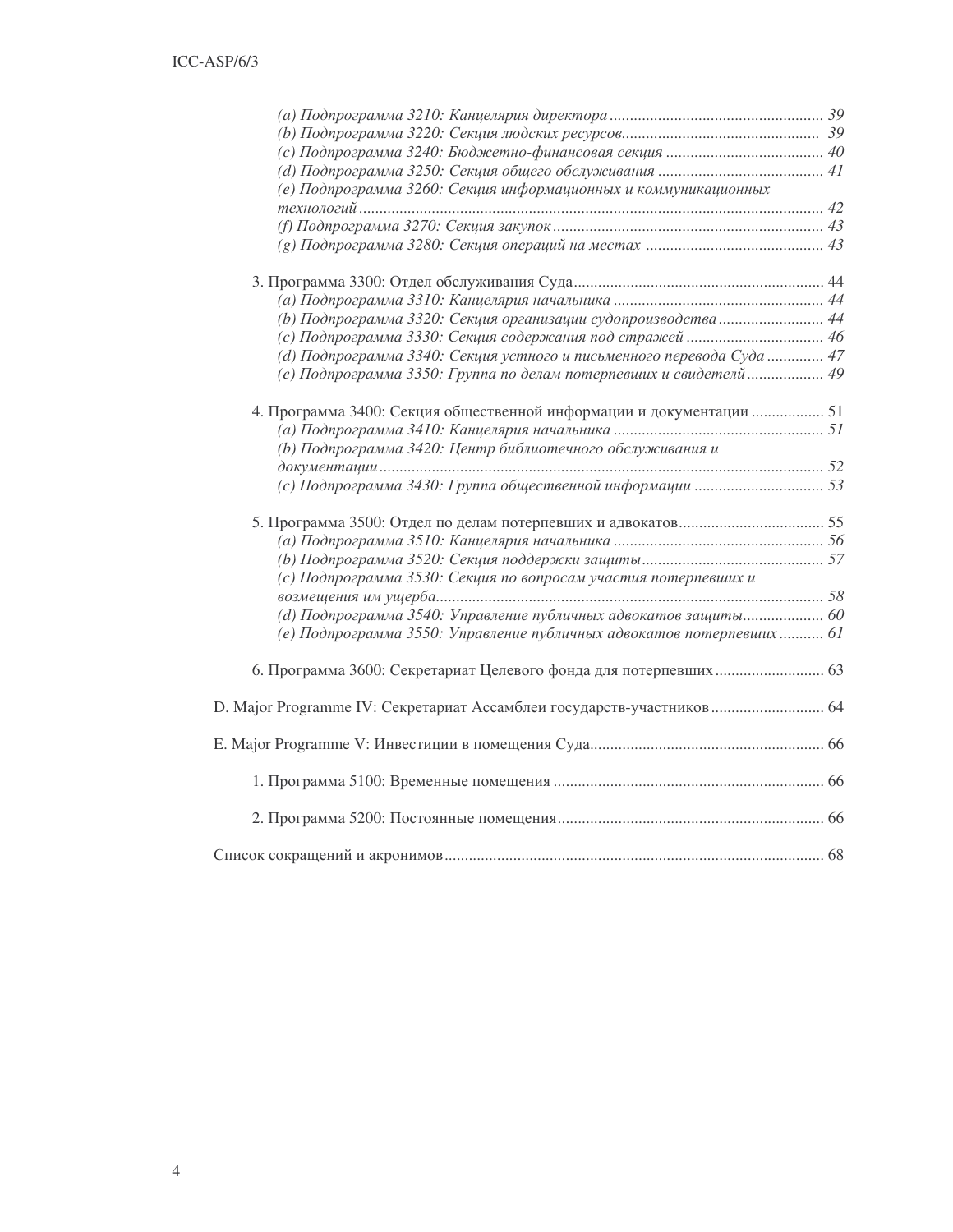*(a) Подпрограмма 3210: Канцелярия директора* ....................................................... *39*
*(b) Подпрограмма 3220: Секция людских ресурсов*................................................ *39*
*(c) Подпрограмма 3240: Бюджетно-финансовая секция* ...................................... *40*
*(d) Подпрограмма 3250: Секция общего обслуживания* ........................................ *41*
*(e) Подпрограмма 3260: Секция информационных и коммуникационных технологий* ................................................................................................................ *42*
*(f) Подпрограмма 3270: Секция закупок* .................................................................. *43*
*(g) Подпрограмма 3280: Секция операций на местах* ........................................... *43*

3. Программа 3300: Отдел обслуживания Суда.............................................................. 44
*(a) Подпрограмма 3310: Канцелярия начальника* ................................................... *44*
*(b) Подпрограмма 3320: Секция организации судопроизводства* ......................... *44*
*(c) Подпрограмма 3330: Секция содержания под стражей* ................................. *46*
*(d) Подпрограмма 3340: Секция устного и письменного перевода Суда* ............. *47*
*(e) Подпрограмма 3350: Группа по делам потерпевших и свидетелей* .................. *49*

4. Программа 3400: Секция общественной информации и документации ................. 51
*(a) Подпрограмма 3410: Канцелярия начальника* ................................................... *51*
*(b) Подпрограмма 3420: Центр библиотечного обслуживания и документации* ........................................................................................................... *52*
*(c) Подпрограмма 3430: Группа общественной информации* ............................... *53*

5. Программа 3500: Отдел по делам потерпевших и адвокатов................................... 55
*(a) Подпрограмма 3510: Канцелярия начальника* ................................................... *56*
*(b) Подпрограмма 3520: Секция поддержки защиты* ............................................ *57*
*(c) Подпрограмма 3530: Секция по вопросам участия потерпевших и возмещения им ущерба*.............................................................................................. *58*
*(d) Подпрограмма 3540: Управление публичных адвокатов защиты*................... *60*
*(e) Подпрограмма 3550: Управление публичных адвокатов потерпевших* ........... *61*

6. Программа 3600: Секретариат Целевого фонда для потерпевших .......................... 63

D. Major Programme IV: Секретариат Ассамблеи государств-участников ............................ 64

E. Major Programme V: Инвестиции в помещения Суда.......................................................... 66

1. Программа 5100: Временные помещения .................................................................. 66

2. Программа 5200: Постоянные помещения.................................................................. 66

Список сокращений и акронимов............................................................................................. 68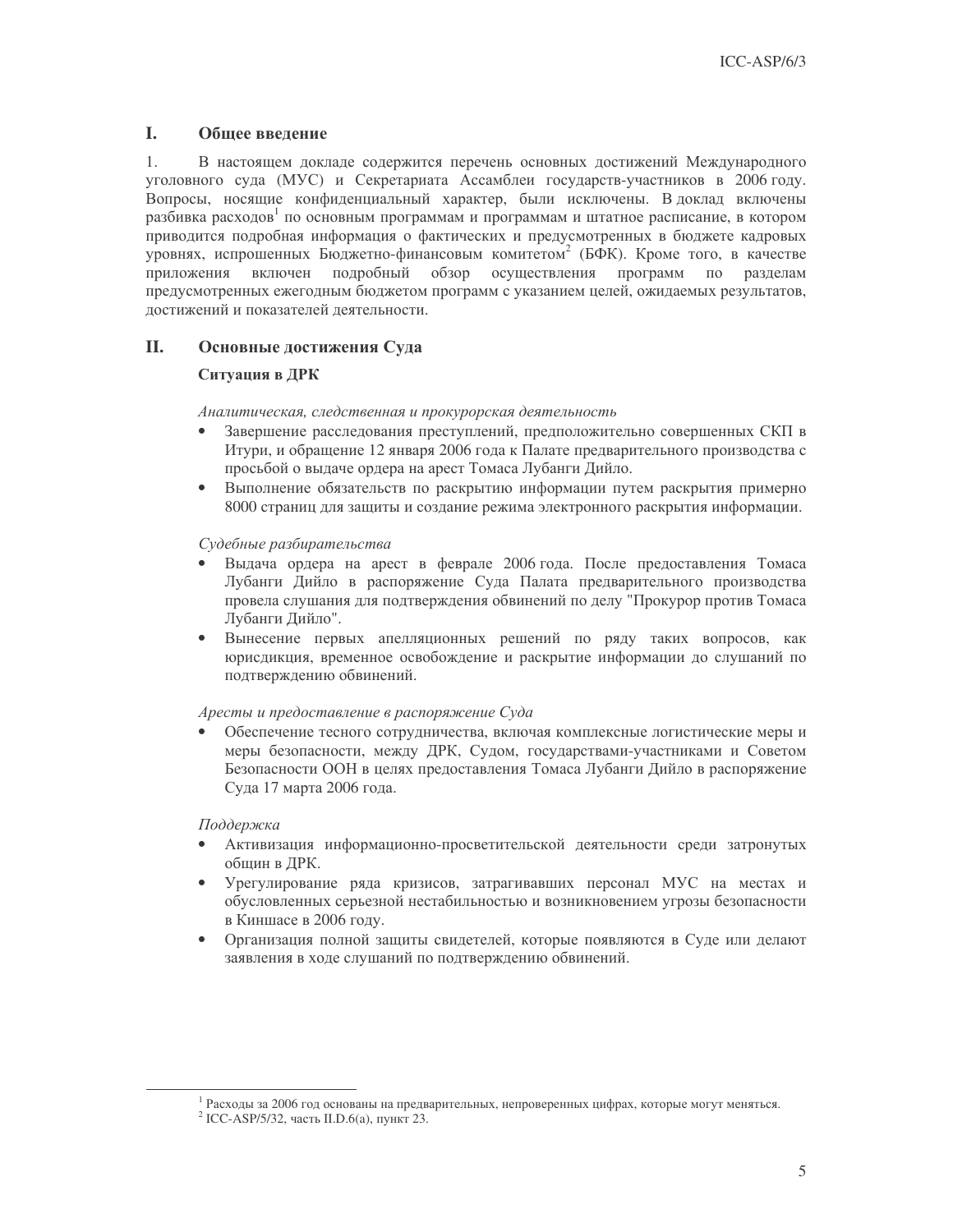# I. Общее введение

1. В настоящем докладе содержится перечень основных достижений Международного уголовного суда (МУС) и Секретариата Ассамблеи государств-участников в 2006 году. Вопросы, носящие конфиденциальный характер, были исключены. В доклад включены разбивка расходов[1] по основным программам и программам и штатное расписание, в котором приводится подробная информация о фактических и предусмотренных в бюджете кадровых уровнях, испрошенных Бюджетно-финансовым комитетом[2] (БФК). Кроме того, в качестве приложения включен подробный обзор осуществления программ по разделам предусмотренных ежегодным бюджетом программ с указанием целей, ожидаемых результатов, достижений и показателей деятельности.

# II. Основные достижения Суда

## Ситуация в ДРК

*Аналитическая, следственная и прокурорская деятельность*

- Завершение расследования преступлений, предположительно совершенных СКП в Итури, и обращение 12 января 2006 года к Палате предварительного производства с просьбой о выдаче ордера на арест Томаса Лубанги Дийло.
- Выполнение обязательств по раскрытию информации путем раскрытия примерно 8000 страниц для защиты и создание режима электронного раскрытия информации.

*Судебные разбирательства*

- Выдача ордера на арест в феврале 2006 года. После предоставления Томаса Лубанги Дийло в распоряжение Суда Палата предварительного производства провела слушания для подтверждения обвинений по делу "Прокурор против Томаса Лубанги Дийло".
- Вынесение первых апелляционных решений по ряду таких вопросов, как юрисдикция, временное освобождение и раскрытие информации до слушаний по подтверждению обвинений.

*Аресты и предоставление в распоряжение Суда*

- Обеспечение тесного сотрудничества, включая комплексные логистические меры и меры безопасности, между ДРК, Судом, государствами-участниками и Советом Безопасности ООН в целях предоставления Томаса Лубанги Дийло в распоряжение Суда 17 марта 2006 года.

*Поддержка*

- Активизация информационно-просветительской деятельности среди затронутых общин в ДРК.
- Урегулирование ряда кризисов, затрагивавших персонал МУС на местах и обусловленных серьезной нестабильностью и возникновением угрозы безопасности в Киншасе в 2006 году.
- Организация полной защиты свидетелей, которые появляются в Суде или делают заявления в ходе слушаний по подтверждению обвинений.

---

[1] Расходы за 2006 год основаны на предварительных, непроверенных цифрах, которые могут меняться.

[2] ICC-ASP/5/32, часть II.D.6(a), пункт 23.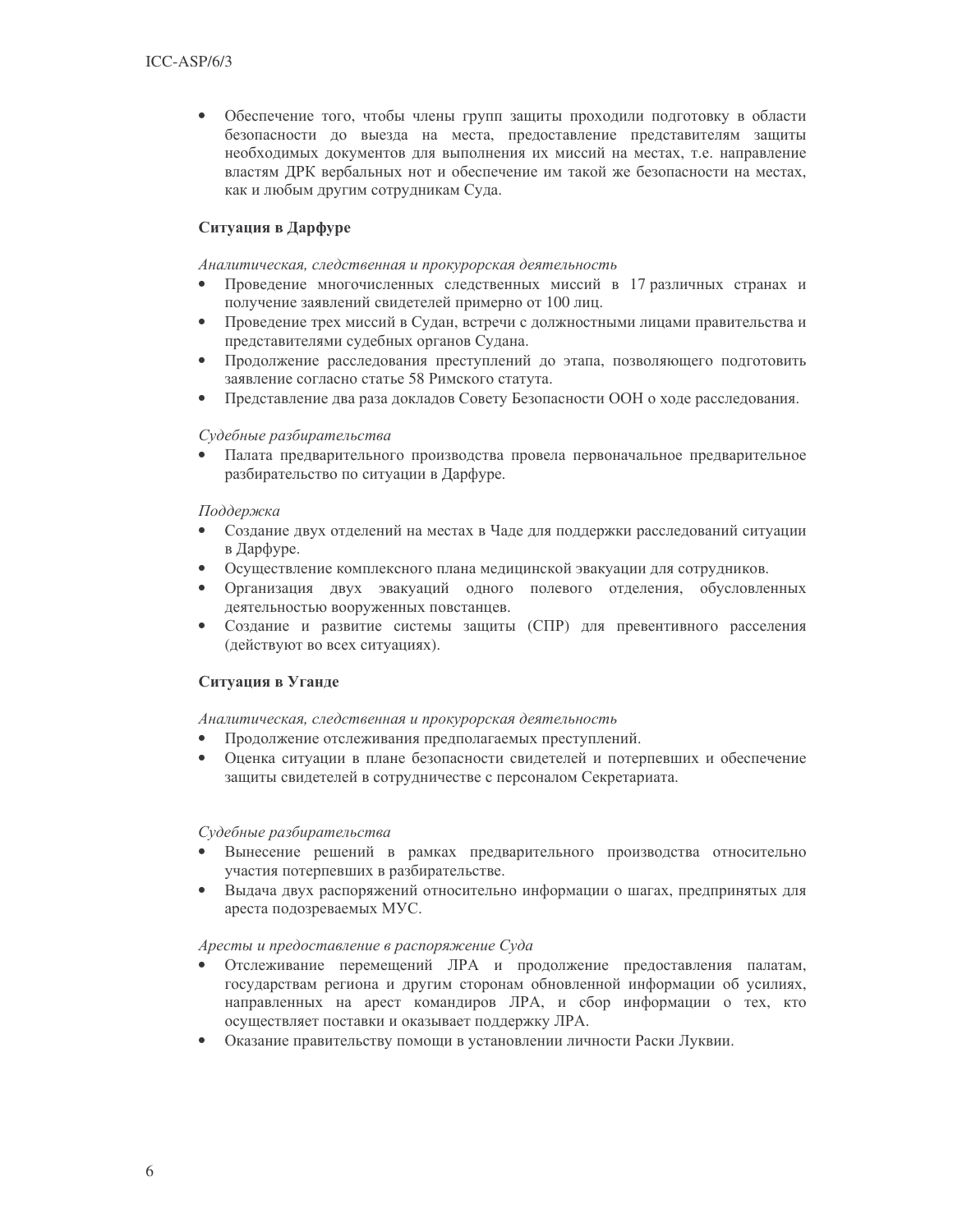- Обеспечение того, чтобы члены групп защиты проходили подготовку в области безопасности до выезда на места, предоставление представителям защиты необходимых документов для выполнения их миссий на местах, т.е. направление властям ДРК вербальных нот и обеспечение им такой же безопасности на местах, как и любым другим сотрудникам Суда.

**Ситуация в Дарфуре**

*Аналитическая, следственная и прокурорская деятельность*

- Проведение многочисленных следственных миссий в 17 различных странах и получение заявлений свидетелей примерно от 100 лиц.
- Проведение трех миссий в Судан, встречи с должностными лицами правительства и представителями судебных органов Судана.
- Продолжение расследования преступлений до этапа, позволяющего подготовить заявление согласно статье 58 Римского статута.
- Представление два раза докладов Совету Безопасности ООН о ходе расследования.

*Судебные разбирательства*

- Палата предварительного производства провела первоначальное предварительное разбирательство по ситуации в Дарфуре.

*Поддержка*

- Создание двух отделений на местах в Чаде для поддержки расследований ситуации в Дарфуре.
- Осуществление комплексного плана медицинской эвакуации для сотрудников.
- Организация двух эвакуаций одного полевого отделения, обусловленных деятельностью вооруженных повстанцев.
- Создание и развитие системы защиты (СПР) для превентивного расселения (действуют во всех ситуациях).

**Ситуация в Уганде**

*Аналитическая, следственная и прокурорская деятельность*

- Продолжение отслеживания предполагаемых преступлений.
- Оценка ситуации в плане безопасности свидетелей и потерпевших и обеспечение защиты свидетелей в сотрудничестве с персоналом Секретариата.

*Судебные разбирательства*

- Вынесение решений в рамках предварительного производства относительно участия потерпевших в разбирательстве.
- Выдача двух распоряжений относительно информации о шагах, предпринятых для ареста подозреваемых МУС.

*Аресты и предоставление в распоряжение Суда*

- Отслеживание перемещений ЛРА и продолжение предоставления палатам, государствам региона и другим сторонам обновленной информации об усилиях, направленных на арест командиров ЛРА, и сбор информации о тех, кто осуществляет поставки и оказывает поддержку ЛРА.
- Оказание правительству помощи в установлении личности Раски Луквии.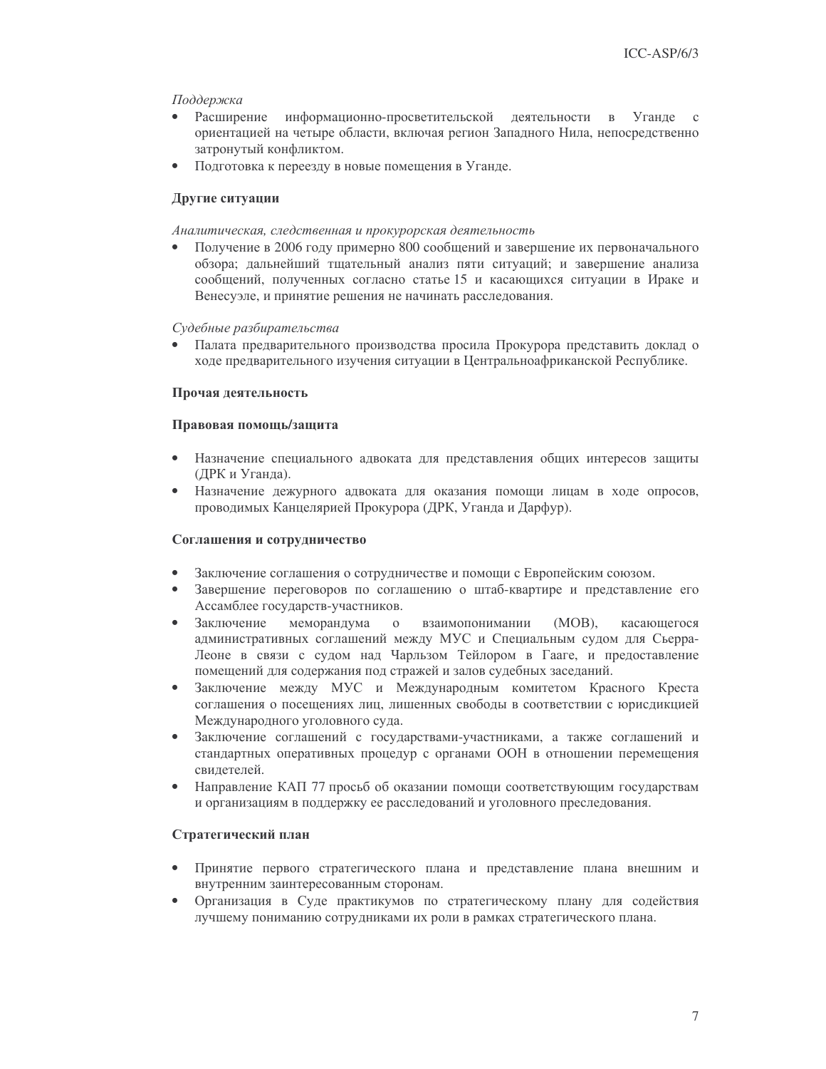*Поддержка*

- Расширение информационно-просветительской деятельности в Уганде с ориентацией на четыре области, включая регион Западного Нила, непосредственно затронутый конфликтом.
- Подготовка к переезду в новые помещения в Уганде.

**Другие ситуации**

*Аналитическая, следственная и прокурорская деятельность*

- Получение в 2006 году примерно 800 сообщений и завершение их первоначального обзора; дальнейший тщательный анализ пяти ситуаций; и завершение анализа сообщений, полученных согласно статье 15 и касающихся ситуации в Ираке и Венесуэле, и принятие решения не начинать расследования.

*Судебные разбирательства*

- Палата предварительного производства просила Прокурора представить доклад о ходе предварительного изучения ситуации в Центральноафриканской Республике.

**Прочая деятельность**

**Правовая помощь/защита**

- Назначение специального адвоката для представления общих интересов защиты (ДРК и Уганда).
- Назначение дежурного адвоката для оказания помощи лицам в ходе опросов, проводимых Канцелярией Прокурора (ДРК, Уганда и Дарфур).

**Соглашения и сотрудничество**

- Заключение соглашения о сотрудничестве и помощи с Европейским союзом.
- Завершение переговоров по соглашению о штаб-квартире и представление его Ассамблее государств-участников.
- Заключение меморандума о взаимопонимании (МОВ), касающегося административных соглашений между МУС и Специальным судом для Сьерра-Леоне в связи с судом над Чарльзом Тейлором в Гааге, и предоставление помещений для содержания под стражей и залов судебных заседаний.
- Заключение между МУС и Международным комитетом Красного Креста соглашения о посещениях лиц, лишенных свободы в соответствии с юрисдикцией Международного уголовного суда.
- Заключение соглашений с государствами-участниками, а также соглашений и стандартных оперативных процедур с органами ООН в отношении перемещения свидетелей.
- Направление КАП 77 просьб об оказании помощи соответствующим государствам и организациям в поддержку ее расследований и уголовного преследования.

**Стратегический план**

- Принятие первого стратегического плана и представление плана внешним и внутренним заинтересованным сторонам.
- Организация в Суде практикумов по стратегическому плану для содействия лучшему пониманию сотрудниками их роли в рамках стратегического плана.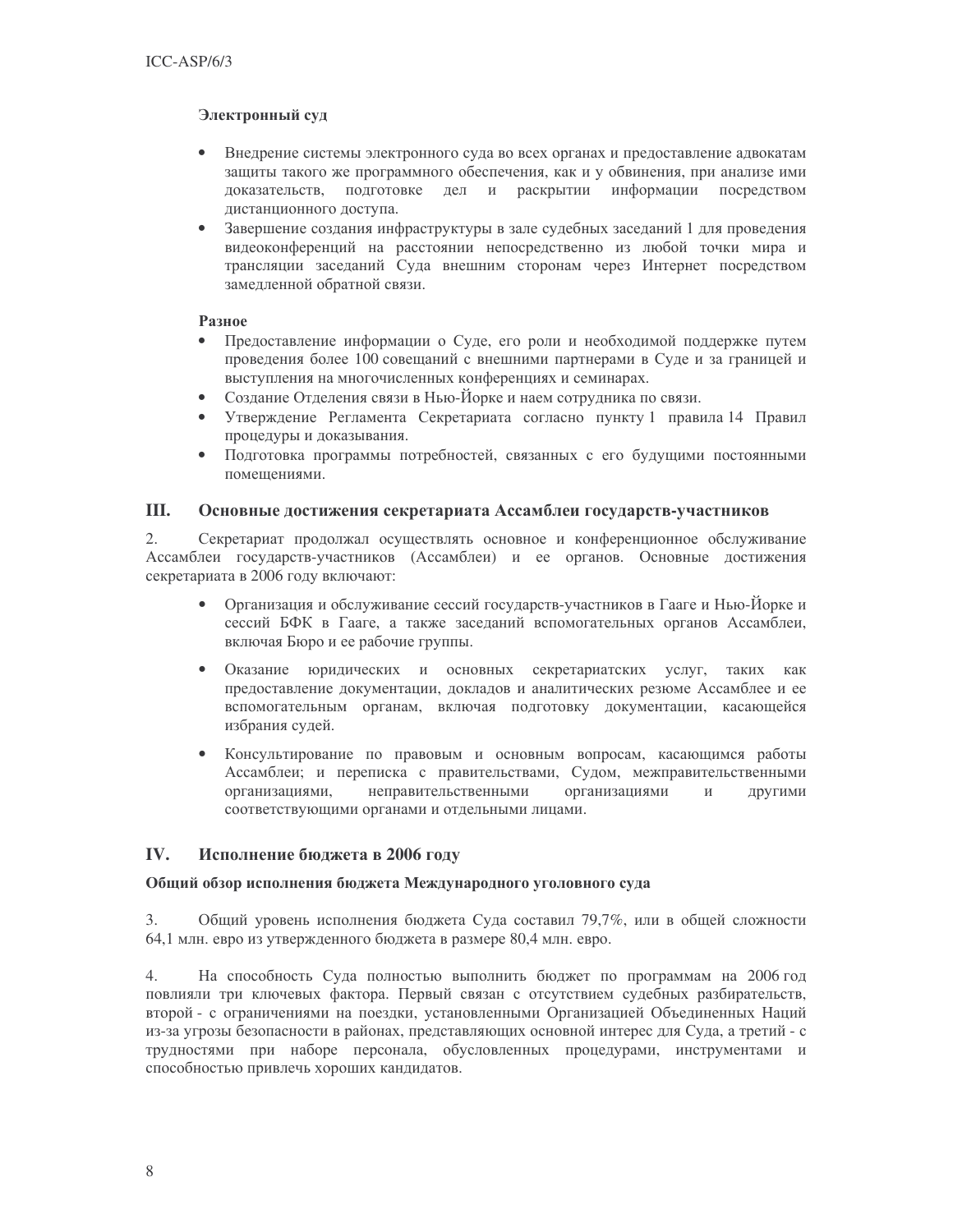**Электронный суд**

- Внедрение системы электронного суда во всех органах и предоставление адвокатам защиты такого же программного обеспечения, как и у обвинения, при анализе ими доказательств, подготовке дел и раскрытии информации посредством дистанционного доступа.
- Завершение создания инфраструктуры в зале судебных заседаний 1 для проведения видеоконференций на расстоянии непосредственно из любой точки мира и трансляции заседаний Суда внешним сторонам через Интернет посредством замедленной обратной связи.

**Разное**

- Предоставление информации о Суде, его роли и необходимой поддержке путем проведения более 100 совещаний с внешними партнерами в Суде и за границей и выступления на многочисленных конференциях и семинарах.
- Создание Отделения связи в Нью-Йорке и наем сотрудника по связи.
- Утверждение Регламента Секретариата согласно пункту 1 правила 14 Правил процедуры и доказывания.
- Подготовка программы потребностей, связанных с его будущими постоянными помещениями.

## III. Основные достижения секретариата Ассамблеи государств-участников

2. Секретариат продолжал осуществлять основное и конференционное обслуживание Ассамблеи государств-участников (Ассамблеи) и ее органов. Основные достижения секретариата в 2006 году включают:

- Организация и обслуживание сессий государств-участников в Гааге и Нью-Йорке и сессий БФК в Гааге, а также заседаний вспомогательных органов Ассамблеи, включая Бюро и ее рабочие группы.
- Оказание юридических и основных секретариатских услуг, таких как предоставление документации, докладов и аналитических резюме Ассамблее и ее вспомогательным органам, включая подготовку документации, касающейся избрания судей.
- Консультирование по правовым и основным вопросам, касающимся работы Ассамблеи; и переписка с правительствами, Судом, межправительственными организациями, неправительственными организациями и другими соответствующими органами и отдельными лицами.

## IV. Исполнение бюджета в 2006 году

**Общий обзор исполнения бюджета Международного уголовного суда**

3. Общий уровень исполнения бюджета Суда составил 79,7%, или в общей сложности 64,1 млн. евро из утвержденного бюджета в размере 80,4 млн. евро.

4. На способность Суда полностью выполнить бюджет по программам на 2006 год повлияли три ключевых фактора. Первый связан с отсутствием судебных разбирательств, второй - с ограничениями на поездки, установленными Организацией Объединенных Наций из-за угрозы безопасности в районах, представляющих основной интерес для Суда, а третий - с трудностями при наборе персонала, обусловленных процедурами, инструментами и способностью привлечь хороших кандидатов.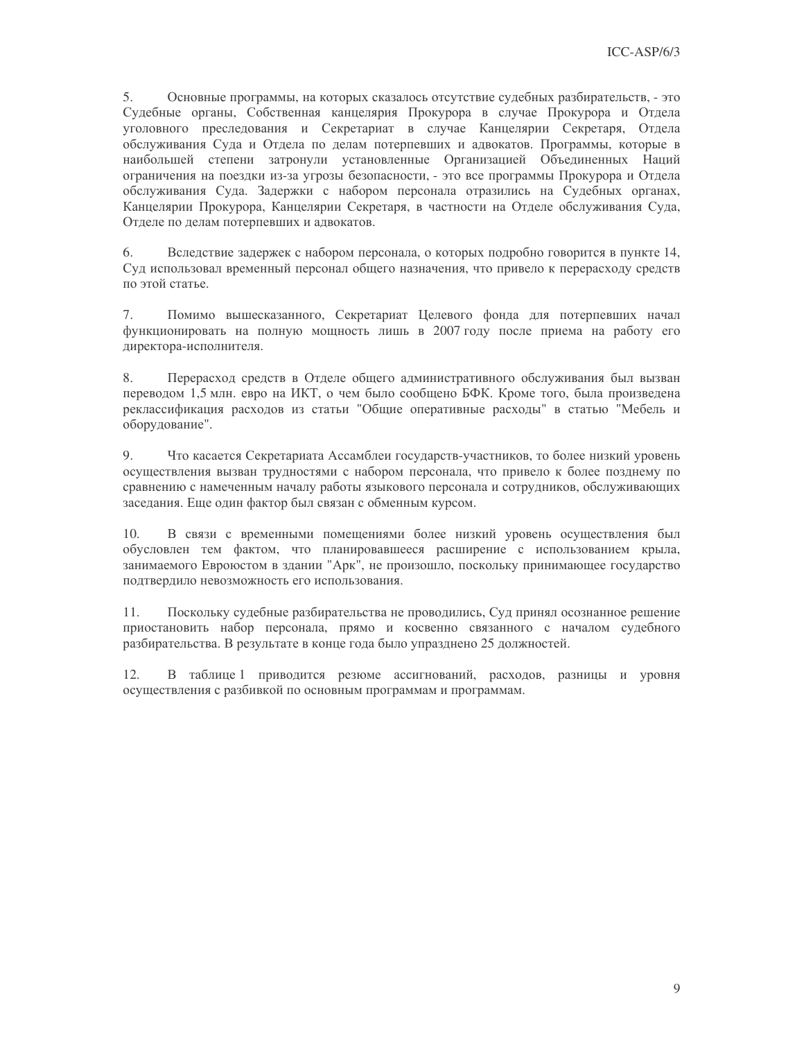5. Основные программы, на которых сказалось отсутствие судебных разбирательств, - это Судебные органы, Собственная канцелярия Прокурора в случае Прокурора и Отдела уголовного преследования и Секретариат в случае Канцелярии Секретаря, Отдела обслуживания Суда и Отдела по делам потерпевших и адвокатов. Программы, которые в наибольшей степени затронули установленные Организацией Объединенных Наций ограничения на поездки из-за угрозы безопасности, - это все программы Прокурора и Отдела обслуживания Суда. Задержки с набором персонала отразились на Судебных органах, Канцелярии Прокурора, Канцелярии Секретаря, в частности на Отделе обслуживания Суда, Отделе по делам потерпевших и адвокатов.

6. Вследствие задержек с набором персонала, о которых подробно говорится в пункте 14, Суд использовал временный персонал общего назначения, что привело к перерасходу средств по этой статье.

7. Помимо вышесказанного, Секретариат Целевого фонда для потерпевших начал функционировать на полную мощность лишь в 2007 году после приема на работу его директора-исполнителя.

8. Перерасход средств в Отделе общего административного обслуживания был вызван переводом 1,5 млн. евро на ИКТ, о чем было сообщено БФК. Кроме того, была произведена реклассификация расходов из статьи "Общие оперативные расходы" в статью "Мебель и оборудование".

9. Что касается Секретариата Ассамблеи государств-участников, то более низкий уровень осуществления вызван трудностями с набором персонала, что привело к более позднему по сравнению с намеченным началу работы языкового персонала и сотрудников, обслуживающих заседания. Еще один фактор был связан с обменным курсом.

10. В связи с временными помещениями более низкий уровень осуществления был обусловлен тем фактом, что планировавшееся расширение с использованием крыла, занимаемого Евроюстом в здании "Арк", не произошло, поскольку принимающее государство подтвердило невозможность его использования.

11. Поскольку судебные разбирательства не проводились, Суд принял осознанное решение приостановить набор персонала, прямо и косвенно связанного с началом судебного разбирательства. В результате в конце года было упразднено 25 должностей.

12. В таблице 1 приводится резюме ассигнований, расходов, разницы и уровня осуществления с разбивкой по основным программам и программам.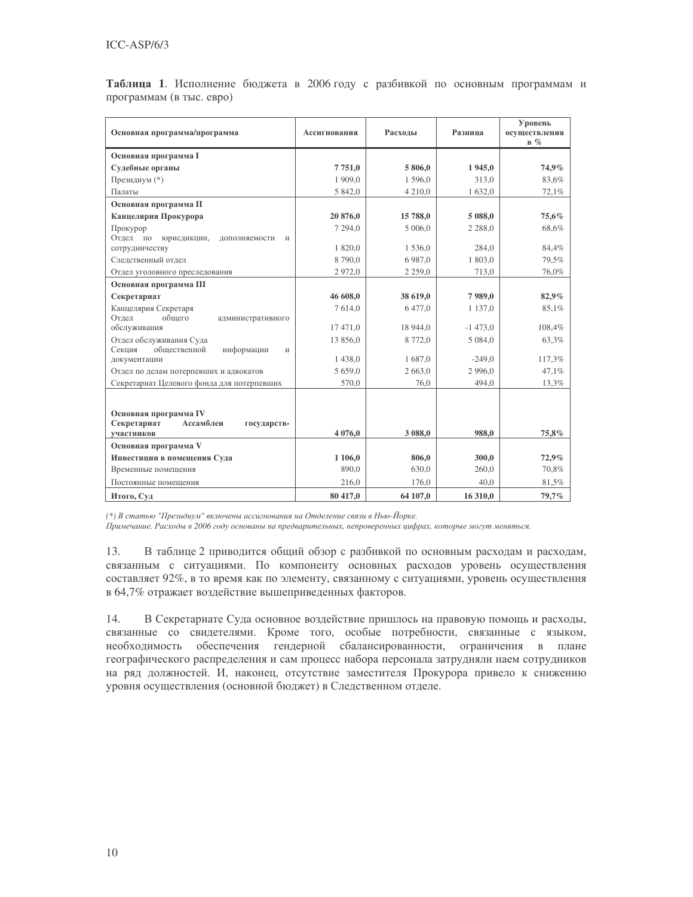**Таблица 1**. Исполнение бюджета в 2006 году с разбивкой по основным программам и программам (в тыс. евро)

| Основная программа/программа | Ассигнования | Расходы | Разница | Уровень осуществления в % |
|---|---|---|---|---|
| **Основная программа I** | | | | |
| **Судебные органы** | **7 751,0** | **5 806,0** | **1 945,0** | **74,9%** |
| Президиум (*) | 1 909,0 | 1 596,0 | 313,0 | 83,6% |
| Палаты | 5 842,0 | 4 210,0 | 1 632,0 | 72,1% |
| **Основная программа II** | | | | |
| **Канцелярия Прокурора** | **20 876,0** | **15 788,0** | **5 088,0** | **75,6%** |
| Прокурор | 7 294,0 | 5 006,0 | 2 288,0 | 68,6% |
| Отдел по юрисдикции, дополняемости и сотрудничеству | 1 820,0 | 1 536,0 | 284,0 | 84,4% |
| Следственный отдел | 8 790,0 | 6 987,0 | 1 803,0 | 79,5% |
| Отдел уголовного преследования | 2 972,0 | 2 259,0 | 713,0 | 76,0% |
| **Основная программа III** | | | | |
| **Секретариат** | **46 608,0** | **38 619,0** | **7 989,0** | **82,9%** |
| Канцелярия Секретаря | 7 614,0 | 6 477,0 | 1 137,0 | 85,1% |
| Отдел общего административного обслуживания | 17 471,0 | 18 944,0 | -1 473,0 | 108,4% |
| Отдел обслуживания Суда | 13 856,0 | 8 772,0 | 5 084,0 | 63,3% |
| Секция общественной информации и документации | 1 438,0 | 1 687,0 | -249,0 | 117,3% |
| Отдел по делам потерпевших и адвокатов | 5 659,0 | 2 663,0 | 2 996,0 | 47,1% |
| Секретариат Целевого фонда для потерпевших | 570,0 | 76,0 | 494,0 | 13,3% |
| **Основная программа IV** **Секретариат Ассамблеи государств-участников** | **4 076,0** | **3 088,0** | **988,0** | **75,8%** |
| **Основная программа V** | | | | |
| **Инвестиции в помещения Суда** | **1 106,0** | **806,0** | **300,0** | **72,9%** |
| Временные помещения | 890,0 | 630,0 | 260,0 | 70,8% |
| Постоянные помещения | 216,0 | 176,0 | 40,0 | 81,5% |
| **Итого, Суд** | **80 417,0** | **64 107,0** | **16 310,0** | **79,7%** |

*(*) В статью "Президиум" включены ассигнования на Отделение связи в Нью-Йорке.*
*Примечание. Расходы в 2006 году основаны на предварительных, непроверенных цифрах, которые могут меняться.*

13. В таблице 2 приводится общий обзор с разбивкой по основным расходам и расходам, связанным с ситуациями. По компоненту основных расходов уровень осуществления составляет 92%, в то время как по элементу, связанному с ситуациями, уровень осуществления в 64,7% отражает воздействие вышеприведенных факторов.

14. В Секретариате Суда основное воздействие пришлось на правовую помощь и расходы, связанные со свидетелями. Кроме того, особые потребности, связанные с языком, необходимость обеспечения гендерной сбалансированности, ограничения в плане географического распределения и сам процесс набора персонала затрудняли наем сотрудников на ряд должностей. И, наконец, отсутствие заместителя Прокурора привело к снижению уровня осуществления (основной бюджет) в Следственном отделе.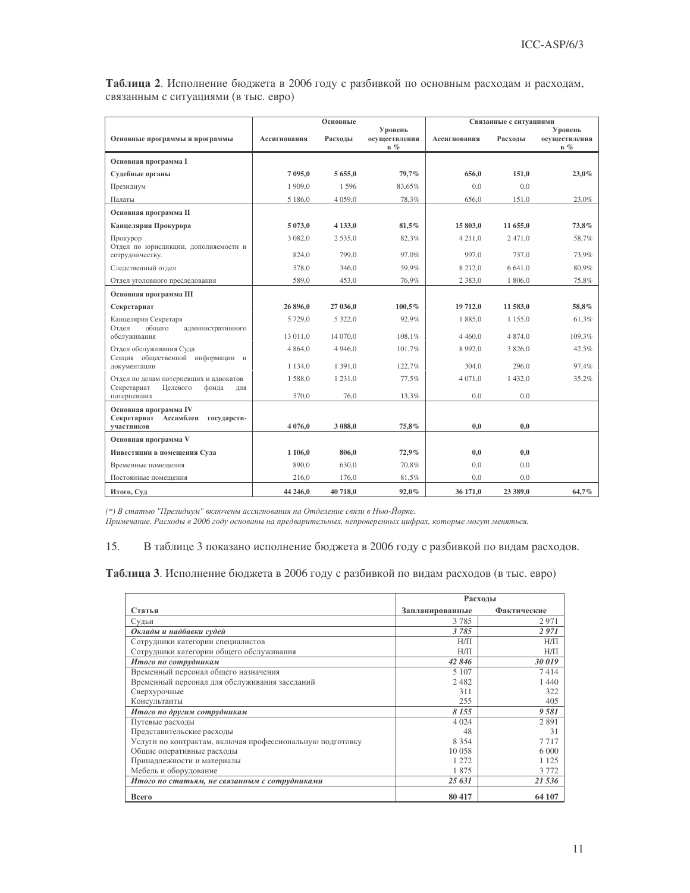**Таблица 2**. Исполнение бюджета в 2006 году с разбивкой по основным расходам и расходам, связанным с ситуациями (в тыс. евро)

| Основные программы и программы | Основные | | | Связанные с ситуациями | | |
|---|---|---|---|---|---|---|
| | Ассигнования | Расходы | Уровень осуществления в % | Ассигнования | Расходы | Уровень осуществления в % |
| **Основная программа I** | | | | | | |
| **Судебные органы** | **7 095,0** | **5 655,0** | **79,7%** | **656,0** | **151,0** | **23,0%** |
| Президиум | 1 909,0 | 1 596 | 83,65% | 0,0 | 0,0 | |
| Палаты | 5 186,0 | 4 059,0 | 78,3% | 656,0 | 151,0 | 23,0% |
| **Основная программа II** | | | | | | |
| **Канцелярия Прокурора** | **5 073,0** | **4 133,0** | **81,5%** | **15 803,0** | **11 655,0** | **73,8%** |
| Прокурор | 3 082,0 | 2 535,0 | 82,3% | 4 211,0 | 2 471,0 | 58,7% |
| Отдел по юрисдикции, дополняемости и сотрудничеству. | 824,0 | 799,0 | 97,0% | 997,0 | 737,0 | 73,9% |
| Следственный отдел | 578,0 | 346,0 | 59,9% | 8 212,0 | 6 641,0 | 80,9% |
| Отдел уголовного преследования | 589,0 | 453,0 | 76,9% | 2 383,0 | 1 806,0 | 75,8% |
| **Основная программа III** | | | | | | |
| **Секретариат** | **26 896,0** | **27 036,0** | **100,5%** | **19 712,0** | **11 583,0** | **58,8%** |
| Канцелярия Секретаря | 5 729,0 | 5 322,0 | 92,9% | 1 885,0 | 1 155,0 | 61,3% |
| Отдел общего административного обслуживания | 13 011,0 | 14 070,0 | 108,1% | 4 460,0 | 4 874,0 | 109,3% |
| Отдел обслуживания Суда | 4 864,0 | 4 946,0 | 101,7% | 8 992,0 | 3 826,0 | 42,5% |
| Секция общественной информации и документации | 1 134,0 | 1 391,0 | 122,7% | 304,0 | 296,0 | 97,4% |
| Отдел по делам потерпевших и адвокатов | 1 588,0 | 1 231,0 | 77,5% | 4 071,0 | 1 432,0 | 35,2% |
| Секретариат Целевого фонда для потерпевших | 570,0 | 76,0 | 13,3% | 0,0 | 0,0 | |
| **Основная программа IV Секретариат Ассамблеи государств-участников** | **4 076,0** | **3 088,0** | **75,8%** | **0,0** | **0,0** | |
| **Основная программа V** | | | | | | |
| **Инвестиции в помещения Суда** | **1 106,0** | **806,0** | **72,9%** | **0,0** | **0,0** | |
| Временные помещения | 890,0 | 630,0 | 70,8% | 0,0 | 0,0 | |
| Постоянные помещения | 216,0 | 176,0 | 81,5% | 0,0 | 0,0 | |
| **Итого, Суд** | **44 246,0** | **40 718,0** | **92,0%** | **36 171,0** | **23 389,0** | **64,7%** |

*(\*) В статью "Президиум" включены ассигнования на Отделение связи в Нью-Йорке.*
*Примечание. Расходы в 2006 году основаны на предварительных, непроверенных цифрах, которые могут меняться.*

15. В таблице 3 показано исполнение бюджета в 2006 году с разбивкой по видам расходов.

**Таблица 3**. Исполнение бюджета в 2006 году с разбивкой по видам расходов (в тыс. евро)

| Статья | Расходы | |
|---|---|---|
| | Запланированные | Фактические |
| Судьи | 3 785 | 2 971 |
| ***Оклады и надбавки судей*** | ***3 785*** | ***2 971*** |
| Сотрудники категории специалистов | Н/П | Н/П |
| Сотрудники категории общего обслуживания | Н/П | Н/П |
| ***Итого по сотрудникам*** | ***42 846*** | ***30 019*** |
| Временный персонал общего назначения | 5 107 | 7 414 |
| Временный персонал для обслуживания заседаний | 2 482 | 1 440 |
| Сверхурочные | 311 | 322 |
| Консультанты | 255 | 405 |
| ***Итого по другим сотрудникам*** | ***8 155*** | ***9 581*** |
| Путевые расходы | 4 024 | 2 891 |
| Представительские расходы | 48 | 31 |
| Услуги по контрактам, включая профессиональную подготовку | 8 354 | 7 717 |
| Общие оперативные расходы | 10 058 | 6 000 |
| Принадлежности и материалы | 1 272 | 1 125 |
| Мебель и оборудование | 1 875 | 3 772 |
| ***Итого по статьям, не связанным с сотрудниками*** | ***25 631*** | ***21 536*** |
| **Всего** | **80 417** | **64 107** |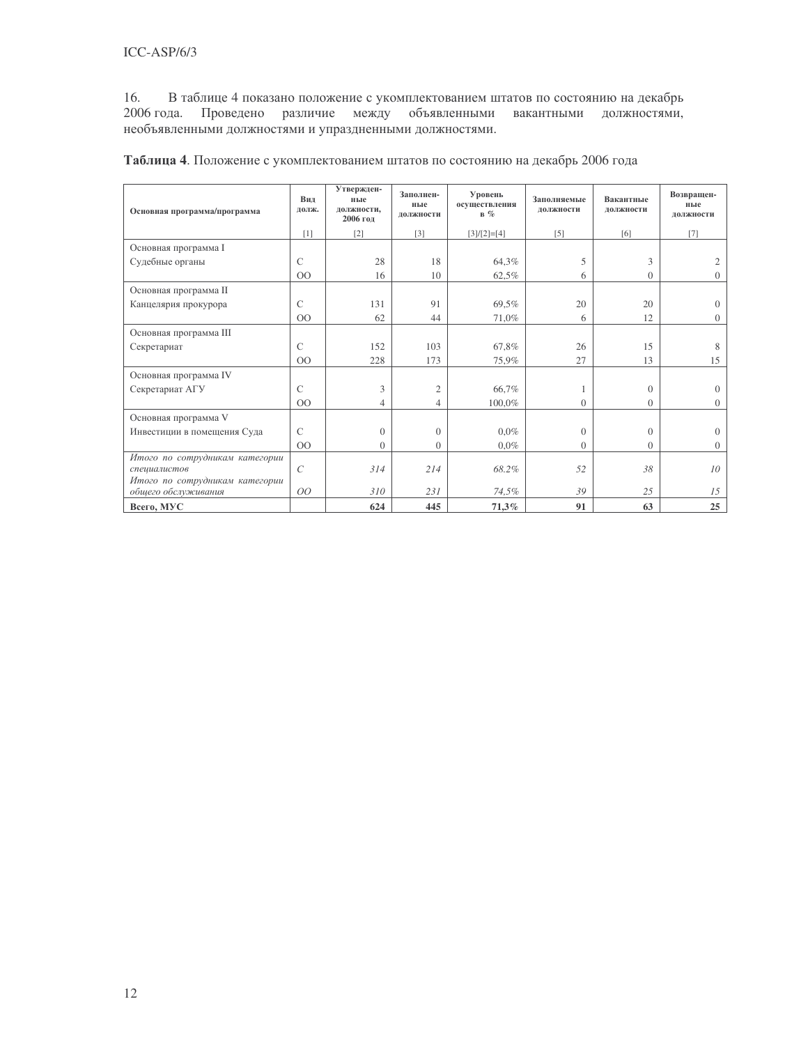16. В таблице 4 показано положение с укомплектованием штатов по состоянию на декабрь 2006 года. Проведено различие между объявленными вакантными должностями, необъявленными должностями и упраздненными должностями.

**Таблица 4**. Положение с укомплектованием штатов по состоянию на декабрь 2006 года

| Основная программа/программа | Вид долж. | Утвержденные должности, 2006 год | Заполненные должности | Уровень осуществления в % | Заполняемые должности | Вакантные должности | Возвращенные должности |
|---|---|---|---|---|---|---|---|
| | [1] | [2] | [3] | [3]/[2]=[4] | [5] | [6] | [7] |
| Основная программа I | | | | | | | |
| Судебные органы | С | 28 | 18 | 64,3% | 5 | 3 | 2 |
| | ОО | 16 | 10 | 62,5% | 6 | 0 | 0 |
| Основная программа II | | | | | | | |
| Канцелярия прокурора | С | 131 | 91 | 69,5% | 20 | 20 | 0 |
| | ОО | 62 | 44 | 71,0% | 6 | 12 | 0 |
| Основная программа III | | | | | | | |
| Секретариат | С | 152 | 103 | 67,8% | 26 | 15 | 8 |
| | ОО | 228 | 173 | 75,9% | 27 | 13 | 15 |
| Основная программа IV | | | | | | | |
| Секретариат АГУ | С | 3 | 2 | 66,7% | 1 | 0 | 0 |
| | ОО | 4 | 4 | 100,0% | 0 | 0 | 0 |
| Основная программа V | | | | | | | |
| Инвестиции в помещения Суда | С | 0 | 0 | 0,0% | 0 | 0 | 0 |
| | ОО | 0 | 0 | 0,0% | 0 | 0 | 0 |
| *Итого по сотрудникам категории специалистов* | *С* | *314* | *214* | *68.2%* | *52* | *38* | *10* |
| *Итого по сотрудникам категории общего обслуживания* | *ОО* | *310* | *231* | *74,5%* | *39* | *25* | *15* |
| **Всего, МУС** | | **624** | **445** | **71,3%** | **91** | **63** | **25** |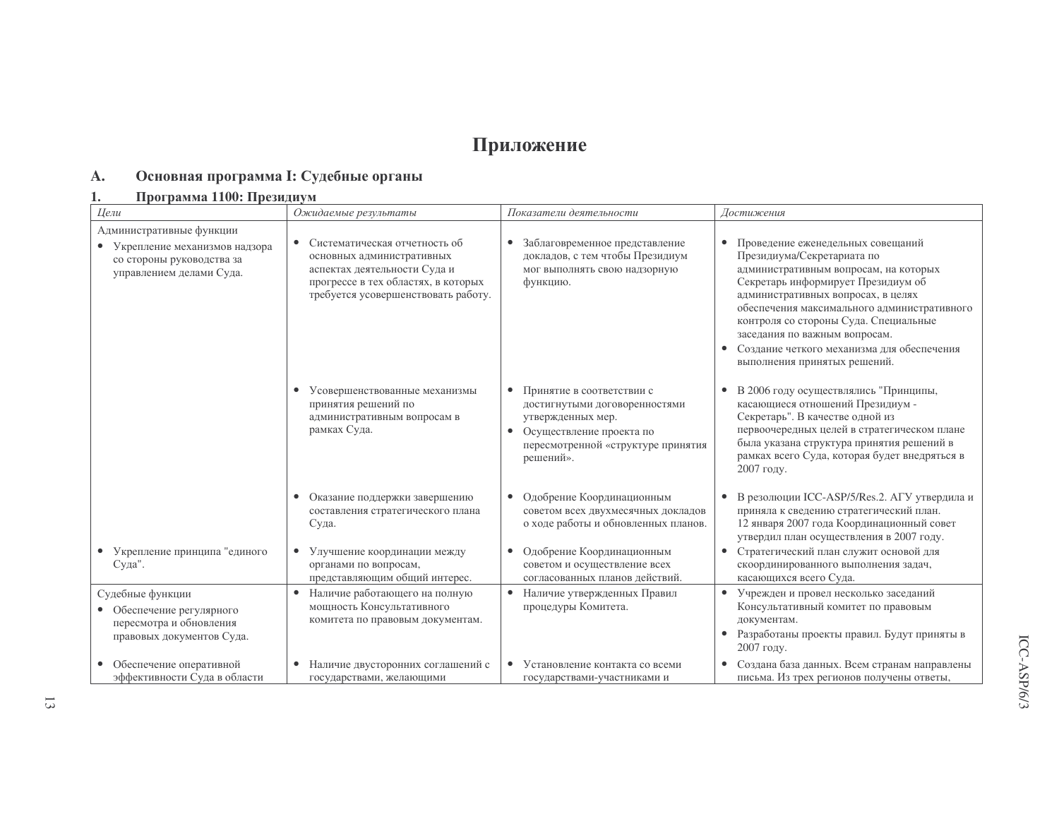# Приложение

## A. Основная программа I: Судебные органы

### 1. Программа 1100: Президиум

| *Цели* | *Ожидаемые результаты* | *Показатели деятельности* | *Достижения* |
|---|---|---|---|
| Административные функции<br>• Укрепление механизмов надзора со стороны руководства за управлением делами Суда. | • Систематическая отчетность об основных административных аспектах деятельности Суда и прогрессе в тех областях, в которых требуется усовершенствовать работу. | • Заблаговременное представление докладов, с тем чтобы Президиум мог выполнять свою надзорную функцию. | • Проведение еженедельных совещаний Президиума/Секретариата по административным вопросам, на которых Секретарь информирует Президиум об административных вопросах, в целях обеспечения максимального административного контроля со стороны Суда. Специальные заседания по важным вопросам.<br>• Создание четкого механизма для обеспечения выполнения принятых решений. |
| | • Усовершенствованные механизмы принятия решений по административным вопросам в рамках Суда. | • Принятие в соответствии с достигнутыми договоренностями утвержденных мер.<br>• Осуществление проекта по пересмотренной «структуре принятия решений». | • В 2006 году осуществлялись "Принципы, касающиеся отношений Президиум - Секретарь". В качестве одной из первоочередных целей в стратегическом плане была указана структура принятия решений в рамках всего Суда, которая будет внедряться в 2007 году. |
| | • Оказание поддержки завершению составления стратегического плана Суда. | • Одобрение Координационным советом всех двухмесячных докладов о ходе работы и обновленных планов. | • В резолюции ICC-ASP/5/Res.2. АГУ утвердила и приняла к сведению стратегический план. 12 января 2007 года Координационный совет утвердил план осуществления в 2007 году. |
| • Укрепление принципа "единого Суда". | • Улучшение координации между органами по вопросам, представляющим общий интерес. | • Одобрение Координационным советом и осуществление всех согласованных планов действий. | • Стратегический план служит основой для скоординированного выполнения задач, касающихся всего Суда. |
| Судебные функции<br>• Обеспечение регулярного пересмотра и обновления правовых документов Суда. | • Наличие работающего на полную мощность Консультативного комитета по правовым документам. | • Наличие утвержденных Правил процедуры Комитета. | • Учрежден и провел несколько заседаний Консультативный комитет по правовым документам.<br>• Разработаны проекты правил. Будут приняты в 2007 году. |
| • Обеспечение оперативной эффективности Суда в области | • Наличие двусторонних соглашений с государствами, желающими | • Установление контакта со всеми государствами-участниками и | • Создана база данных. Всем странам направлены письма. Из трех регионов получены ответы, |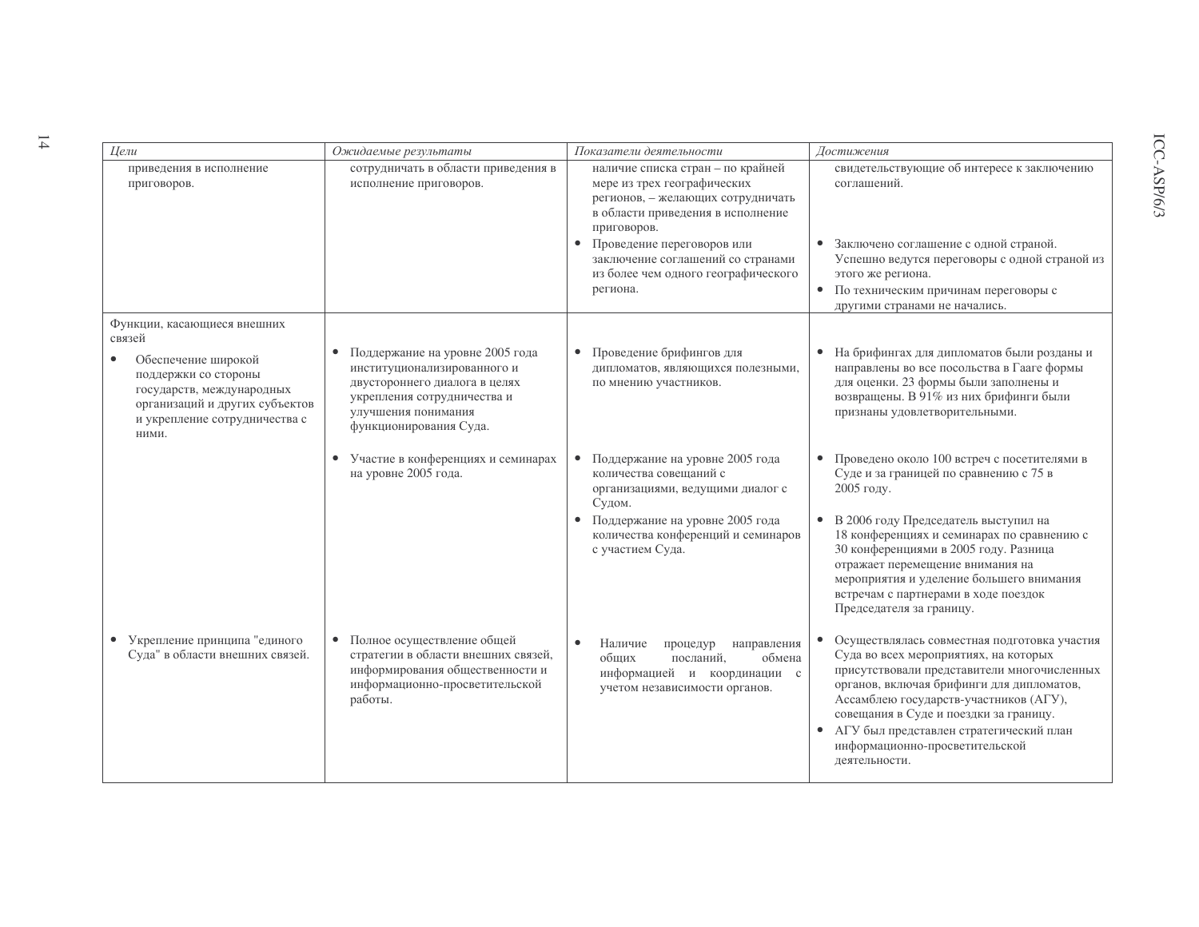| *Цели* | *Ожидаемые результаты* | *Показатели деятельности* | *Достижения* |
|---|---|---|---|
| приведения в исполнение приговоров. | сотрудничать в области приведения в исполнение приговоров. | наличие списка стран – по крайней мере из трех географических регионов, – желающих сотрудничать в области приведения в исполнение приговоров.<br>• Проведение переговоров или заключение соглашений со странами из более чем одного географического региона. | свидетельствующие об интересе к заключению соглашений.<br>• Заключено соглашение с одной страной. Успешно ведутся переговоры с одной страной из этого же региона.<br>• По техническим причинам переговоры с другими странами не начались. |
| Функции, касающиеся внешних связей<br>• Обеспечение широкой поддержки со стороны государств, международных организаций и других субъектов и укрепление сотрудничества с ними. | • Поддержание на уровне 2005 года институционализированного и двустороннего диалога в целях укрепления сотрудничества и улучшения понимания функционирования Суда. | • Проведение брифингов для дипломатов, являющихся полезными, по мнению участников. | • На брифингах для дипломатов были розданы и направлены во все посольства в Гааге формы для оценки. 23 формы были заполнены и возвращены. В 91% из них брифинги были признаны удовлетворительными. |
| | • Участие в конференциях и семинарах на уровне 2005 года. | • Поддержание на уровне 2005 года количества совещаний с организациями, ведущими диалог с Судом.<br>• Поддержание на уровне 2005 года количества конференций и семинаров с участием Суда. | • Проведено около 100 встреч с посетителями в Суде и за границей по сравнению с 75 в 2005 году.<br>• В 2006 году Председатель выступил на 18 конференциях и семинарах по сравнению с 30 конференциями в 2005 году. Разница отражает перемещение внимания на мероприятия и уделение большего внимания встречам с партнерами в ходе поездок Председателя за границу. |
| • Укрепление принципа "единого Суда" в области внешних связей. | • Полное осуществление общей стратегии в области внешних связей, информирования общественности и информационно-просветительской работы. | • Наличие процедур направления общих посланий, обмена информацией и координации с учетом независимости органов. | • Осуществлялась совместная подготовка участия Суда во всех мероприятиях, на которых присутствовали представители многочисленных органов, включая брифинги для дипломатов, Ассамблею государств-участников (АГУ), совещания в Суде и поездки за границу.<br>• АГУ был представлен стратегический план информационно-просветительской деятельности. |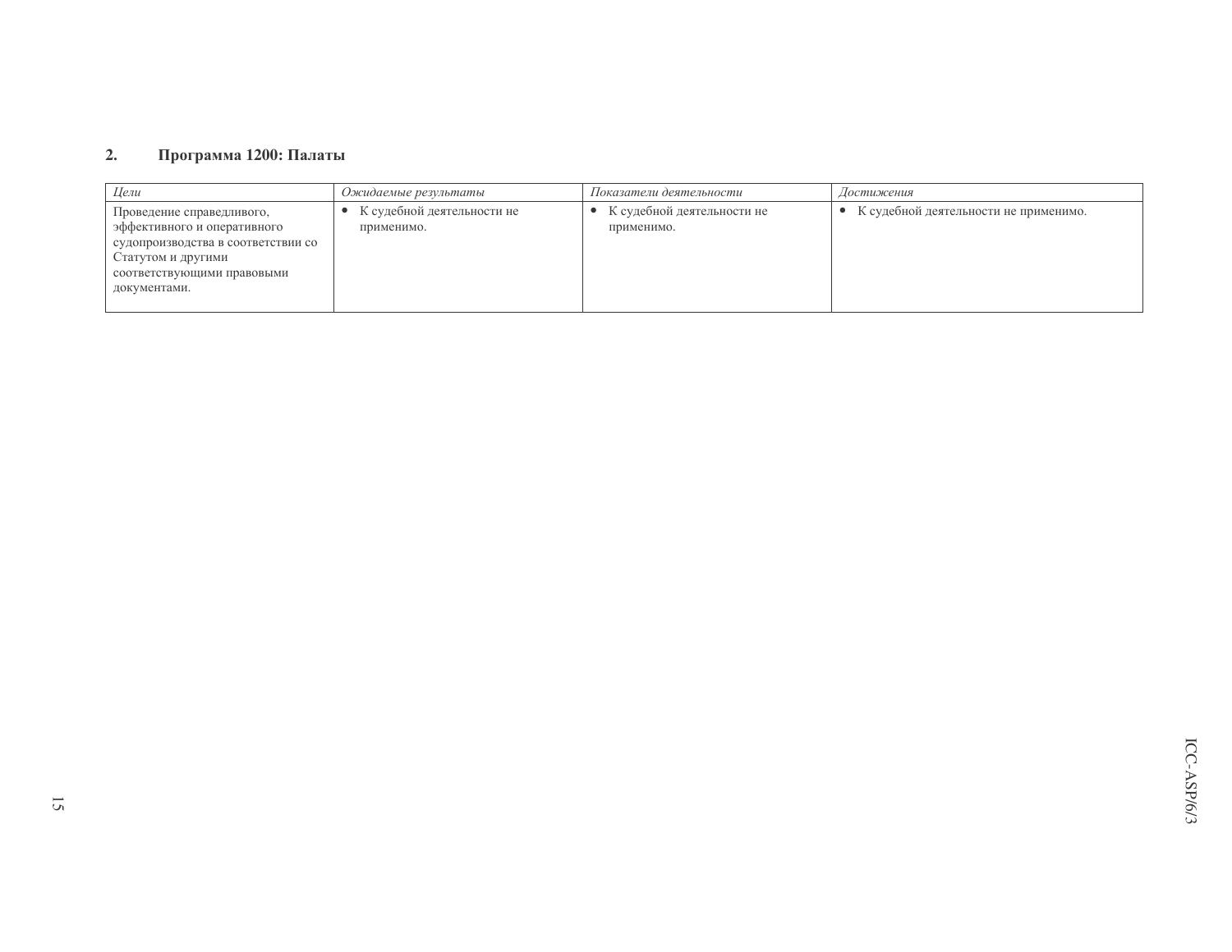## 2. Программа 1200: Палаты

| *Цели* | *Ожидаемые результаты* | *Показатели деятельности* | *Достижения* |
|---|---|---|---|
| Проведение справедливого, эффективного и оперативного судопроизводства в соответствии со Статутом и другими соответствующими правовыми документами. | • К судебной деятельности не применимо. | • К судебной деятельности не применимо. | • К судебной деятельности не применимо. |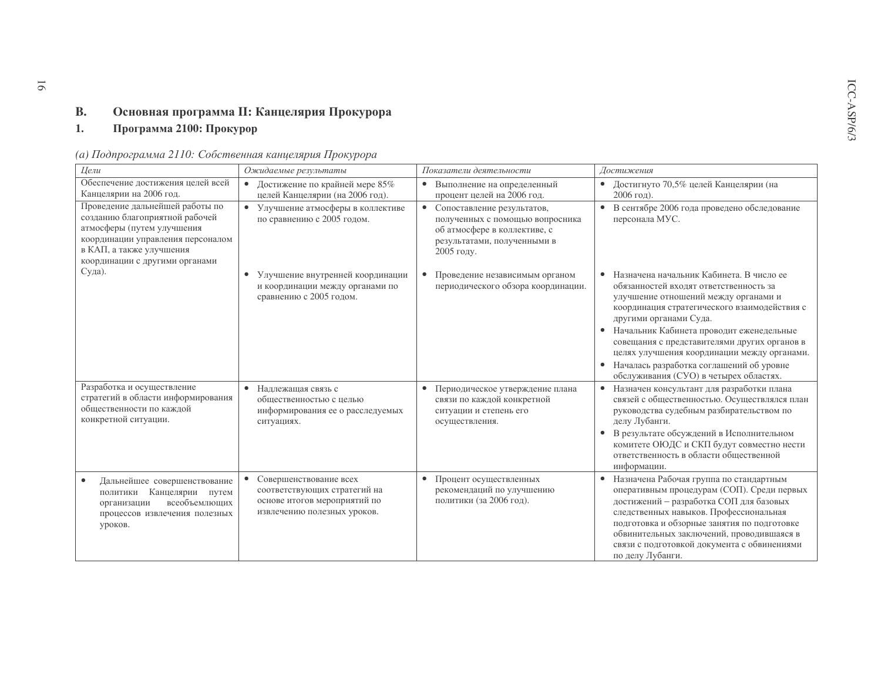## B. Основная программа II: Канцелярия Прокурора

### 1. Программа 2100: Прокурор

*(a) Подпрограмма 2110: Собственная канцелярия Прокурора*

| *Цели* | *Ожидаемые результаты* | *Показатели деятельности* | *Достижения* |
|---|---|---|---|
| Обеспечение достижения целей всей Канцелярии на 2006 год. | • Достижение по крайней мере 85% целей Канцелярии (на 2006 год). | • Выполнение на определенный процент целей на 2006 год. | • Достигнуто 70,5% целей Канцелярии (на 2006 год). |
| Проведение дальнейшей работы по созданию благоприятной рабочей атмосферы (путем улучшения координации управления персоналом в КАП, а также улучшения координации с другими органами Суда). | • Улучшение атмосферы в коллективе по сравнению с 2005 годом. | • Сопоставление результатов, полученных с помощью вопросника об атмосфере в коллективе, с результатами, полученными в 2005 году. | • В сентябре 2006 года проведено обследование персонала МУС. |
| | • Улучшение внутренней координации и координации между органами по сравнению с 2005 годом. | • Проведение независимым органом периодического обзора координации. | • Назначена начальник Кабинета. В число ее обязанностей входят ответственность за улучшение отношений между органами и координация стратегического взаимодействия с другими органами Суда.<br>• Начальник Кабинета проводит еженедельные совещания с представителями других органов в целях улучшения координации между органами.<br>• Началась разработка соглашений об уровне обслуживания (СУО) в четырех областях. |
| Разработка и осуществление стратегий в области информирования общественности по каждой конкретной ситуации. | • Надлежащая связь с общественностью с целью информирования ее о расследуемых ситуациях. | • Периодическое утверждение плана связи по каждой конкретной ситуации и степень его осуществления. | • Назначен консультант для разработки плана связей с общественностью. Осуществлялся план руководства судебным разбирательством по делу Лубанги.<br>• В результате обсуждений в Исполнительном комитете ОЮДС и СКП будут совместно нести ответственность в области общественной информации. |
| • Дальнейшее совершенствование политики Канцелярии путем организации всеобъемлющих процессов извлечения полезных уроков. | • Совершенствование всех соответствующих стратегий на основе итогов мероприятий по извлечению полезных уроков. | • Процент осуществленных рекомендаций по улучшению политики (за 2006 год). | • Назначена Рабочая группа по стандартным оперативным процедурам (СОП). Среди первых достижений – разработка СОП для базовых следственных навыков. Профессиональная подготовка и обзорные занятия по подготовке обвинительных заключений, проводившаяся в связи с подготовкой документа с обвинениями по делу Лубанги. |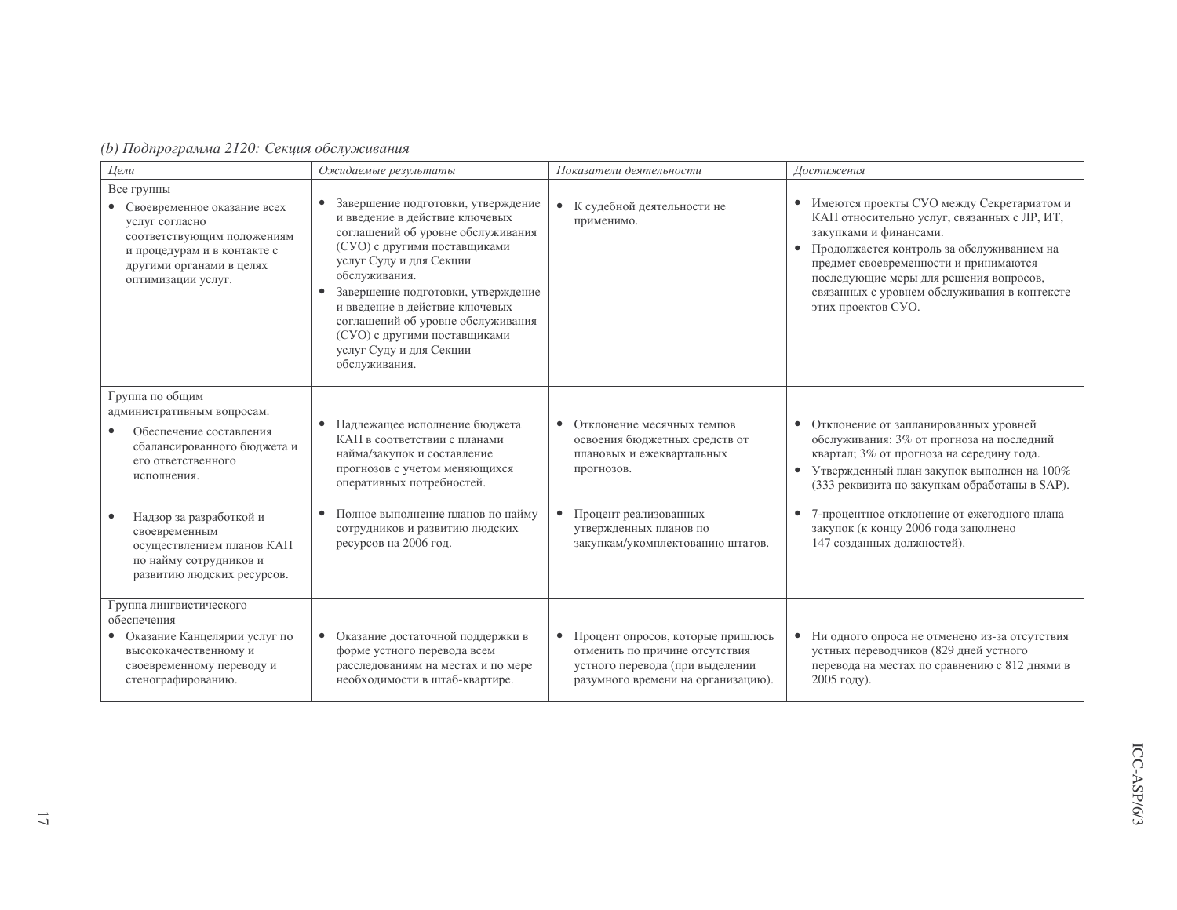*(b) Подпрограмма 2120: Секция обслуживания*

| *Цели* | *Ожидаемые результаты* | *Показатели деятельности* | *Достижения* |
|---|---|---|---|
| Все группы<br>• Своевременное оказание всех услуг согласно соответствующим положениям и процедурам и в контакте с другими органами в целях оптимизации услуг. | • Завершение подготовки, утверждение и введение в действие ключевых соглашений об уровне обслуживания (СУО) с другими поставщиками услуг Суду и для Секции обслуживания.<br>• Завершение подготовки, утверждение и введение в действие ключевых соглашений об уровне обслуживания (СУО) с другими поставщиками услуг Суду и для Секции обслуживания. | • К судебной деятельности не применимо. | • Имеются проекты СУО между Секретариатом и КАП относительно услуг, связанных с ЛР, ИТ, закупками и финансами.<br>• Продолжается контроль за обслуживанием на предмет своевременности и принимаются последующие меры для решения вопросов, связанных с уровнем обслуживания в контексте этих проектов СУО. |
| Группа по общим административным вопросам.<br>• Обеспечение составления сбалансированного бюджета и его ответственного исполнения. | • Надлежащее исполнение бюджета КАП в соответствии с планами найма/закупок и составление прогнозов с учетом меняющихся оперативных потребностей. | • Отклонение месячных темпов освоения бюджетных средств от плановых и ежеквартальных прогнозов. | • Отклонение от запланированных уровней обслуживания: 3% от прогноза на последний квартал; 3% от прогноза на середину года.<br>• Утвержденный план закупок выполнен на 100% (333 реквизита по закупкам обработаны в SAP). |
| • Надзор за разработкой и своевременным осуществлением планов КАП по найму сотрудников и развитию людских ресурсов. | • Полное выполнение планов по найму сотрудников и развитию людских ресурсов на 2006 год. | • Процент реализованных утвержденных планов по закупкам/укомплектованию штатов. | • 7-процентное отклонение от ежегодного плана закупок (к концу 2006 года заполнено 147 созданных должностей). |
| Группа лингвистического обеспечения<br>• Оказание Канцелярии услуг по высококачественному и своевременному переводу и стенографированию. | • Оказание достаточной поддержки в форме устного перевода всем расследованиям на местах и по мере необходимости в штаб-квартире. | • Процент опросов, которые пришлось отменить по причине отсутствия устного перевода (при выделении разумного времени на организацию). | • Ни одного опроса не отменено из-за отсутствия устных переводчиков (829 дней устного перевода на местах по сравнению с 812 днями в 2005 году). |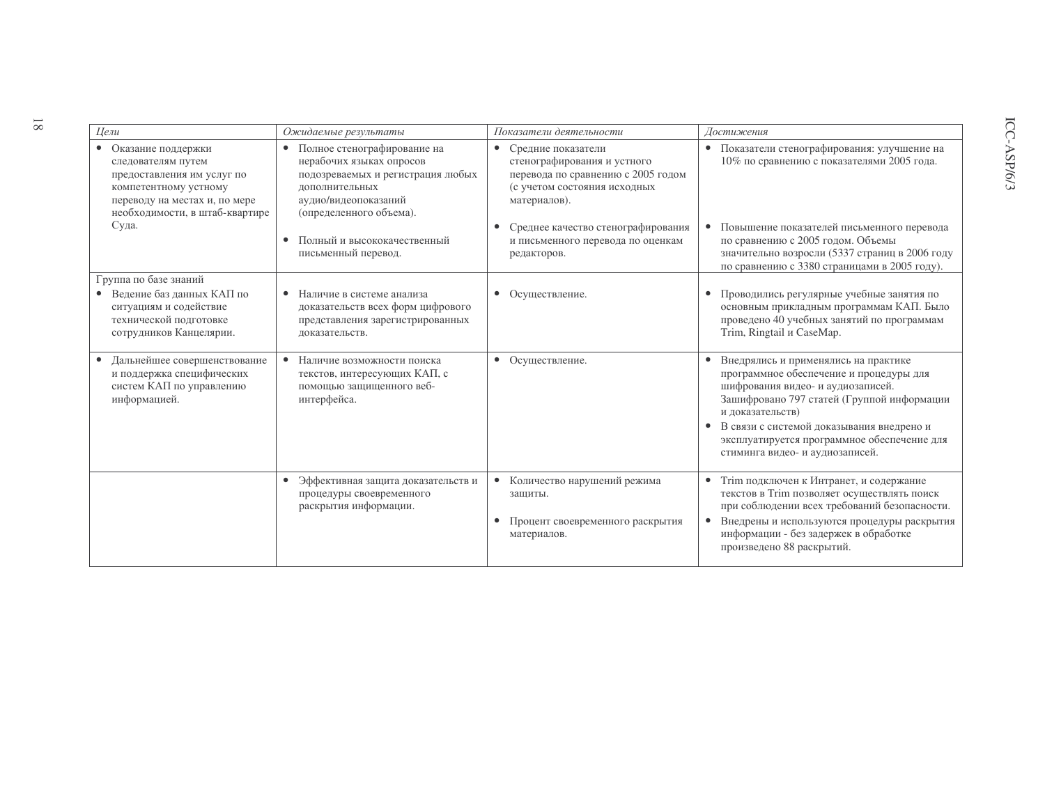| *Цели* | *Ожидаемые результаты* | *Показатели деятельности* | *Достижения* |
|---|---|---|---|
| • Оказание поддержки следователям путем предоставления им услуг по компетентному устному переводу на местах и, по мере необходимости, в штаб-квартире Суда. | • Полное стенографирование на нерабочих языках опросов подозреваемых и регистрация любых дополнительных аудио/видеопоказаний (определенного объема).<br>• Полный и высококачественный письменный перевод. | • Средние показатели стенографирования и устного перевода по сравнению с 2005 годом (с учетом состояния исходных материалов).<br>• Среднее качество стенографирования и письменного перевода по оценкам редакторов. | • Показатели стенографирования: улучшение на 10% по сравнению с показателями 2005 года.<br>• Повышение показателей письменного перевода по сравнению с 2005 годом. Объемы значительно возросли (5337 страниц в 2006 году по сравнению с 3380 страницами в 2005 году). |
| Группа по базе знаний<br>• Ведение баз данных КАП по ситуациям и содействие технической подготовке сотрудников Канцелярии. | • Наличие в системе анализа доказательств всех форм цифрового представления зарегистрированных доказательств. | • Осуществление. | • Проводились регулярные учебные занятия по основным прикладным программам КАП. Было проведено 40 учебных занятий по программам Trim, Ringtail и CaseMap. |
| • Дальнейшее совершенствование и поддержка специфических систем КАП по управлению информацией. | • Наличие возможности поиска текстов, интересующих КАП, с помощью защищенного веб-интерфейса. | • Осуществление. | • Внедрялись и применялись на практике программное обеспечение и процедуры для шифрования видео- и аудиозаписей. Зашифровано 797 статей (Группой информации и доказательств)<br>• В связи с системой доказывания внедрено и эксплуатируется программное обеспечение для стиминга видео- и аудиозаписей. |
| | • Эффективная защита доказательств и процедуры своевременного раскрытия информации. | • Количество нарушений режима защиты.<br>• Процент своевременного раскрытия материалов. | • Trim подключен к Интранет, и содержание текстов в Trim позволяет осуществлять поиск при соблюдении всех требований безопасности.<br>• Внедрены и используются процедуры раскрытия информации - без задержек в обработке произведено 88 раскрытий. |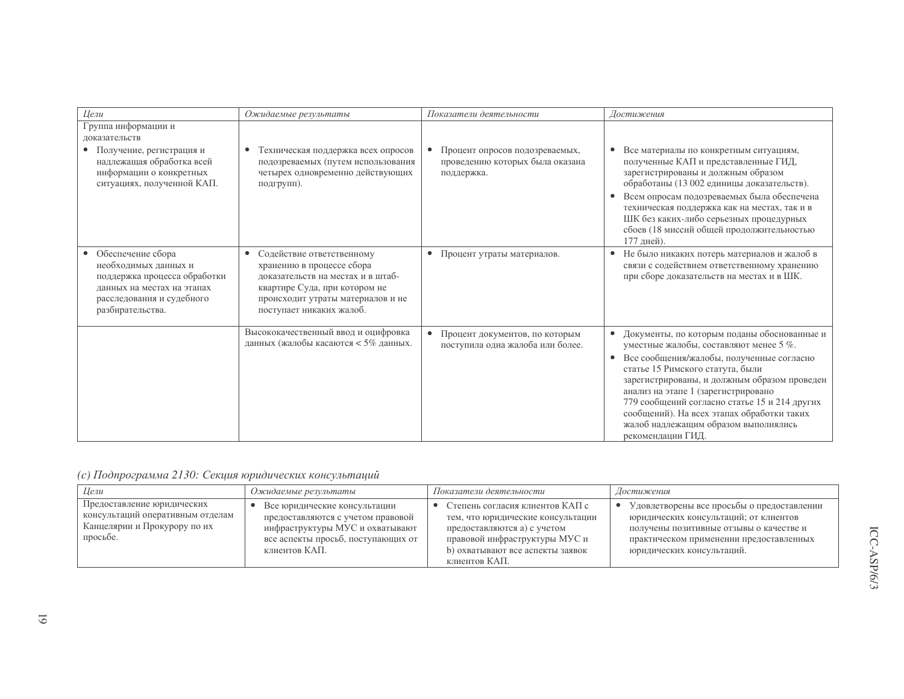| *Цели* | *Ожидаемые результаты* | *Показатели деятельности* | *Достижения* |
|---|---|---|---|
| Группа информации и доказательств<br>• Получение, регистрация и надлежащая обработка всей информации о конкретных ситуациях, полученной КАП. | • Техническая поддержка всех опросов подозреваемых (путем использования четырех одновременно действующих подгрупп). | • Процент опросов подозреваемых, проведению которых была оказана поддержка. | • Все материалы по конкретным ситуациям, полученные КАП и представленные ГИД, зарегистрированы и должным образом обработаны (13 002 единицы доказательств).<br>• Всем опросам подозреваемых была обеспечена техническая поддержка как на местах, так и в ШК без каких-либо серьезных процедурных сбоев (18 миссий общей продолжительностью 177 дней). |
| • Обеспечение сбора необходимых данных и поддержка процесса обработки данных на местах на этапах расследования и судебного разбирательства. | • Содействие ответственному хранению в процессе сбора доказательств на местах и в штаб-квартире Суда, при котором не происходит утраты материалов и не поступает никаких жалоб. | • Процент утраты материалов. | • Не было никаких потерь материалов и жалоб в связи с содействием ответственному хранению при сборе доказательств на местах и в ШК. |
| | Высококачественный ввод и оцифровка данных (жалобы касаются < 5% данных. | • Процент документов, по которым поступила одна жалоба или более. | • Документы, по которым поданы обоснованные и уместные жалобы, составляют менее 5 %.<br>• Все сообщения/жалобы, полученные согласно статье 15 Римского статута, были зарегистрированы, и должным образом проведен анализ на этапе 1 (зарегистрировано 779 сообщений согласно статье 15 и 214 других сообщений). На всех этапах обработки таких жалоб надлежащим образом выполнялись рекомендации ГИД. |

*(c) Подпрограмма 2130: Секция юридических консультаций*

| *Цели* | *Ожидаемые результаты* | *Показатели деятельности* | *Достижения* |
|---|---|---|---|
| Предоставление юридических консультаций оперативным отделам Канцелярии и Прокурору по их просьбе. | • Все юридические консультации предоставляются с учетом правовой инфраструктуры МУС и охватывают все аспекты просьб, поступающих от клиентов КАП. | • Степень согласия клиентов КАП с тем, что юридические консультации предоставляются a) с учетом правовой инфраструктуры МУС и b) охватывают все аспекты заявок клиентов КАП. | • Удовлетворены все просьбы о предоставлении юридических консультаций; от клиентов получены позитивные отзывы о качестве и практическом применении предоставленных юридических консультаций. |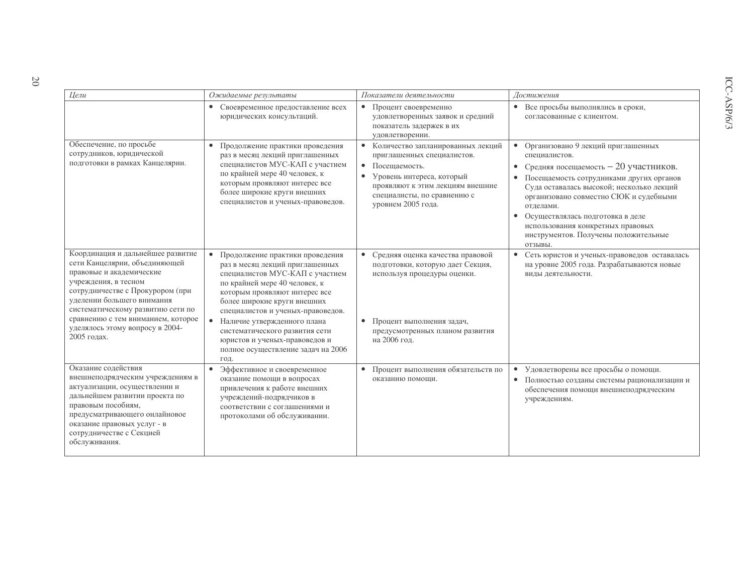| *Цели* | *Ожидаемые результаты* | *Показатели деятельности* | *Достижения* |
|---|---|---|---|
| | • Своевременное предоставление всех юридических консультаций. | • Процент своевременно удовлетворенных заявок и средний показатель задержек в их удовлетворении. | • Все просьбы выполнялись в сроки, согласованные с клиентом. |
| Обеспечение, по просьбе сотрудников, юридической подготовки в рамках Канцелярии. | • Продолжение практики проведения раз в месяц лекций приглашенных специалистов МУС-КАП с участием по крайней мере 40 человек, к которым проявляют интерес все более широкие круги внешних специалистов и ученых-правоведов. | • Количество запланированных лекций приглашенных специалистов.<br>• Посещаемость.<br>• Уровень интереса, который проявляют к этим лекциям внешние специалисты, по сравнению с уровнем 2005 года. | • Организовано 9 лекций приглашенных специалистов.<br>• Средняя посещаемость – 20 участников.<br>• Посещаемость сотрудниками других органов Суда оставалась высокой; несколько лекций организовано совместно СЮК и судебными отделами.<br>• Осуществлялась подготовка в деле использования конкретных правовых инструментов. Получены положительные отзывы. |
| Координация и дальнейшее развитие сети Канцелярии, объединяющей правовые и академические учреждения, в тесном сотрудничестве с Прокурором (при уделении большего внимания систематическому развитию сети по сравнению с тем вниманием, которое уделялось этому вопросу в 2004-2005 годах. | • Продолжение практики проведения раз в месяц лекций приглашенных специалистов МУС-КАП с участием по крайней мере 40 человек, к которым проявляют интерес все более широкие круги внешних специалистов и ученых-правоведов.<br>• Наличие утвержденного плана систематического развития сети юристов и ученых-правоведов и полное осуществление задач на 2006 год. | • Средняя оценка качества правовой подготовки, которую дает Секция, используя процедуры оценки.<br>• Процент выполнения задач, предусмотренных планом развития на 2006 год. | • Сеть юристов и ученых-правоведов оставалась на уровне 2005 года. Разрабатываются новые виды деятельности. |
| Оказание содействия внешнеподрядческим учреждениям в актуализации, осуществлении и дальнейшем развитии проекта по правовым пособиям, предусматривающего онлайновое оказание правовых услуг - в сотрудничестве с Секцией обслуживания. | • Эффективное и своевременное оказание помощи в вопросах привлечения к работе внешних учреждений-подрядчиков в соответствии с соглашениями и протоколами об обслуживании. | • Процент выполнения обязательств по оказанию помощи. | • Удовлетворены все просьбы о помощи.<br>• Полностью созданы системы рационализации и обеспечения помощи внешнеподрядческим учреждениям. |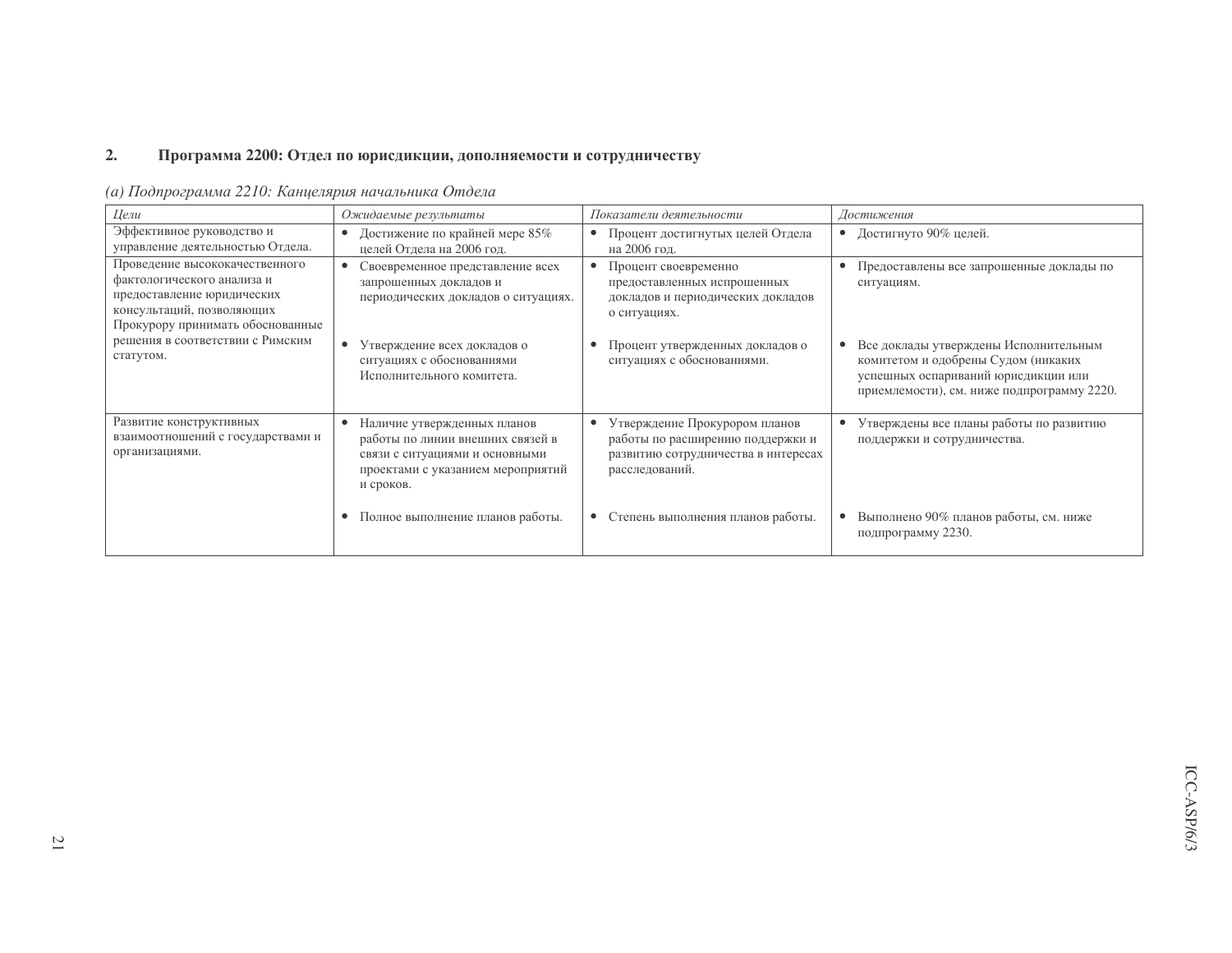## 2. Программа 2200: Отдел по юрисдикции, дополняемости и сотрудничеству

*(a) Подпрограмма 2210: Канцелярия начальника Отдела*

| *Цели* | *Ожидаемые результаты* | *Показатели деятельности* | *Достижения* |
|---|---|---|---|
| Эффективное руководство и управление деятельностью Отдела. | • Достижение по крайней мере 85% целей Отдела на 2006 год. | • Процент достигнутых целей Отдела на 2006 год. | • Достигнуто 90% целей. |
| Проведение высококачественного фактологического анализа и предоставление юридических консультаций, позволяющих Прокурору принимать обоснованные решения в соответствии с Римским статутом. | • Своевременное представление всех запрошенных докладов и периодических докладов о ситуациях.<br><br>• Утверждение всех докладов о ситуациях с обоснованиями Исполнительного комитета. | • Процент своевременно предоставленных испрошенных докладов и периодических докладов о ситуациях.<br><br>• Процент утвержденных докладов о ситуациях с обоснованиями. | • Предоставлены все запрошенные доклады по ситуациям.<br><br>• Все доклады утверждены Исполнительным комитетом и одобрены Судом (никаких успешных оспариваний юрисдикции или приемлемости), см. ниже подпрограмму 2220. |
| Развитие конструктивных взаимоотношений с государствами и организациями. | • Наличие утвержденных планов работы по линии внешних связей в связи с ситуациями и основными проектами с указанием мероприятий и сроков.<br><br>• Полное выполнение планов работы. | • Утверждение Прокурором планов работы по расширению поддержки и развитию сотрудничества в интересах расследований.<br><br>• Степень выполнения планов работы. | • Утверждены все планы работы по развитию поддержки и сотрудничества.<br><br>• Выполнено 90% планов работы, см. ниже подпрограмму 2230. |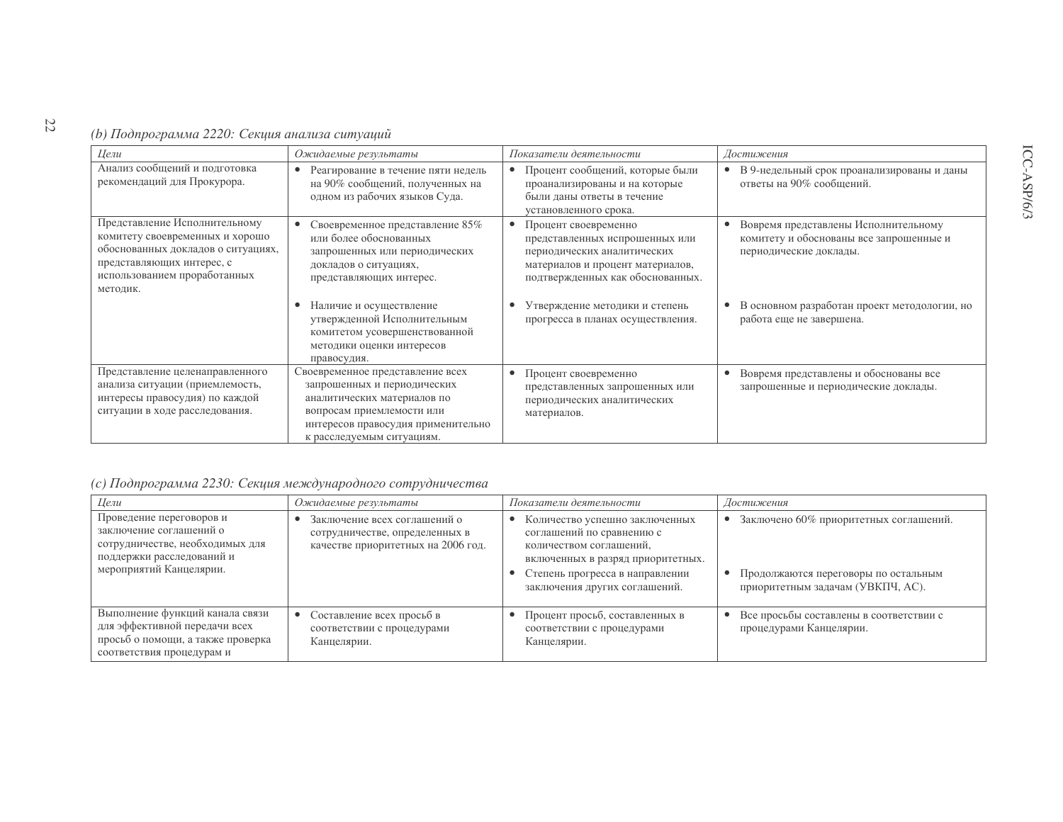*(b) Подпрограмма 2220: Секция анализа ситуаций*

| *Цели* | *Ожидаемые результаты* | *Показатели деятельности* | *Достижения* |
|---|---|---|---|
| Анализ сообщений и подготовка рекомендаций для Прокурора. | • Реагирование в течение пяти недель на 90% сообщений, полученных на одном из рабочих языков Суда. | • Процент сообщений, которые были проанализированы и на которые были даны ответы в течение установленного срока. | • В 9-недельный срок проанализированы и даны ответы на 90% сообщений. |
| Представление Исполнительному комитету своевременных и хорошо обоснованных докладов о ситуациях, представляющих интерес, с использованием проработанных методик. | • Своевременное представление 85% или более обоснованных запрошенных или периодических докладов о ситуациях, представляющих интерес.<br><br>• Наличие и осуществление утвержденной Исполнительным комитетом усовершенствованной методики оценки интересов правосудия. | • Процент своевременно представленных испрошенных или периодических аналитических материалов и процент материалов, подтвержденных как обоснованных.<br><br>• Утверждение методики и степень прогресса в планах осуществления. | • Вовремя представлены Исполнительному комитету и обоснованы все запрошенные и периодические доклады.<br><br>• В основном разработан проект методологии, но работа еще не завершена. |
| Представление целенаправленного анализа ситуации (приемлемость, интересы правосудия) по каждой ситуации в ходе расследования. | Своевременное представление всех запрошенных и периодических аналитических материалов по вопросам приемлемости или интересов правосудия применительно к расследуемым ситуациям. | • Процент своевременно представленных запрошенных или периодических аналитических материалов. | • Вовремя представлены и обоснованы все запрошенные и периодические доклады. |

*(c) Подпрограмма 2230: Секция международного сотрудничества*

| *Цели* | *Ожидаемые результаты* | *Показатели деятельности* | *Достижения* |
|---|---|---|---|
| Проведение переговоров и заключение соглашений о сотрудничестве, необходимых для поддержки расследований и мероприятий Канцелярии. | • Заключение всех соглашений о сотрудничестве, определенных в качестве приоритетных на 2006 год. | • Количество успешно заключенных соглашений по сравнению с количеством соглашений, включенных в разряд приоритетных.<br>• Степень прогресса в направлении заключения других соглашений. | • Заключено 60% приоритетных соглашений.<br><br>• Продолжаются переговоры по остальным приоритетным задачам (УВКПЧ, АС). |
| Выполнение функций канала связи для эффективной передачи всех просьб о помощи, а также проверка соответствия процедурам и | • Составление всех просьб в соответствии с процедурами Канцелярии. | • Процент просьб, составленных в соответствии с процедурами Канцелярии. | • Все просьбы составлены в соответствии с процедурами Канцелярии. |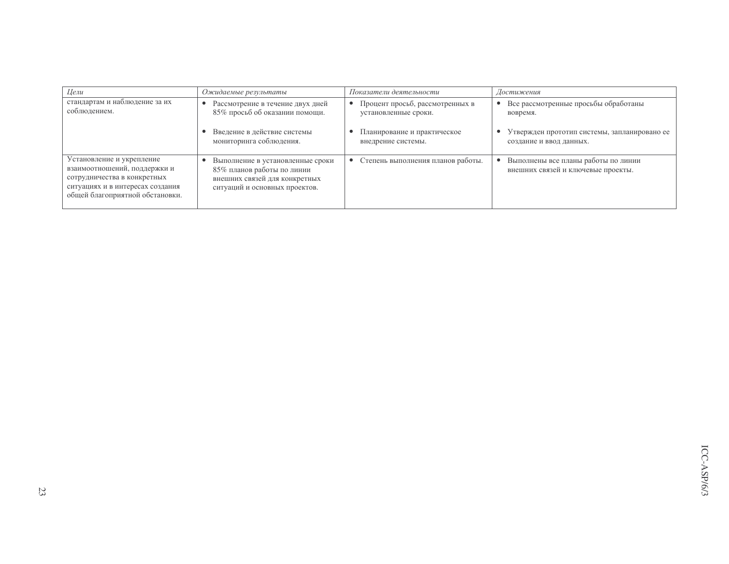| *Цели* | *Ожидаемые результаты* | *Показатели деятельности* | *Достижения* |
|---|---|---|---|
| стандартам и наблюдение за их соблюдением. | • Рассмотрение в течение двух дней 85% просьб об оказании помощи.<br><br>• Введение в действие системы мониторинга соблюдения. | • Процент просьб, рассмотренных в установленные сроки.<br><br>• Планирование и практическое внедрение системы. | • Все рассмотренные просьбы обработаны вовремя.<br><br>• Утвержден прототип системы, запланировано ее создание и ввод данных. |
| Установление и укрепление взаимоотношений, поддержки и сотрудничества в конкретных ситуациях и в интересах создания общей благоприятной обстановки. | • Выполнение в установленные сроки 85% планов работы по линии внешних связей для конкретных ситуаций и основных проектов. | • Степень выполнения планов работы. | • Выполнены все планы работы по линии внешних связей и ключевые проекты. |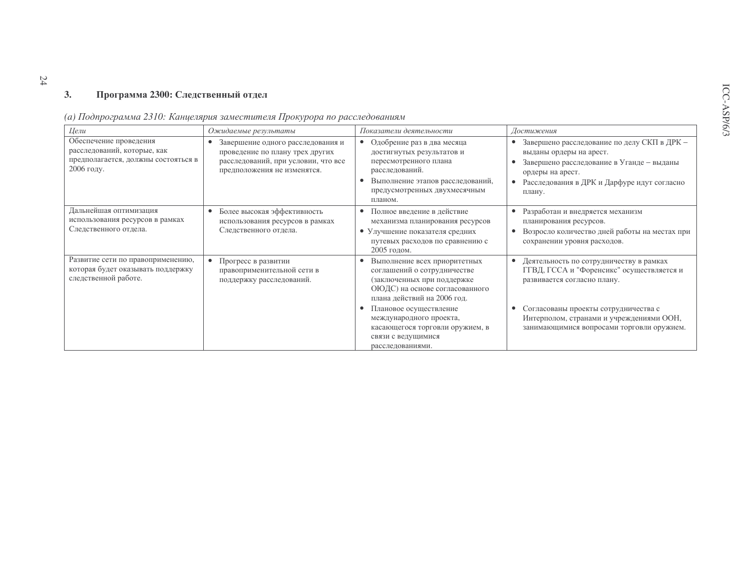### 3. Программа 2300: Следственный отдел

*(a) Подпрограмма 2310: Канцелярия заместителя Прокурора по расследованиям*

| *Цели* | *Ожидаемые результаты* | *Показатели деятельности* | *Достижения* |
|---|---|---|---|
| Обеспечение проведения расследований, которые, как предполагается, должны состояться в 2006 году. | • Завершение одного расследования и проведение по плану трех других расследований, при условии, что все предположения не изменятся. | • Одобрение раз в два месяца достигнутых результатов и пересмотренного плана расследований.<br>• Выполнение этапов расследований, предусмотренных двухмесячным планом. | • Завершено расследование по делу СКП в ДРК – выданы ордеры на арест.<br>• Завершено расследование в Уганде – выданы ордеры на арест.<br>• Расследования в ДРК и Дарфуре идут согласно плану. |
| Дальнейшая оптимизация использования ресурсов в рамках Следственного отдела. | • Более высокая эффективность использования ресурсов в рамках Следственного отдела. | • Полное введение в действие механизма планирования ресурсов<br>• Улучшение показателя средних путевых расходов по сравнению с 2005 годом. | • Разработан и внедряется механизм планирования ресурсов.<br>• Возросло количество дней работы на местах при сохранении уровня расходов. |
| Развитие сети по правоприменению, которая будет оказывать поддержку следственной работе. | • Прогресс в развитии правоприменительной сети в поддержку расследований. | • Выполнение всех приоритетных соглашений о сотрудничестве (заключенных при поддержке ОЮДС) на основе согласованного плана действий на 2006 год.<br>• Плановое осуществление международного проекта, касающегося торговли оружием, в связи с ведущимися расследованиями. | • Деятельность по сотрудничеству в рамках ГГВД, ГССА и "Форенсикс" осуществляется и развивается согласно плану.<br>• Согласованы проекты сотрудничества с Интерполом, странами и учреждениями ООН, занимающимися вопросами торговли оружием. |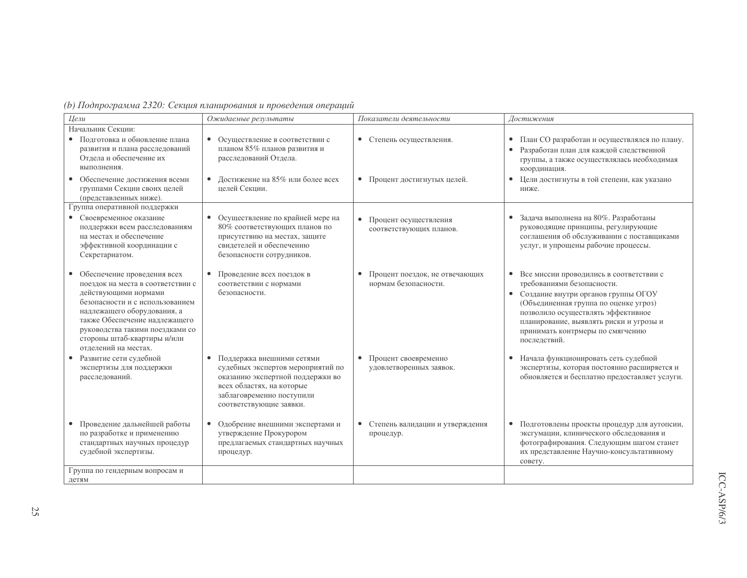*(b) Подпрограмма 2320: Секция планирования и проведения операций*

| *Цели* | *Ожидаемые результаты* | *Показатели деятельности* | *Достижения* |
|---|---|---|---|
| Начальник Секции: | | | |
| • Подготовка и обновление плана развития и плана расследований Отдела и обеспечение их выполнения. | • Осуществление в соответствии с планом 85% планов развития и расследований Отдела. | • Степень осуществления. | • План СО разработан и осуществлялся по плану. • Разработан план для каждой следственной группы, а также осуществлялась необходимая координация. |
| • Обеспечение достижения всеми группами Секции своих целей (представленных ниже). | • Достижение на 85% или более всех целей Секции. | • Процент достигнутых целей. | • Цели достигнуты в той степени, как указано ниже. |
| Группа оперативной поддержки | | | |
| • Своевременное оказание поддержки всем расследованиям на местах и обеспечение эффективной координации с Секретариатом. | • Осуществление по крайней мере на 80% соответствующих планов по присутствию на местах, защите свидетелей и обеспечению безопасности сотрудников. | • Процент осуществления соответствующих планов. | • Задача выполнена на 80%. Разработаны руководящие принципы, регулирующие соглашения об обслуживании с поставщиками услуг, и упрощены рабочие процессы. |
| • Обеспечение проведения всех поездок на места в соответствии с действующими нормами безопасности и с использованием надлежащего оборудования, а также Обеспечение надлежащего руководства такими поездками со стороны штаб-квартиры и/или отделений на местах. | • Проведение всех поездок в соответствии с нормами безопасности. | • Процент поездок, не отвечающих нормам безопасности. | • Все миссии проводились в соответствии с требованиями безопасности. • Создание внутри органов группы ОГОУ (Объединенная группа по оценке угроз) позволило осуществлять эффективное планирование, выявлять риски и угрозы и принимать контрмеры по смягчению последствий. |
| • Развитие сети судебной экспертизы для поддержки расследований. | • Поддержка внешними сетями судебных экспертов мероприятий по оказанию экспертной поддержки во всех областях, на которые заблаговременно поступили соответствующие заявки. | • Процент своевременно удовлетворенных заявок. | • Начала функционировать сеть судебной экспертизы, которая постоянно расширяется и обновляется и бесплатно предоставляет услуги. |
| • Проведение дальнейшей работы по разработке и применению стандартных научных процедур судебной экспертизы. | • Одобрение внешними экспертами и утверждение Прокурором предлагаемых стандартных научных процедур. | • Степень валидации и утверждения процедур. | • Подготовлены проекты процедур для аутопсии, эксгумации, клинического обследования и фотографирования. Следующим шагом станет их представление Научно-консультативному совету. |
| Группа по гендерным вопросам и детям | | | |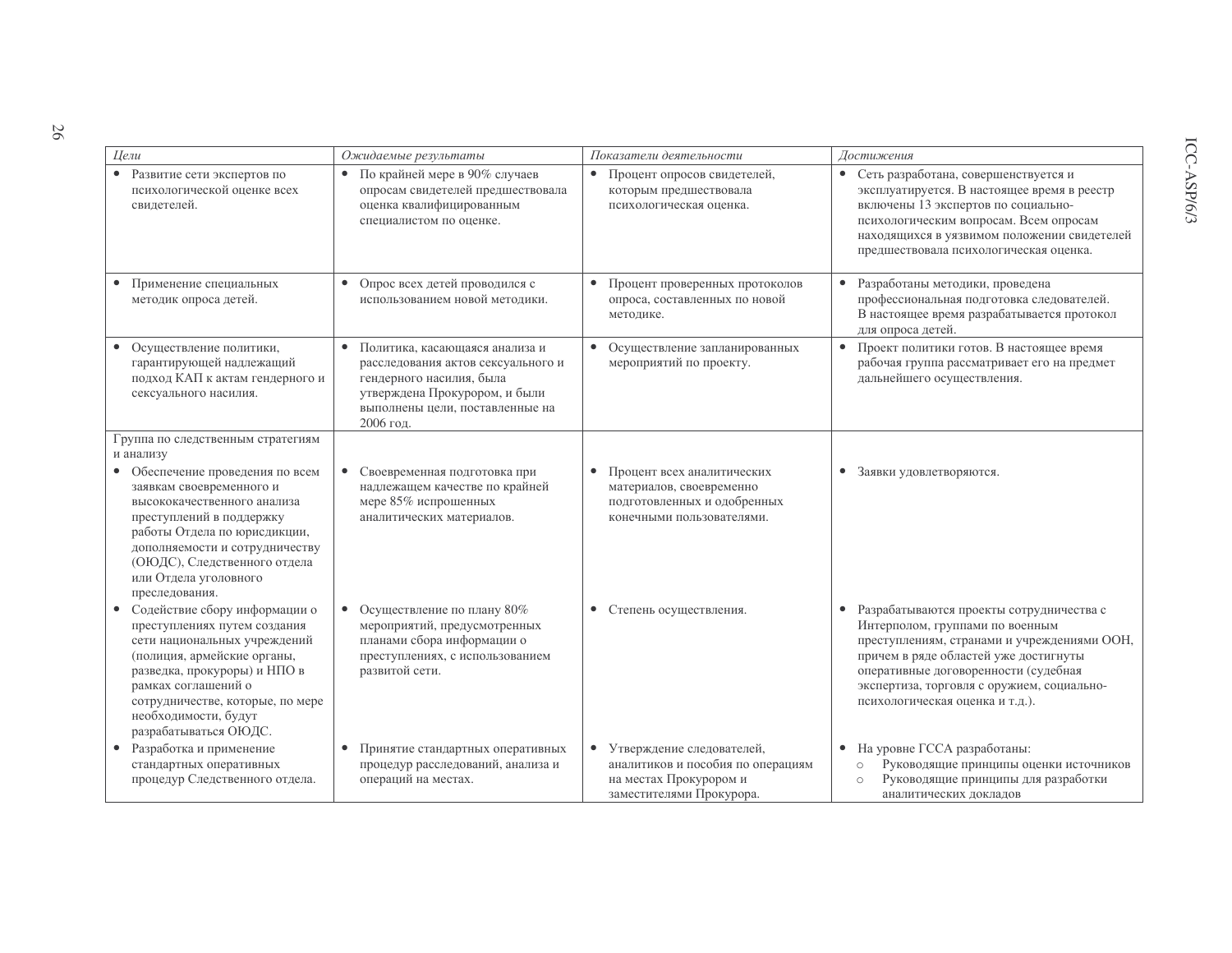| *Цели* | *Ожидаемые результаты* | *Показатели деятельности* | *Достижения* |
|---|---|---|---|
| • Развитие сети экспертов по психологической оценке всех свидетелей. | • По крайней мере в 90% случаев опросам свидетелей предшествовала оценка квалифицированным специалистом по оценке. | • Процент опросов свидетелей, которым предшествовала психологическая оценка. | • Сеть разработана, совершенствуется и эксплуатируется. В настоящее время в реестр включены 13 экспертов по социально-психологическим вопросам. Всем опросам находящихся в уязвимом положении свидетелей предшествовала психологическая оценка. |
| • Применение специальных методик опроса детей. | • Опрос всех детей проводился с использованием новой методики. | • Процент проверенных протоколов опроса, составленных по новой методике. | • Разработаны методики, проведена профессиональная подготовка следователей. В настоящее время разрабатывается протокол для опроса детей. |
| • Осуществление политики, гарантирующей надлежащий подход КАП к актам гендерного и сексуального насилия. | • Политика, касающаяся анализа и расследования актов сексуального и гендерного насилия, была утверждена Прокурором, и были выполнены цели, поставленные на 2006 год. | • Осуществление запланированных мероприятий по проекту. | • Проект политики готов. В настоящее время рабочая группа рассматривает его на предмет дальнейшего осуществления. |
| Группа по следственным стратегиям и анализу<br>• Обеспечение проведения по всем заявкам своевременного и высококачественного анализа преступлений в поддержку работы Отдела по юрисдикции, дополняемости и сотрудничеству (ОЮДС), Следственного отдела или Отдела уголовного преследования. | • Своевременная подготовка при надлежащем качестве по крайней мере 85% испрошенных аналитических материалов. | • Процент всех аналитических материалов, своевременно подготовленных и одобренных конечными пользователями. | • Заявки удовлетворяются. |
| • Содействие сбору информации о преступлениях путем создания сети национальных учреждений (полиция, армейские органы, разведка, прокуроры) и НПО в рамках соглашений о сотрудничестве, которые, по мере необходимости, будут разрабатываться ОЮДС. | • Осуществление по плану 80% мероприятий, предусмотренных планами сбора информации о преступлениях, с использованием развитой сети. | • Степень осуществления. | • Разрабатываются проекты сотрудничества с Интерполом, группами по военным преступлениям, странами и учреждениями ООН, причем в ряде областей уже достигнуты оперативные договоренности (судебная экспертиза, торговля с оружием, социально-психологическая оценка и т.д.). |
| • Разработка и применение стандартных оперативных процедур Следственного отдела. | • Принятие стандартных оперативных процедур расследований, анализа и операций на местах. | • Утверждение следователей, аналитиков и пособия по операциям на местах Прокурором и заместителями Прокурора. | • На уровне ГССА разработаны:<br>○ Руководящие принципы оценки источников<br>○ Руководящие принципы для разработки аналитических докладов |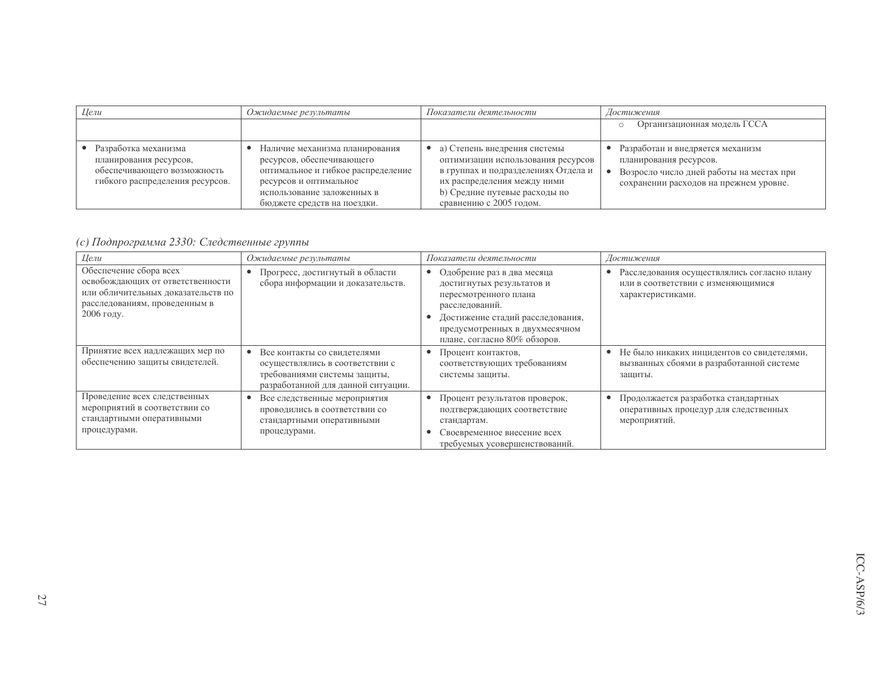| *Цели* | *Ожидаемые результаты* | *Показатели деятельности* | *Достижения* |
|---|---|---|---|
| | | | ○ Организационная модель ГССА |
| • Разработка механизма планирования ресурсов, обеспечивающего возможность гибкого распределения ресурсов. | • Наличие механизма планирования ресурсов, обеспечивающего оптимальное и гибкое распределение ресурсов и оптимальное использование заложенных в бюджете средств на поездки. | • a) Степень внедрения системы оптимизации использования ресурсов в группах и подразделениях Отдела и их распределения между ними<br>b) Средние путевые расходы по сравнению с 2005 годом. | • Разработан и внедряется механизм планирования ресурсов.<br>• Возросло число дней работы на местах при сохранении расходов на прежнем уровне. |

*(c) Подпрограмма 2330: Следственные группы*

| *Цели* | *Ожидаемые результаты* | *Показатели деятельности* | *Достижения* |
|---|---|---|---|
| Обеспечение сбора всех освобождающих от ответственности или обличительных доказательств по расследованиям, проведенным в 2006 году. | • Прогресс, достигнутый в области сбора информации и доказательств. | • Одобрение раз в два месяца достигнутых результатов и пересмотренного плана расследований.<br>• Достижение стадий расследования, предусмотренных в двухмесячном плане, согласно 80% обзоров. | • Расследования осуществлялись согласно плану или в соответствии с изменяющимися характеристиками. |
| Принятие всех надлежащих мер по обеспечению защиты свидетелей. | • Все контакты со свидетелями осуществлялись в соответствии с требованиями системы защиты, разработанной для данной ситуации. | • Процент контактов, соответствующих требованиям системы защиты. | • Не было никаких инцидентов со свидетелями, вызванных сбоями в разработанной системе защиты. |
| Проведение всех следственных мероприятий в соответствии со стандартными оперативными процедурами. | • Все следственные мероприятия проводились в соответствии со стандартными оперативными процедурами. | • Процент результатов проверок, подтверждающих соответствие стандартам.<br>• Своевременное внесение всех требуемых усовершенствований. | • Продолжается разработка стандартных оперативных процедур для следственных мероприятий. |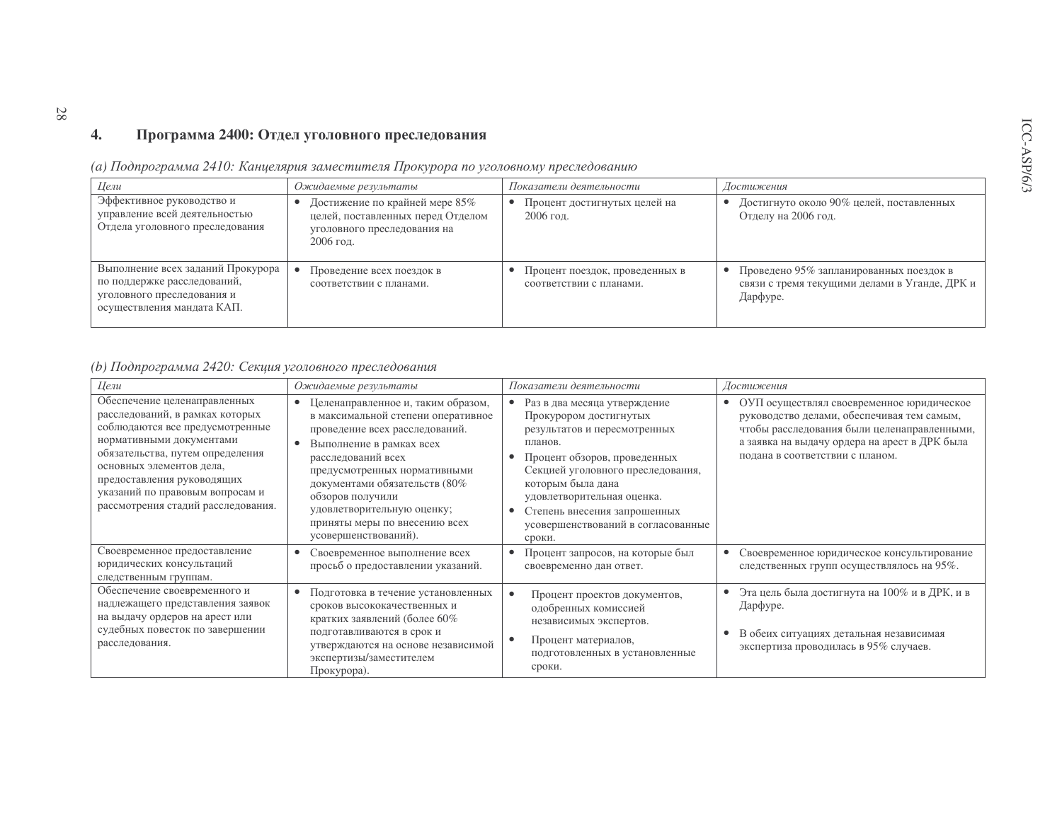## 4. Программа 2400: Отдел уголовного преследования

*(a) Подпрограмма 2410: Канцелярия заместителя Прокурора по уголовному преследованию*

| *Цели* | *Ожидаемые результаты* | *Показатели деятельности* | *Достижения* |
|---|---|---|---|
| Эффективное руководство и управление всей деятельностью Отдела уголовного преследования | • Достижение по крайней мере 85% целей, поставленных перед Отделом уголовного преследования на 2006 год. | • Процент достигнутых целей на 2006 год. | • Достигнуто около 90% целей, поставленных Отделу на 2006 год. |
| Выполнение всех заданий Прокурора по поддержке расследований, уголовного преследования и осуществления мандата КАП. | • Проведение всех поездок в соответствии с планами. | • Процент поездок, проведенных в соответствии с планами. | • Проведено 95% запланированных поездок в связи с тремя текущими делами в Уганде, ДРК и Дарфуре. |

*(b) Подпрограмма 2420: Секция уголовного преследования*

| *Цели* | *Ожидаемые результаты* | *Показатели деятельности* | *Достижения* |
|---|---|---|---|
| Обеспечение целенаправленных расследований, в рамках которых соблюдаются все предусмотренные нормативными документами обязательства, путем определения основных элементов дела, предоставления руководящих указаний по правовым вопросам и рассмотрения стадий расследования. | • Целенаправленное и, таким образом, в максимальной степени оперативное проведение всех расследований.<br>• Выполнение в рамках всех расследований всех предусмотренных нормативными документами обязательств (80% обзоров получили удовлетворительную оценку; приняты меры по внесению всех усовершенствований). | • Раз в два месяца утверждение Прокурором достигнутых результатов и пересмотренных планов.<br>• Процент обзоров, проведенных Секцией уголовного преследования, которым была дана удовлетворительная оценка.<br>• Степень внесения запрошенных усовершенствований в согласованные сроки. | • ОУП осуществлял своевременное юридическое руководство делами, обеспечивая тем самым, чтобы расследования были целенаправленными, а заявка на выдачу ордера на арест в ДРК была подана в соответствии с планом. |
| Своевременное предоставление юридических консультаций следственным группам. | • Своевременное выполнение всех просьб о предоставлении указаний. | • Процент запросов, на которые был своевременно дан ответ. | • Своевременное юридическое консультирование следственных групп осуществлялось на 95%. |
| Обеспечение своевременного и надлежащего представления заявок на выдачу ордеров на арест или судебных повесток по завершении расследования. | • Подготовка в течение установленных сроков высококачественных и кратких заявлений (более 60% подготавливаются в срок и утверждаются на основе независимой экспертизы/заместителем Прокурора). | • Процент проектов документов, одобренных комиссией независимых экспертов.<br>• Процент материалов, подготовленных в установленные сроки. | • Эта цель была достигнута на 100% и в ДРК, и в Дарфуре.<br>• В обеих ситуациях детальная независимая экспертиза проводилась в 95% случаев. |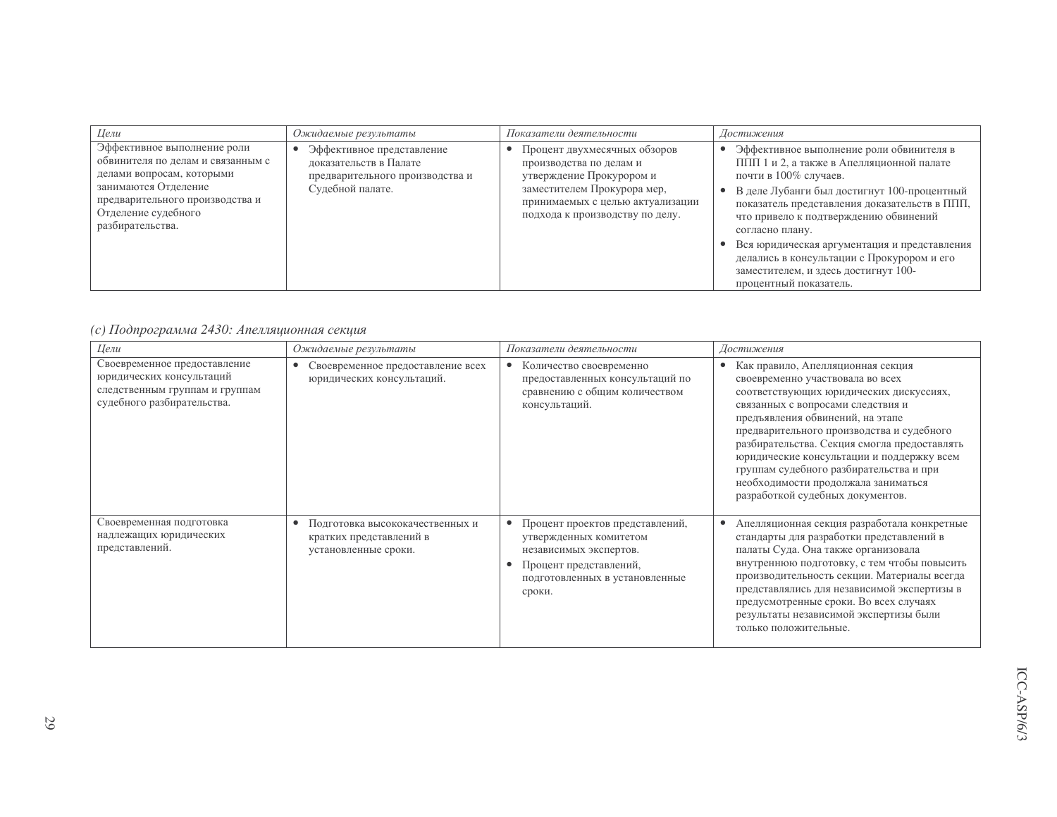| *Цели* | *Ожидаемые результаты* | *Показатели деятельности* | *Достижения* |
|---|---|---|---|
| Эффективное выполнение роли обвинителя по делам и связанным с делами вопросам, которыми занимаются Отделение предварительного производства и Отделение судебного разбирательства. | • Эффективное представление доказательств в Палате предварительного производства и Судебной палате. | • Процент двухмесячных обзоров производства по делам и утверждение Прокурором и заместителем Прокурора мер, принимаемых с целью актуализации подхода к производству по делу. | • Эффективное выполнение роли обвинителя в ППП 1 и 2, а также в Апелляционной палате почти в 100% случаев.<br>• В деле Лубанги был достигнут 100-процентный показатель представления доказательств в ППП, что привело к подтверждению обвинений согласно плану.<br>• Вся юридическая аргументация и представления делались в консультации с Прокурором и его заместителем, и здесь достигнут 100-процентный показатель. |

*(c) Подпрограмма 2430: Апелляционная секция*

| *Цели* | *Ожидаемые результаты* | *Показатели деятельности* | *Достижения* |
|---|---|---|---|
| Своевременное предоставление юридических консультаций следственным группам и группам судебного разбирательства. | • Своевременное предоставление всех юридических консультаций. | • Количество своевременно предоставленных консультаций по сравнению с общим количеством консультаций. | • Как правило, Апелляционная секция своевременно участвовала во всех соответствующих юридических дискуссиях, связанных с вопросами следствия и предъявления обвинений, на этапе предварительного производства и судебного разбирательства. Секция смогла предоставлять юридические консультации и поддержку всем группам судебного разбирательства и при необходимости продолжала заниматься разработкой судебных документов. |
| Своевременная подготовка надлежащих юридических представлений. | • Подготовка высококачественных и кратких представлений в установленные сроки. | • Процент проектов представлений, утвержденных комитетом независимых экспертов.<br>• Процент представлений, подготовленных в установленные сроки. | • Апелляционная секция разработала конкретные стандарты для разработки представлений в палаты Суда. Она также организовала внутреннюю подготовку, с тем чтобы повысить производительность секции. Материалы всегда представлялись для независимой экспертизы в предусмотренные сроки. Во всех случаях результаты независимой экспертизы были только положительные. |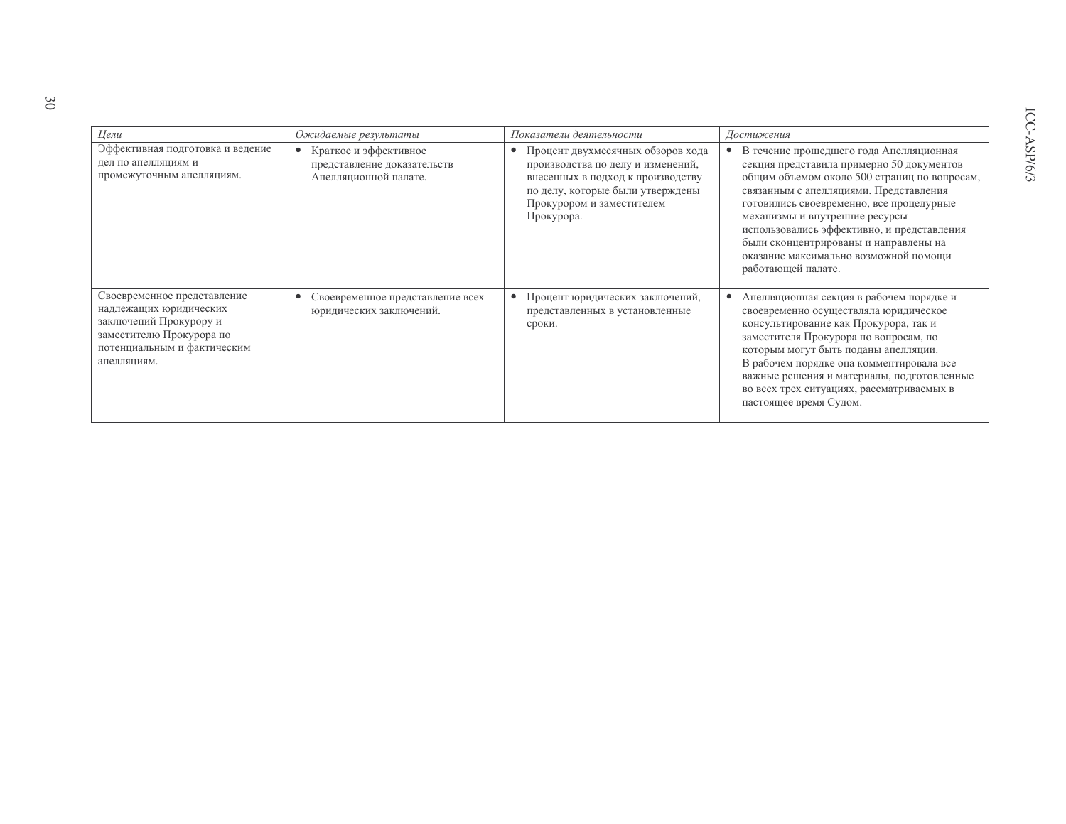| *Цели* | *Ожидаемые результаты* | *Показатели деятельности* | *Достижения* |
|---|---|---|---|
| Эффективная подготовка и ведение дел по апелляциям и промежуточным апелляциям. | • Краткое и эффективное представление доказательств Апелляционной палате. | • Процент двухмесячных обзоров хода производства по делу и изменений, внесенных в подход к производству по делу, которые были утверждены Прокурором и заместителем Прокурора. | • В течение прошедшего года Апелляционная секция представила примерно 50 документов общим объемом около 500 страниц по вопросам, связанным с апелляциями. Представления готовились своевременно, все процедурные механизмы и внутренние ресурсы использовались эффективно, и представления были сконцентрированы и направлены на оказание максимально возможной помощи работающей палате. |
| Своевременное представление надлежащих юридических заключений Прокурору и заместителю Прокурора по потенциальным и фактическим апелляциям. | • Своевременное представление всех юридических заключений. | • Процент юридических заключений, представленных в установленные сроки. | • Апелляционная секция в рабочем порядке и своевременно осуществляла юридическое консультирование как Прокурора, так и заместителя Прокурора по вопросам, по которым могут быть поданы апелляции. В рабочем порядке она комментировала все важные решения и материалы, подготовленные во всех трех ситуациях, рассматриваемых в настоящее время Судом. |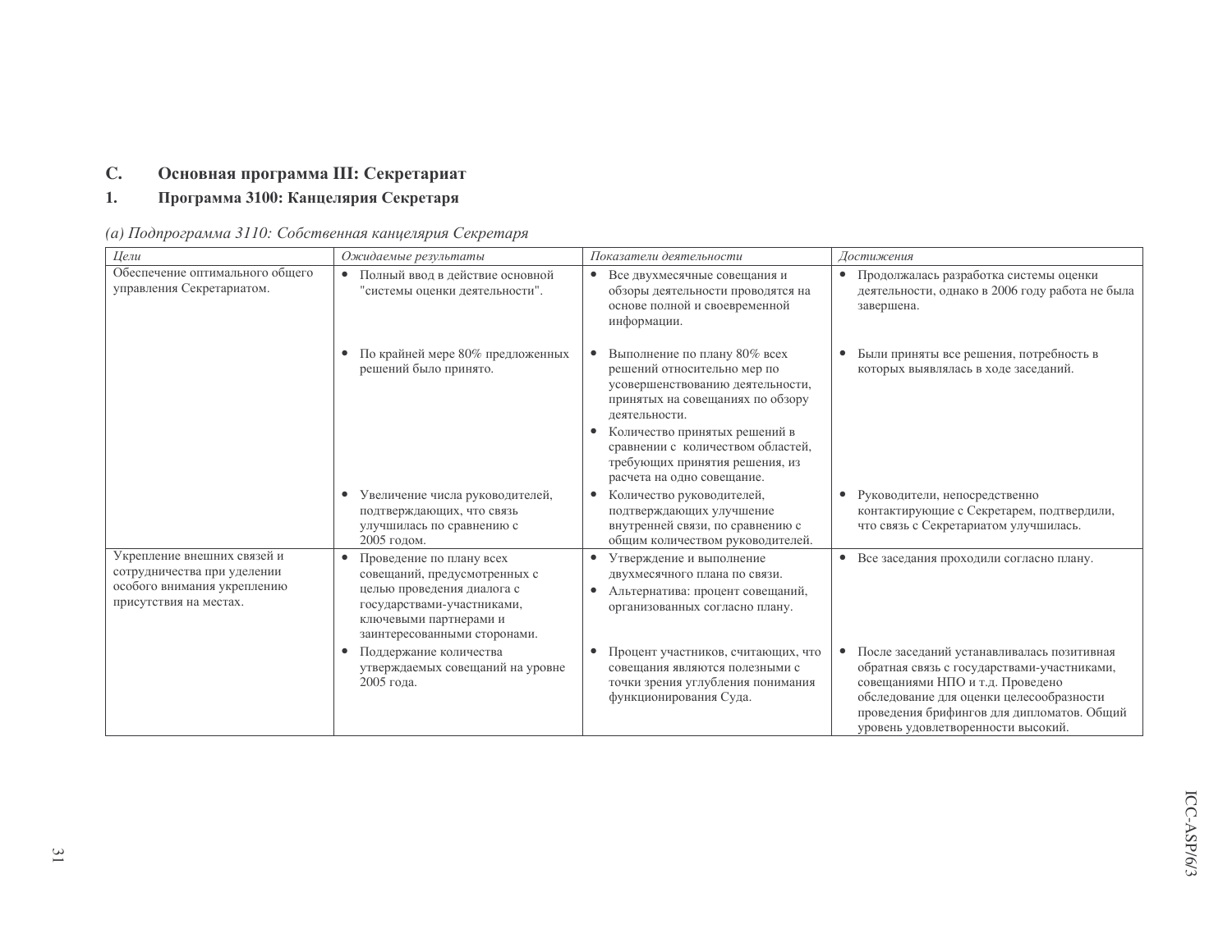## C. Основная программа III: Секретариат

### 1. Программа 3100: Канцелярия Секретаря

*(a) Подпрограмма 3110: Собственная канцелярия Секретаря*

| *Цели* | *Ожидаемые результаты* | *Показатели деятельности* | *Достижения* |
|---|---|---|---|
| Обеспечение оптимального общего управления Секретариатом. | • Полный ввод в действие основной "системы оценки деятельности". | • Все двухмесячные совещания и обзоры деятельности проводятся на основе полной и своевременной информации. | • Продолжалась разработка системы оценки деятельности, однако в 2006 году работа не была завершена. |
| | • По крайней мере 80% предложенных решений было принято. | • Выполнение по плану 80% всех решений относительно мер по усовершенствованию деятельности, принятых на совещаниях по обзору деятельности.<br>• Количество принятых решений в сравнении с количеством областей, требующих принятия решения, из расчета на одно совещание. | • Были приняты все решения, потребность в которых выявлялась в ходе заседаний. |
| | • Увеличение числа руководителей, подтверждающих, что связь улучшилась по сравнению с 2005 годом. | • Количество руководителей, подтверждающих улучшение внутренней связи, по сравнению с общим количеством руководителей. | • Руководители, непосредственно контактирующие с Секретарем, подтвердили, что связь с Секретариатом улучшилась. |
| Укрепление внешних связей и сотрудничества при уделении особого внимания укреплению присутствия на местах. | • Проведение по плану всех совещаний, предусмотренных с целью проведения диалога с государствами-участниками, ключевыми партнерами и заинтересованными сторонами. | • Утверждение и выполнение двухмесячного плана по связи.<br>• Альтернатива: процент совещаний, организованных согласно плану. | • Все заседания проходили согласно плану. |
| | • Поддержание количества утверждаемых совещаний на уровне 2005 года. | • Процент участников, считающих, что совещания являются полезными с точки зрения углубления понимания функционирования Суда. | • После заседаний устанавливалась позитивная обратная связь с государствами-участниками, совещаниями НПО и т.д. Проведено обследование для оценки целесообразности проведения брифингов для дипломатов. Общий уровень удовлетворенности высокий. |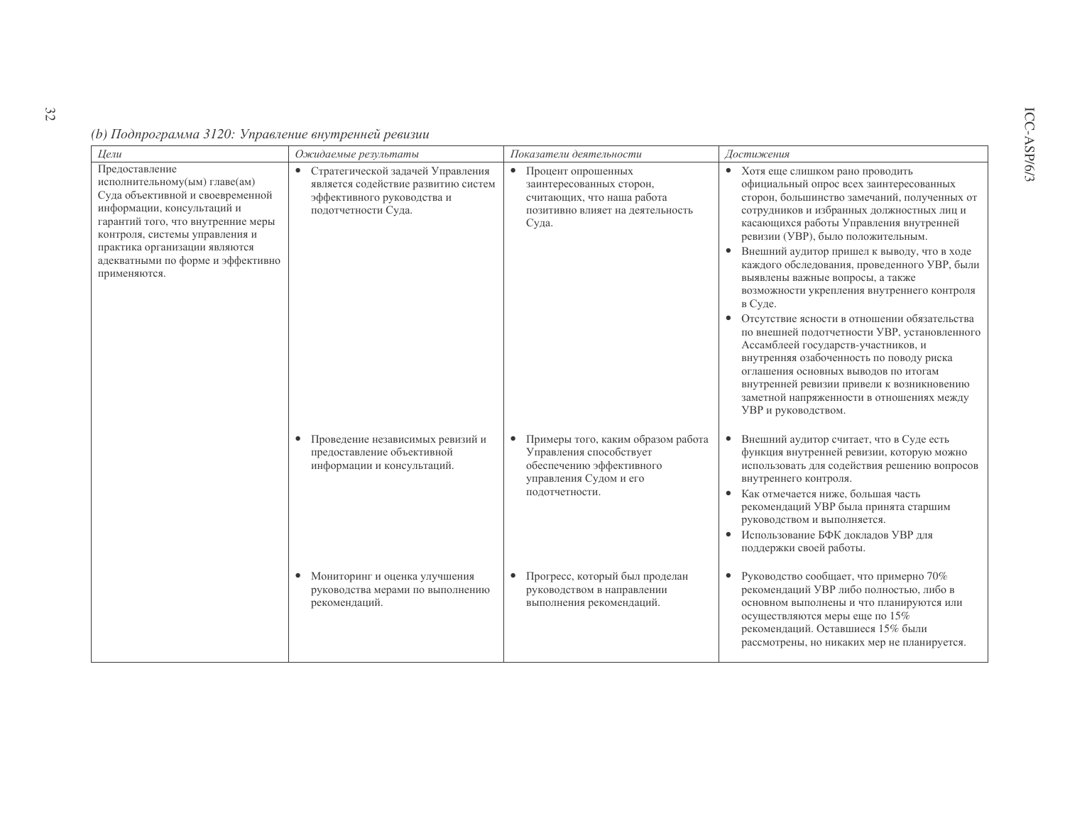*(b) Подпрограмма 3120: Управление внутренней ревизии*

| *Цели* | *Ожидаемые результаты* | *Показатели деятельности* | *Достижения* |
|---|---|---|---|
| Предоставление исполнительному(ым) главе(ам) Суда объективной и своевременной информации, консультаций и гарантий того, что внутренние меры контроля, системы управления и практика организации являются адекватными по форме и эффективно применяются. | • Стратегической задачей Управления является содействие развитию систем эффективного руководства и подотчетности Суда. | • Процент опрошенных заинтересованных сторон, считающих, что наша работа позитивно влияет на деятельность Суда. | • Хотя еще слишком рано проводить официальный опрос всех заинтересованных сторон, большинство замечаний, полученных от сотрудников и избранных должностных лиц и касающихся работы Управления внутренней ревизии (УВР), было положительным.<br>• Внешний аудитор пришел к выводу, что в ходе каждого обследования, проведенного УВР, были выявлены важные вопросы, а также возможности укрепления внутреннего контроля в Суде.<br>• Отсутствие ясности в отношении обязательства по внешней подотчетности УВР, установленного Ассамблеей государств-участников, и внутренняя озабоченность по поводу риска оглашения основных выводов по итогам внутренней ревизии привели к возникновению заметной напряженности в отношениях между УВР и руководством. |
| | • Проведение независимых ревизий и предоставление объективной информации и консультаций. | • Примеры того, каким образом работа Управления способствует обеспечению эффективного управления Судом и его подотчетности. | • Внешний аудитор считает, что в Суде есть функция внутренней ревизии, которую можно использовать для содействия решению вопросов внутреннего контроля.<br>• Как отмечается ниже, большая часть рекомендаций УВР была принята старшим руководством и выполняется.<br>• Использование БФК докладов УВР для поддержки своей работы. |
| | • Мониторинг и оценка улучшения руководства мерами по выполнению рекомендаций. | • Прогресс, который был проделан руководством в направлении выполнения рекомендаций. | • Руководство сообщает, что примерно 70% рекомендаций УВР либо полностью, либо в основном выполнены и что планируются или осуществляются меры еще по 15% рекомендаций. Оставшиеся 15% были рассмотрены, но никаких мер не планируется. |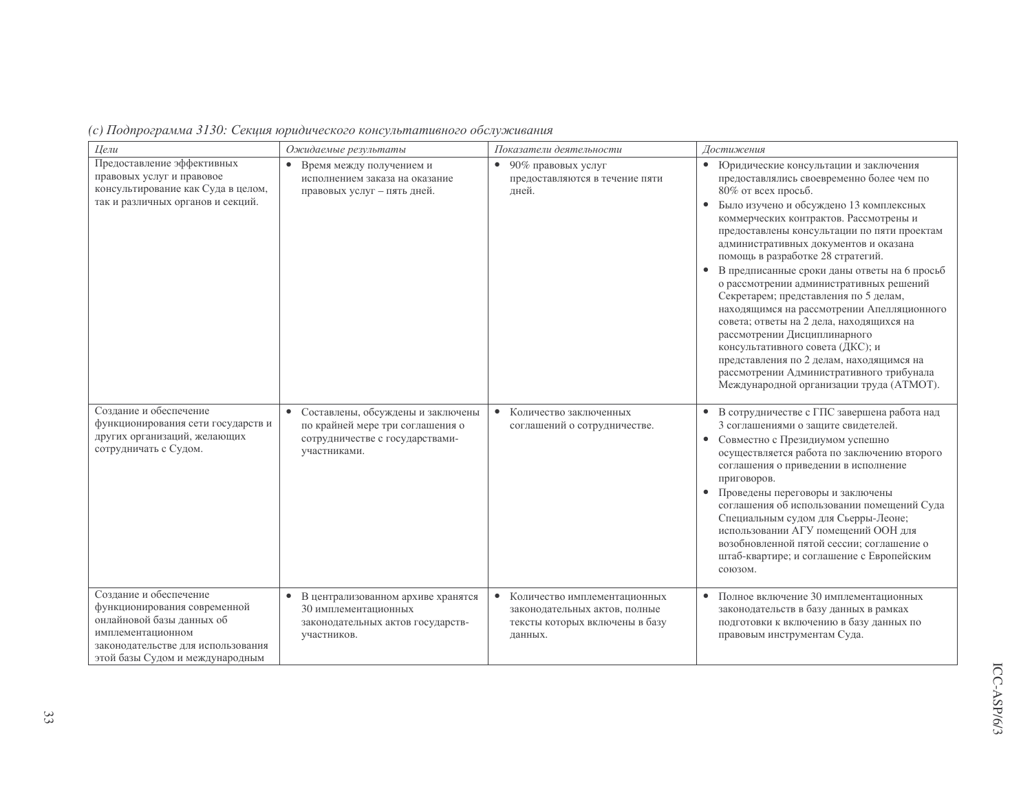*(c) Подпрограмма 3130: Секция юридического консультативного обслуживания*

| *Цели* | *Ожидаемые результаты* | *Показатели деятельности* | *Достижения* |
|---|---|---|---|
| Предоставление эффективных правовых услуг и правовое консультирование как Суда в целом, так и различных органов и секций. | • Время между получением и исполнением заказа на оказание правовых услуг – пять дней. | • 90% правовых услуг предоставляются в течение пяти дней. | • Юридические консультации и заключения предоставлялись своевременно более чем по 80% от всех просьб.<br>• Было изучено и обсуждено 13 комплексных коммерческих контрактов. Рассмотрены и предоставлены консультации по пяти проектам административных документов и оказана помощь в разработке 28 стратегий.<br>• В предписанные сроки даны ответы на 6 просьб о рассмотрении административных решений Секретарем; представления по 5 делам, находящимся на рассмотрении Апелляционного совета; ответы на 2 дела, находящихся на рассмотрении Дисциплинарного консультативного совета (ДКС); и представления по 2 делам, находящимся на рассмотрении Административного трибунала Международной организации труда (АТМОТ). |
| Создание и обеспечение функционирования сети государств и других организаций, желающих сотрудничать с Судом. | • Составлены, обсуждены и заключены по крайней мере три соглашения о сотрудничестве с государствами-участниками. | • Количество заключенных соглашений о сотрудничестве. | • В сотрудничестве с ГПС завершена работа над 3 соглашениями о защите свидетелей.<br>• Совместно с Президиумом успешно осуществляется работа по заключению второго соглашения о приведении в исполнение приговоров.<br>• Проведены переговоры и заключены соглашения об использовании помещений Суда Специальным судом для Сьерры-Леоне; использовании АГУ помещений ООН для возобновленной пятой сессии; соглашение о штаб-квартире; и соглашение с Европейским союзом. |
| Создание и обеспечение функционирования современной онлайновой базы данных об имплементационном законодательстве для использования этой базы Судом и международным | • В централизованном архиве хранятся 30 имплементационных законодательных актов государств-участников. | • Количество имплементационных законодательных актов, полные тексты которых включены в базу данных. | • Полное включение 30 имплементационных законодательств в базу данных в рамках подготовки к включению в базу данных по правовым инструментам Суда. |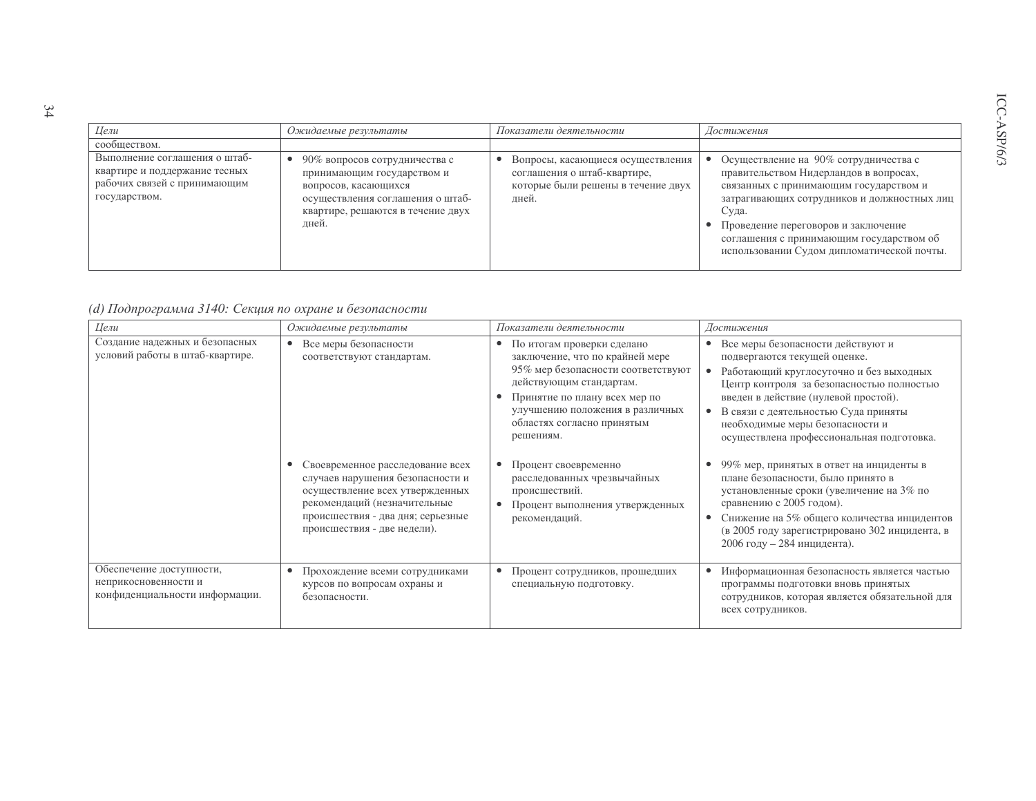| Цели | Ожидаемые результаты | Показатели деятельности | Достижения |
|---|---|---|---|
| сообществом. | | | |
| Выполнение соглашения о штаб-квартире и поддержание тесных рабочих связей с принимающим государством. | • 90% вопросов сотрудничества с принимающим государством и вопросов, касающихся осуществления соглашения о штаб-квартире, решаются в течение двух дней. | • Вопросы, касающиеся осуществления соглашения о штаб-квартире, которые были решены в течение двух дней. | • Осуществление на 90% сотрудничества с правительством Нидерландов в вопросах, связанных с принимающим государством и затрагивающих сотрудников и должностных лиц Суда.<br>• Проведение переговоров и заключение соглашения с принимающим государством об использовании Судом дипломатической почты. |

*(d) Подпрограмма 3140: Секция по охране и безопасности*

| Цели | Ожидаемые результаты | Показатели деятельности | Достижения |
|---|---|---|---|
| Создание надежных и безопасных условий работы в штаб-квартире. | • Все меры безопасности соответствуют стандартам. | • По итогам проверки сделано заключение, что по крайней мере 95% мер безопасности соответствуют действующим стандартам.<br>• Принятие по плану всех мер по улучшению положения в различных областях согласно принятым решениям. | • Все меры безопасности действуют и подвергаются текущей оценке.<br>• Работающий круглосуточно и без выходных Центр контроля за безопасностью полностью введен в действие (нулевой простой).<br>• В связи с деятельностью Суда приняты необходимые меры безопасности и осуществлена профессиональная подготовка. |
| | • Своевременное расследование всех случаев нарушения безопасности и осуществление всех утвержденных рекомендаций (незначительные происшествия - два дня; серьезные происшествия - две недели). | • Процент своевременно расследованных чрезвычайных происшествий.<br>• Процент выполнения утвержденных рекомендаций. | • 99% мер, принятых в ответ на инциденты в плане безопасности, было принято в установленные сроки (увеличение на 3% по сравнению с 2005 годом).<br>• Снижение на 5% общего количества инцидентов (в 2005 году зарегистрировано 302 инцидента, в 2006 году – 284 инцидента). |
| Обеспечение доступности, неприкосновенности и конфиденциальности информации. | • Прохождение всеми сотрудниками курсов по вопросам охраны и безопасности. | • Процент сотрудников, прошедших специальную подготовку. | • Информационная безопасность является частью программы подготовки вновь принятых сотрудников, которая является обязательной для всех сотрудников. |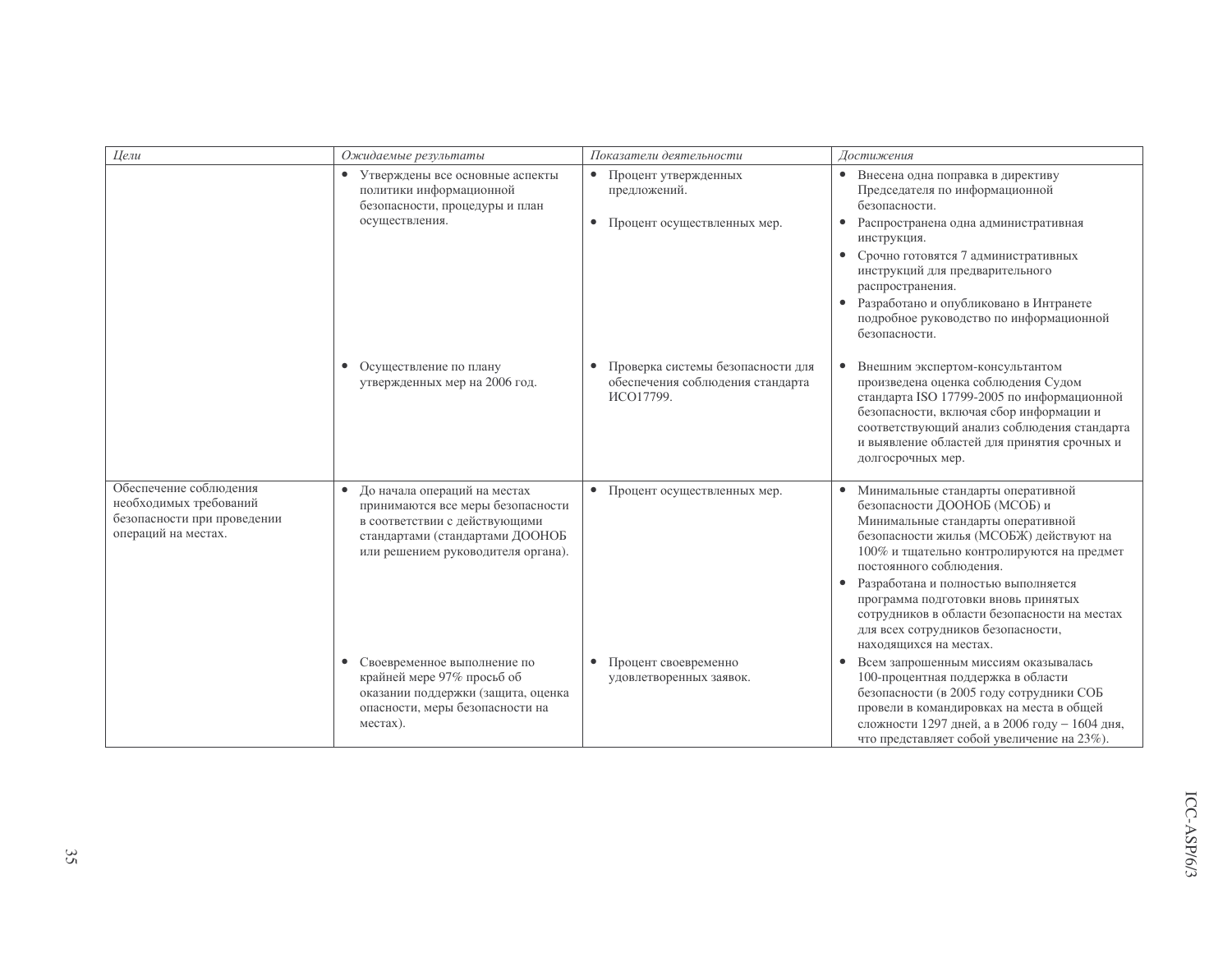| *Цели* | *Ожидаемые результаты* | *Показатели деятельности* | *Достижения* |
|---|---|---|---|
| | • Утверждены все основные аспекты политики информационной безопасности, процедуры и план осуществления. | • Процент утвержденных предложений.<br>• Процент осуществленных мер. | • Внесена одна поправка в директиву Председателя по информационной безопасности.<br>• Распространена одна административная инструкция.<br>• Срочно готовятся 7 административных инструкций для предварительного распространения.<br>• Разработано и опубликовано в Интранете подробное руководство по информационной безопасности. |
| | • Осуществление по плану утвержденных мер на 2006 год. | • Проверка системы безопасности для обеспечения соблюдения стандарта ИСО17799. | • Внешним экспертом-консультантом произведена оценка соблюдения Судом стандарта ISO 17799-2005 по информационной безопасности, включая сбор информации и соответствующий анализ соблюдения стандарта и выявление областей для принятия срочных и долгосрочных мер. |
| Обеспечение соблюдения необходимых требований безопасности при проведении операций на местах. | • До начала операций на местах принимаются все меры безопасности в соответствии с действующими стандартами (стандартами ДООНОБ или решением руководителя органа). | • Процент осуществленных мер. | • Минимальные стандарты оперативной безопасности ДООНОБ (МСОБ) и Минимальные стандарты оперативной безопасности жилья (МСОБЖ) действуют на 100% и тщательно контролируются на предмет постоянного соблюдения.<br>• Разработана и полностью выполняется программа подготовки вновь принятых сотрудников в области безопасности на местах для всех сотрудников безопасности, находящихся на местах. |
| | • Своевременное выполнение по крайней мере 97% просьб об оказании поддержки (защита, оценка опасности, меры безопасности на местах). | • Процент своевременно удовлетворенных заявок. | • Всем запрошенным миссиям оказывалась 100-процентная поддержка в области безопасности (в 2005 году сотрудники СОБ провели в командировках на места в общей сложности 1297 дней, а в 2006 году – 1604 дня, что представляет собой увеличение на 23%). |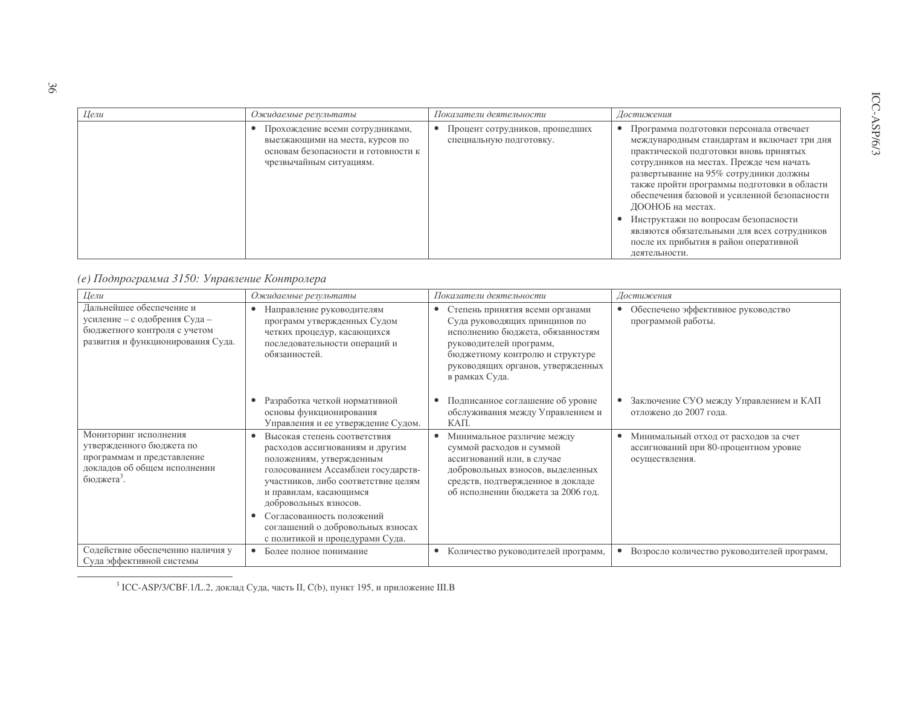| *Цели* | *Ожидаемые результаты* | *Показатели деятельности* | *Достижения* |
|---|---|---|---|
| | • Прохождение всеми сотрудниками, выезжающими на места, курсов по основам безопасности и готовности к чрезвычайным ситуациям. | • Процент сотрудников, прошедших специальную подготовку. | • Программа подготовки персонала отвечает международным стандартам и включает три дня практической подготовки вновь принятых сотрудников на местах. Прежде чем начать развертывание на 95% сотрудники должны также пройти программы подготовки в области обеспечения базовой и усиленной безопасности ДООНОБ на местах. • Инструктажи по вопросам безопасности являются обязательными для всех сотрудников после их прибытия в район оперативной деятельности. |

### *(e) Подпрограмма 3150: Управление Контролера*

| *Цели* | *Ожидаемые результаты* | *Показатели деятельности* | *Достижения* |
|---|---|---|---|
| Дальнейшее обеспечение и усиление – с одобрения Суда – бюджетного контроля с учетом развития и функционирования Суда. | • Направление руководителям программ утвержденных Судом четких процедур, касающихся последовательности операций и обязанностей. | • Степень принятия всеми органами Суда руководящих принципов по исполнению бюджета, обязанностям руководителей программ, бюджетному контролю и структуре руководящих органов, утвержденных в рамках Суда. | • Обеспечено эффективное руководство программой работы. |
| | • Разработка четкой нормативной основы функционирования Управления и ее утверждение Судом. | • Подписанное соглашение об уровне обслуживания между Управлением и КАП. | • Заключение СУО между Управлением и КАП отложено до 2007 года. |
| Мониторинг исполнения утвержденного бюджета по программам и представление докладов об общем исполнении бюджета[3]. | • Высокая степень соответствия расходов ассигнованиям и другим положениям, утвержденным голосованием Ассамблеи государств-участников, либо соответствие целям и правилам, касающимся добровольных взносов. • Согласованность положений соглашений о добровольных взносах с политикой и процедурами Суда. | • Минимальное различие между суммой расходов и суммой ассигнований или, в случае добровольных взносов, выделенных средств, подтвержденное в докладе об исполнении бюджета за 2006 год. | • Минимальный отход от расходов за счет ассигнований при 80-процентном уровне осуществления. |
| Содействие обеспечению наличия у Суда эффективной системы | • Более полное понимание | • Количество руководителей программ, | • Возросло количество руководителей программ, |

[3] ICC-ASP/3/CBF.1/L.2, доклад Суда, часть II, C(b), пункт 195, и приложение III.B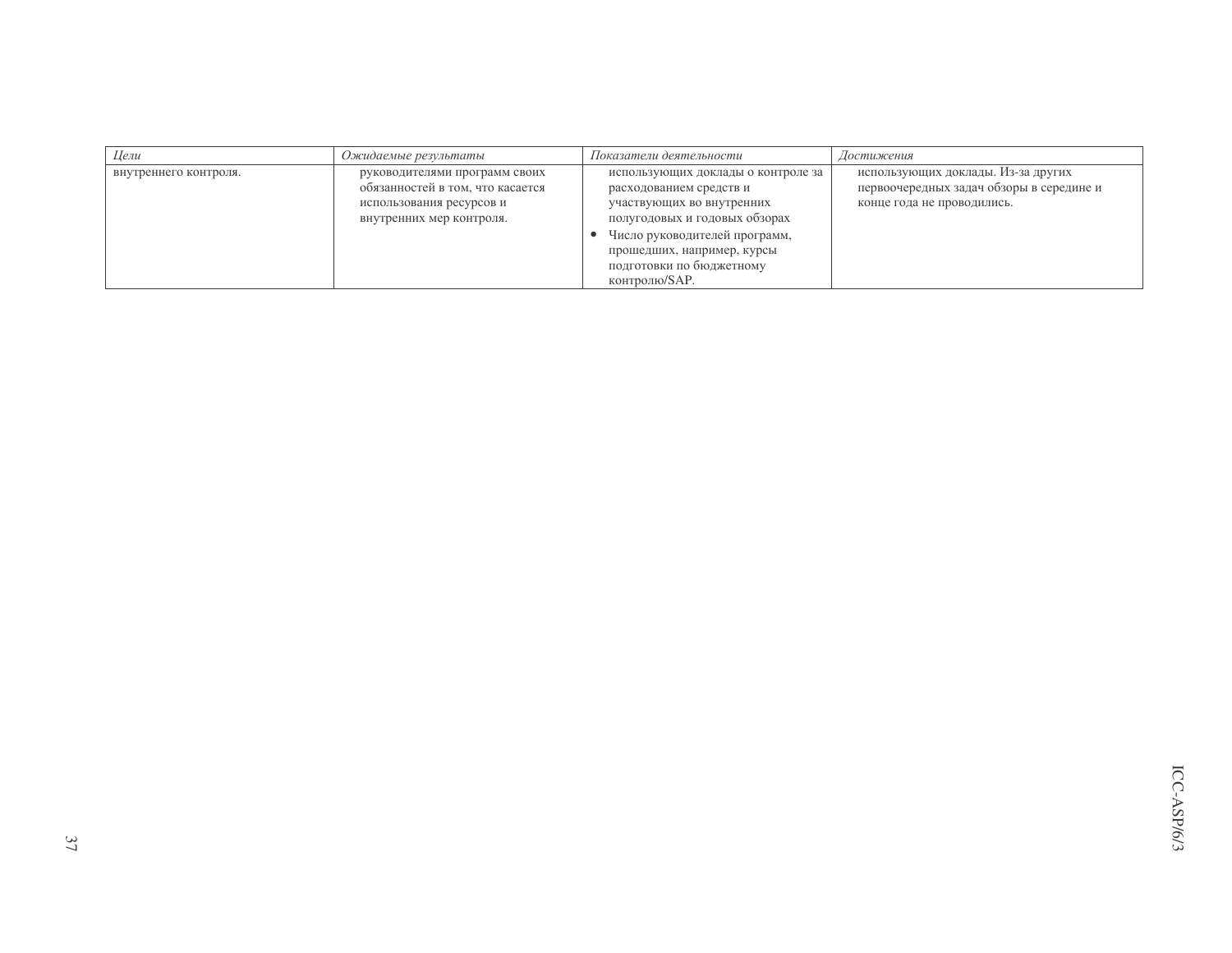| *Цели* | *Ожидаемые результаты* | *Показатели деятельности* | *Достижения* |
|---|---|---|---|
| внутреннего контроля. | руководителями программ своих обязанностей в том, что касается использования ресурсов и внутренних мер контроля. | использующих доклады о контроле за расходованием средств и участвующих во внутренних полугодовых и годовых обзорах<br>• Число руководителей программ, прошедших, например, курсы подготовки по бюджетному контролю/SAP. | использующих доклады. Из-за других первоочередных задач обзоры в середине и конце года не проводились. |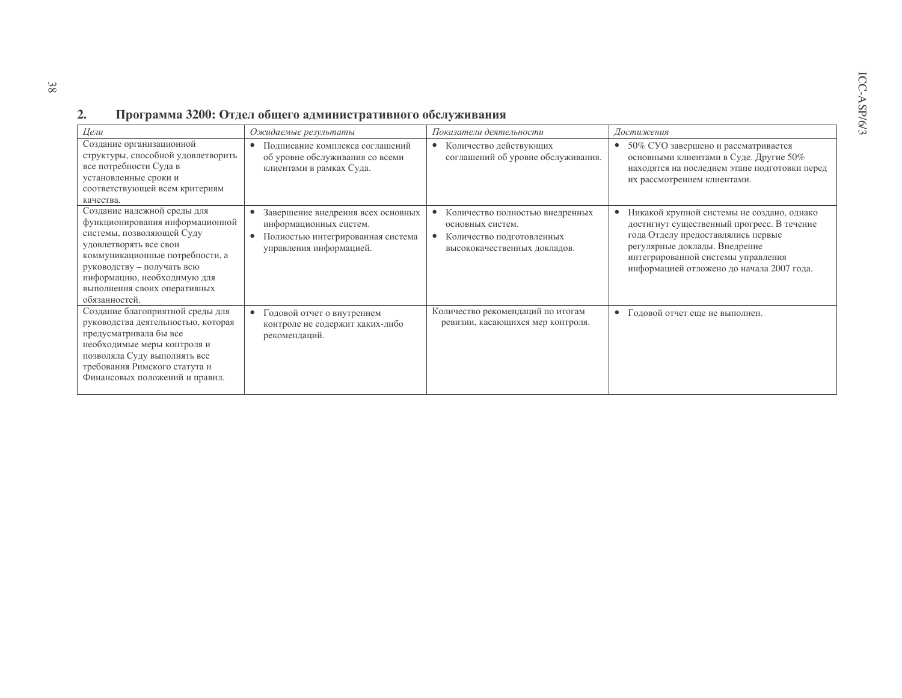## 2. Программа 3200: Отдел общего административного обслуживания

| *Цели* | *Ожидаемые результаты* | *Показатели деятельности* | *Достижения* |
|---|---|---|---|
| Создание организационной структуры, способной удовлетворить все потребности Суда в установленные сроки и соответствующей всем критериям качества. | • Подписание комплекса соглашений об уровне обслуживания со всеми клиентами в рамках Суда. | • Количество действующих соглашений об уровне обслуживания. | • 50% СУО завершено и рассматривается основными клиентами в Суде. Другие 50% находятся на последнем этапе подготовки перед их рассмотрением клиентами. |
| Создание надежной среды для функционирования информационной системы, позволяющей Суду удовлетворять все свои коммуникационные потребности, а руководству – получать всю информацию, необходимую для выполнения своих оперативных обязанностей. | • Завершение внедрения всех основных информационных систем. <br> • Полностью интегрированная система управления информацией. | • Количество полностью внедренных основных систем. <br> • Количество подготовленных высококачественных докладов. | • Никакой крупной системы не создано, однако достигнут существенный прогресс. В течение года Отделу предоставлялись первые регулярные доклады. Внедрение интегрированной системы управления информацией отложено до начала 2007 года. |
| Создание благоприятной среды для руководства деятельностью, которая предусматривала бы все необходимые меры контроля и позволяла Суду выполнять все требования Римского статута и Финансовых положений и правил. | • Годовой отчет о внутреннем контроле не содержит каких-либо рекомендаций. | Количество рекомендаций по итогам ревизии, касающихся мер контроля. | • Годовой отчет еще не выполнен. |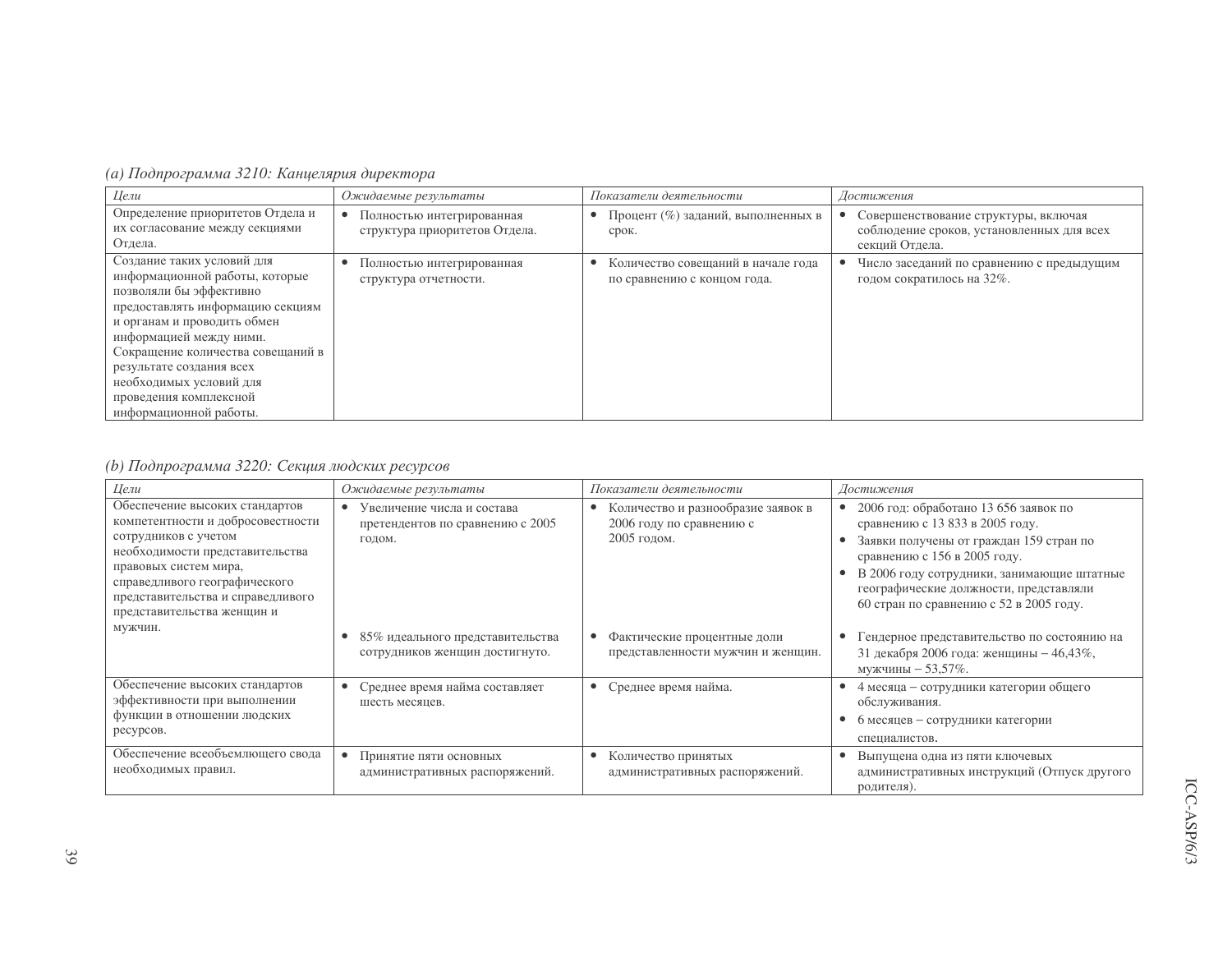*(a) Подпрограмма 3210: Канцелярия директора*

| *Цели* | *Ожидаемые результаты* | *Показатели деятельности* | *Достижения* |
|---|---|---|---|
| Определение приоритетов Отдела и их согласование между секциями Отдела. | • Полностью интегрированная структура приоритетов Отдела. | • Процент (%) заданий, выполненных в срок. | • Совершенствование структуры, включая соблюдение сроков, установленных для всех секций Отдела. |
| Создание таких условий для информационной работы, которые позволяли бы эффективно предоставлять информацию секциям и органам и проводить обмен информацией между ними. Сокращение количества совещаний в результате создания всех необходимых условий для проведения комплексной информационной работы. | • Полностью интегрированная структура отчетности. | • Количество совещаний в начале года по сравнению с концом года. | • Число заседаний по сравнению с предыдущим годом сократилось на 32%. |

*(b) Подпрограмма 3220: Секция людских ресурсов*

| *Цели* | *Ожидаемые результаты* | *Показатели деятельности* | *Достижения* |
|---|---|---|---|
| Обеспечение высоких стандартов компетентности и добросовестности сотрудников с учетом необходимости представительства правовых систем мира, справедливого географического представительства и справедливого представительства женщин и мужчин. | • Увеличение числа и состава претендентов по сравнению с 2005 годом. | • Количество и разнообразие заявок в 2006 году по сравнению с 2005 годом. | • 2006 год: обработано 13 656 заявок по сравнению с 13 833 в 2005 году.<br>• Заявки получены от граждан 159 стран по сравнению с 156 в 2005 году.<br>• В 2006 году сотрудники, занимающие штатные географические должности, представляли 60 стран по сравнению с 52 в 2005 году. |
| | • 85% идеального представительства сотрудников женщин достигнуто. | • Фактические процентные доли представленности мужчин и женщин. | • Гендерное представительство по состоянию на 31 декабря 2006 года: женщины – 46,43%, мужчины – 53,57%. |
| Обеспечение высоких стандартов эффективности при выполнении функции в отношении людских ресурсов. | • Среднее время найма составляет шесть месяцев. | • Среднее время найма. | • 4 месяца – сотрудники категории общего обслуживания.<br>• 6 месяцев – сотрудники категории специалистов. |
| Обеспечение всеобъемлющего свода необходимых правил. | • Принятие пяти основных административных распоряжений. | • Количество принятых административных распоряжений. | • Выпущена одна из пяти ключевых административных инструкций (Отпуск другого родителя). |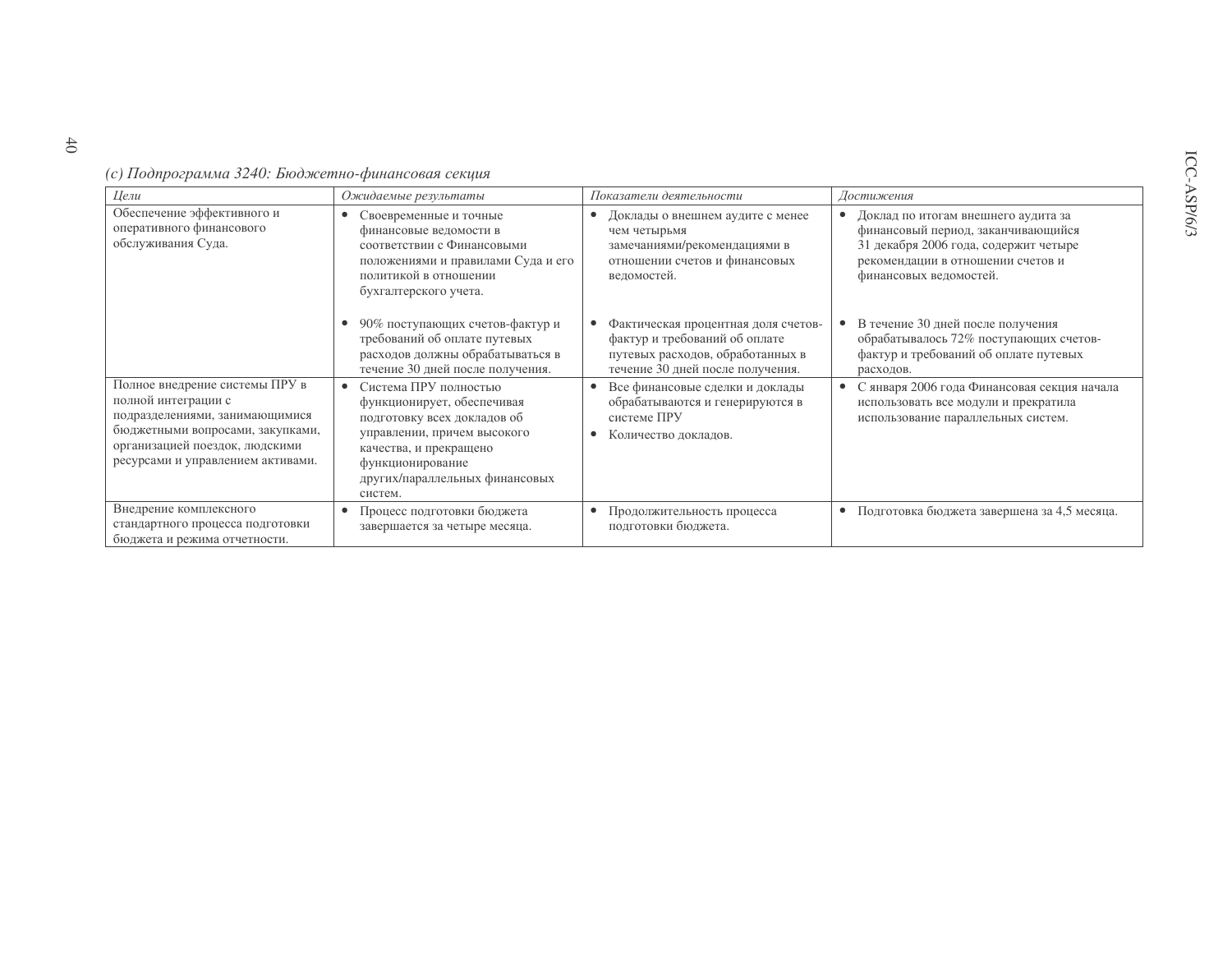*(c) Подпрограмма 3240: Бюджетно-финансовая секция*

| *Цели* | *Ожидаемые результаты* | *Показатели деятельности* | *Достижения* |
|---|---|---|---|
| Обеспечение эффективного и оперативного финансового обслуживания Суда. | • Своевременные и точные финансовые ведомости в соответствии с Финансовыми положениями и правилами Суда и его политикой в отношении бухгалтерского учета. | • Доклады о внешнем аудите с менее чем четырьмя замечаниями/рекомендациями в отношении счетов и финансовых ведомостей. | • Доклад по итогам внешнего аудита за финансовый период, заканчивающийся 31 декабря 2006 года, содержит четыре рекомендации в отношении счетов и финансовых ведомостей. |
| | • 90% поступающих счетов-фактур и требований об оплате путевых расходов должны обрабатываться в течение 30 дней после получения. | • Фактическая процентная доля счетов-фактур и требований об оплате путевых расходов, обработанных в течение 30 дней после получения. | • В течение 30 дней после получения обрабатывалось 72% поступающих счетов-фактур и требований об оплате путевых расходов. |
| Полное внедрение системы ПРУ в полной интеграции с подразделениями, занимающимися бюджетными вопросами, закупками, организацией поездок, людскими ресурсами и управлением активами. | • Система ПРУ полностью функционирует, обеспечивая подготовку всех докладов об управлении, причем высокого качества, и прекращено функционирование других/параллельных финансовых систем. | • Все финансовые сделки и доклады обрабатываются и генерируются в системе ПРУ<br>• Количество докладов. | • С января 2006 года Финансовая секция начала использовать все модули и прекратила использование параллельных систем. |
| Внедрение комплексного стандартного процесса подготовки бюджета и режима отчетности. | • Процесс подготовки бюджета завершается за четыре месяца. | • Продолжительность процесса подготовки бюджета. | • Подготовка бюджета завершена за 4,5 месяца. |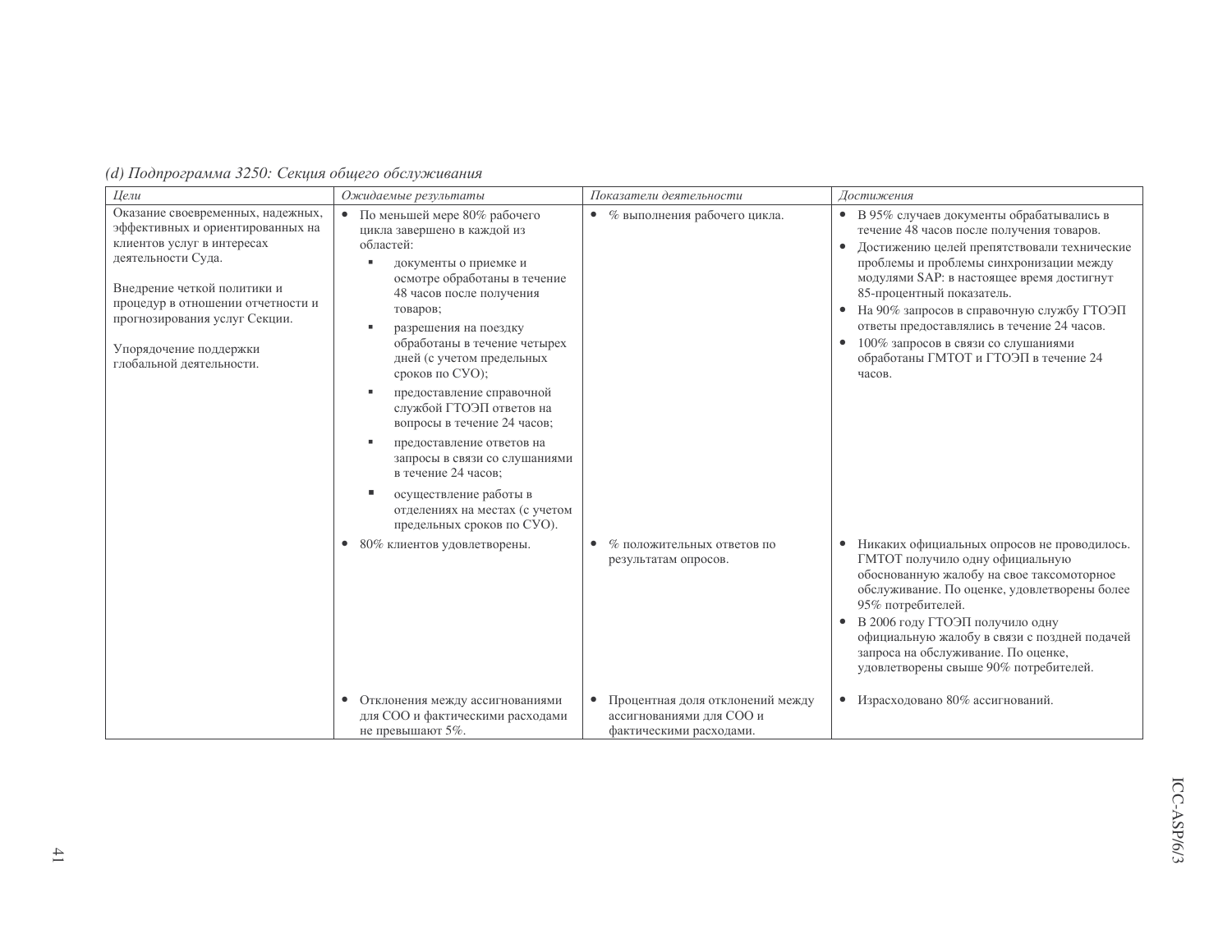*(d) Подпрограмма 3250: Секция общего обслуживания*

| *Цели* | *Ожидаемые результаты* | *Показатели деятельности* | *Достижения* |
|---|---|---|---|
| Оказание своевременных, надежных, эффективных и ориентированных на клиентов услуг в интересах деятельности Суда.<br><br>Внедрение четкой политики и процедур в отношении отчетности и прогнозирования услуг Секции.<br><br>Упорядочение поддержки глобальной деятельности. | • По меньшей мере 80% рабочего цикла завершено в каждой из областей:<br>▪ документы о приемке и осмотре обработаны в течение 48 часов после получения товаров;<br>▪ разрешения на поездку обработаны в течение четырех дней (с учетом предельных сроков по СУО);<br>▪ предоставление справочной службой ГТОЭП ответов на вопросы в течение 24 часов;<br>▪ предоставление ответов на запросы в связи со слушаниями в течение 24 часов;<br>▪ осуществление работы в отделениях на местах (с учетом предельных сроков по СУО). | • % выполнения рабочего цикла. | • В 95% случаев документы обрабатывались в течение 48 часов после получения товаров.<br>• Достижению целей препятствовали технические проблемы и проблемы синхронизации между модулями SAP: в настоящее время достигнут 85-процентный показатель.<br>• На 90% запросов в справочную службу ГТОЭП ответы предоставлялись в течение 24 часов.<br>• 100% запросов в связи со слушаниями обработаны ГМТОТ и ГТОЭП в течение 24 часов. |
| | • 80% клиентов удовлетворены. | • % положительных ответов по результатам опросов. | • Никаких официальных опросов не проводилось. ГМТОТ получило одну официальную обоснованную жалобу на свое таксомоторное обслуживание. По оценке, удовлетворены более 95% потребителей.<br>• В 2006 году ГТОЭП получило одну официальную жалобу в связи с поздней подачей запроса на обслуживание. По оценке, удовлетворены свыше 90% потребителей. |
| | • Отклонения между ассигнованиями для СОО и фактическими расходами не превышают 5%. | • Процентная доля отклонений между ассигнованиями для СОО и фактическими расходами. | • Израсходовано 80% ассигнований. |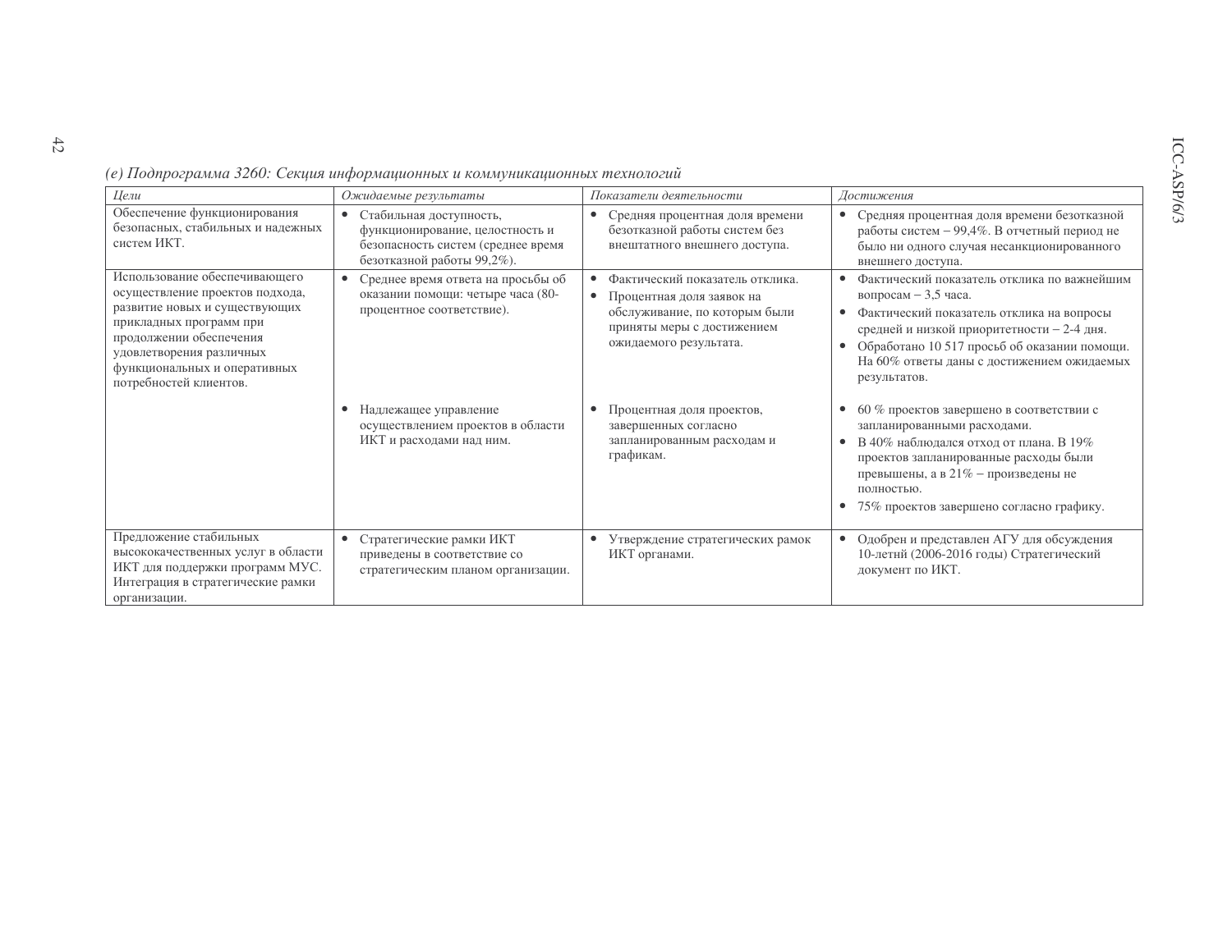*(е) Подпрограмма 3260: Секция информационных и коммуникационных технологий*

| *Цели* | *Ожидаемые результаты* | *Показатели деятельности* | *Достижения* |
|---|---|---|---|
| Обеспечение функционирования безопасных, стабильных и надежных систем ИКТ. | • Стабильная доступность, функционирование, целостность и безопасность систем (среднее время безотказной работы 99,2%). | • Средняя процентная доля времени безотказной работы систем без внештатного внешнего доступа. | • Средняя процентная доля времени безотказной работы систем – 99,4%. В отчетный период не было ни одного случая несанкционированного внешнего доступа. |
| Использование обеспечивающего осуществление проектов подхода, развитие новых и существующих прикладных программ при продолжении обеспечения удовлетворения различных функциональных и оперативных потребностей клиентов. | • Среднее время ответа на просьбы об оказании помощи: четыре часа (80-процентное соответствие). | • Фактический показатель отклика. • Процентная доля заявок на обслуживание, по которым были приняты меры с достижением ожидаемого результата. | • Фактический показатель отклика по важнейшим вопросам – 3,5 часа. • Фактический показатель отклика на вопросы средней и низкой приоритетности – 2-4 дня. • Обработано 10 517 просьб об оказании помощи. На 60% ответы даны с достижением ожидаемых результатов. |
| | • Надлежащее управление осуществлением проектов в области ИКТ и расходами над ним. | • Процентная доля проектов, завершенных согласно запланированным расходам и графикам. | • 60 % проектов завершено в соответствии с запланированными расходами. • В 40% наблюдался отход от плана. В 19% проектов запланированные расходы были превышены, а в 21% – произведены не полностью. • 75% проектов завершено согласно графику. |
| Предложение стабильных высококачественных услуг в области ИКТ для поддержки программ МУС. Интеграция в стратегические рамки организации. | • Стратегические рамки ИКТ приведены в соответствие со стратегическим планом организации. | • Утверждение стратегических рамок ИКТ органами. | • Одобрен и представлен АГУ для обсуждения 10-летний (2006-2016 годы) Стратегический документ по ИКТ. |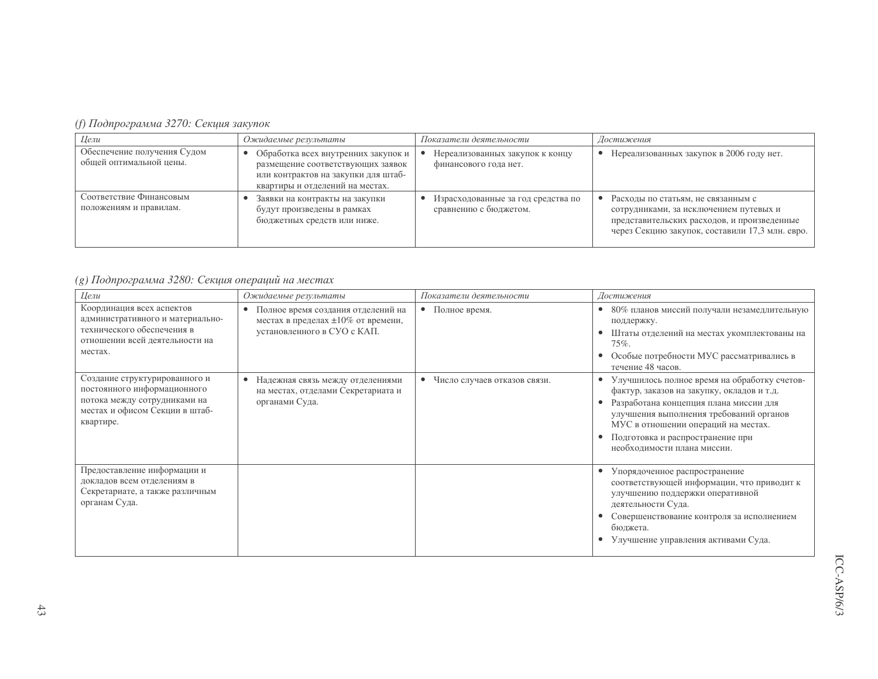*(f) Подпрограмма 3270: Секция закупок*

| *Цели* | *Ожидаемые результаты* | *Показатели деятельности* | *Достижения* |
|---|---|---|---|
| Обеспечение получения Судом общей оптимальной цены. | • Обработка всех внутренних закупок и размещение соответствующих заявок или контрактов на закупки для штаб-квартиры и отделений на местах. | • Нереализованных закупок к концу финансового года нет. | • Нереализованных закупок в 2006 году нет. |
| Соответствие Финансовым положениям и правилам. | • Заявки на контракты на закупки будут произведены в рамках бюджетных средств или ниже. | • Израсходованные за год средства по сравнению с бюджетом. | • Расходы по статьям, не связанным с сотрудниками, за исключением путевых и представительских расходов, и произведенные через Секцию закупок, составили 17,3 млн. евро. |

*(g) Подпрограмма 3280: Секция операций на местах*

| *Цели* | *Ожидаемые результаты* | *Показатели деятельности* | *Достижения* |
|---|---|---|---|
| Координация всех аспектов административного и материально-технического обеспечения в отношении всей деятельности на местах. | • Полное время создания отделений на местах в пределах ±10% от времени, установленного в СУО с КАП. | • Полное время. | • 80% планов миссий получали незамедлительную поддержку.<br>• Штаты отделений на местах укомплектованы на 75%.<br>• Особые потребности МУС рассматривались в течение 48 часов. |
| Создание структурированного и постоянного информационного потока между сотрудниками на местах и офисом Секции в штаб-квартире. | • Надежная связь между отделениями на местах, отделами Секретариата и органами Суда. | • Число случаев отказов связи. | • Улучшилось полное время на обработку счетов-фактур, заказов на закупку, окладов и т.д.<br>• Разработана концепция плана миссии для улучшения выполнения требований органов МУС в отношении операций на местах.<br>• Подготовка и распространение при необходимости плана миссии. |
| Предоставление информации и докладов всем отделениям в Секретариате, а также различным органам Суда. | | | • Упорядоченное распространение соответствующей информации, что приводит к улучшению поддержки оперативной деятельности Суда.<br>• Совершенствование контроля за исполнением бюджета.<br>• Улучшение управления активами Суда. |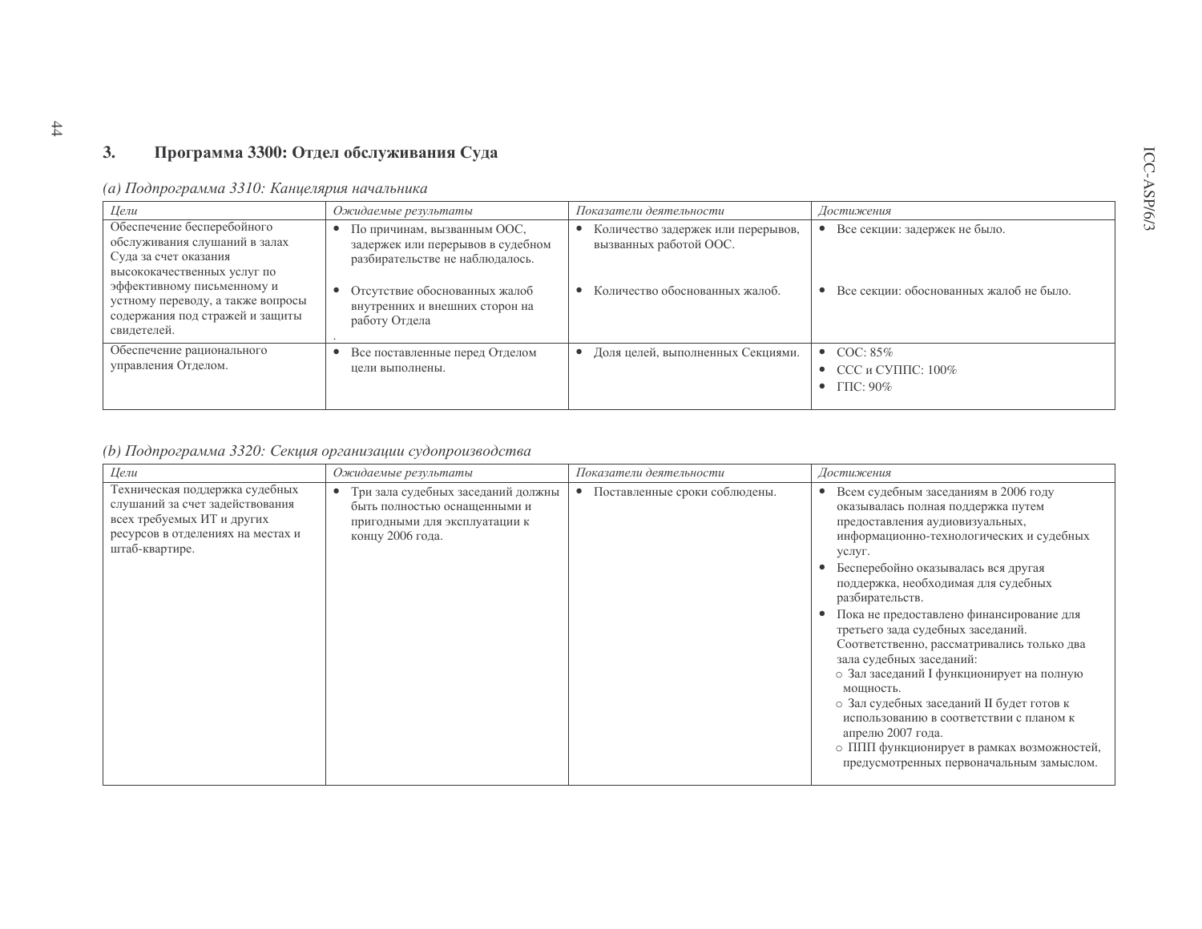### 3. Программа 3300: Отдел обслуживания Суда

*(a) Подпрограмма 3310: Канцелярия начальника*

| *Цели* | *Ожидаемые результаты* | *Показатели деятельности* | *Достижения* |
|---|---|---|---|
| Обеспечение бесперебойного обслуживания слушаний в залах Суда за счет оказания высококачественных услуг по эффективному письменному и устному переводу, а также вопросы содержания под стражей и защиты свидетелей. | • По причинам, вызванным ООС, задержек или перерывов в судебном разбирательстве не наблюдалось.<br>• Отсутствие обоснованных жалоб внутренних и внешних сторон на работу Отдела<br>. | • Количество задержек или перерывов, вызванных работой ООС.<br>• Количество обоснованных жалоб. | • Все секции: задержек не было.<br>• Все секции: обоснованных жалоб не было. |
| Обеспечение рационального управления Отделом. | • Все поставленные перед Отделом цели выполнены. | • Доля целей, выполненных Секциями. | • СОС: 85%<br>• ССС и СУППС: 100%<br>• ГПС: 90% |

*(b) Подпрограмма 3320: Секция организации судопроизводства*

| *Цели* | *Ожидаемые результаты* | *Показатели деятельности* | *Достижения* |
|---|---|---|---|
| Техническая поддержка судебных слушаний за счет задействования всех требуемых ИТ и других ресурсов в отделениях на местах и штаб-квартире. | • Три зала судебных заседаний должны быть полностью оснащенными и пригодными для эксплуатации к концу 2006 года. | • Поставленные сроки соблюдены. | • Всем судебным заседаниям в 2006 году оказывалась полная поддержка путем предоставления аудиовизуальных, информационно-технологических и судебных услуг.<br>• Бесперебойно оказывалась вся другая поддержка, необходимая для судебных разбирательств.<br>• Пока не предоставлено финансирование для третьего зада судебных заседаний. Соответственно, рассматривались только два зала судебных заседаний:<br>○ Зал заседаний I функционирует на полную мощность.<br>○ Зал судебных заседаний II будет готов к использованию в соответствии с планом к апрелю 2007 года.<br>○ ППП функционирует в рамках возможностей, предусмотренных первоначальным замыслом. |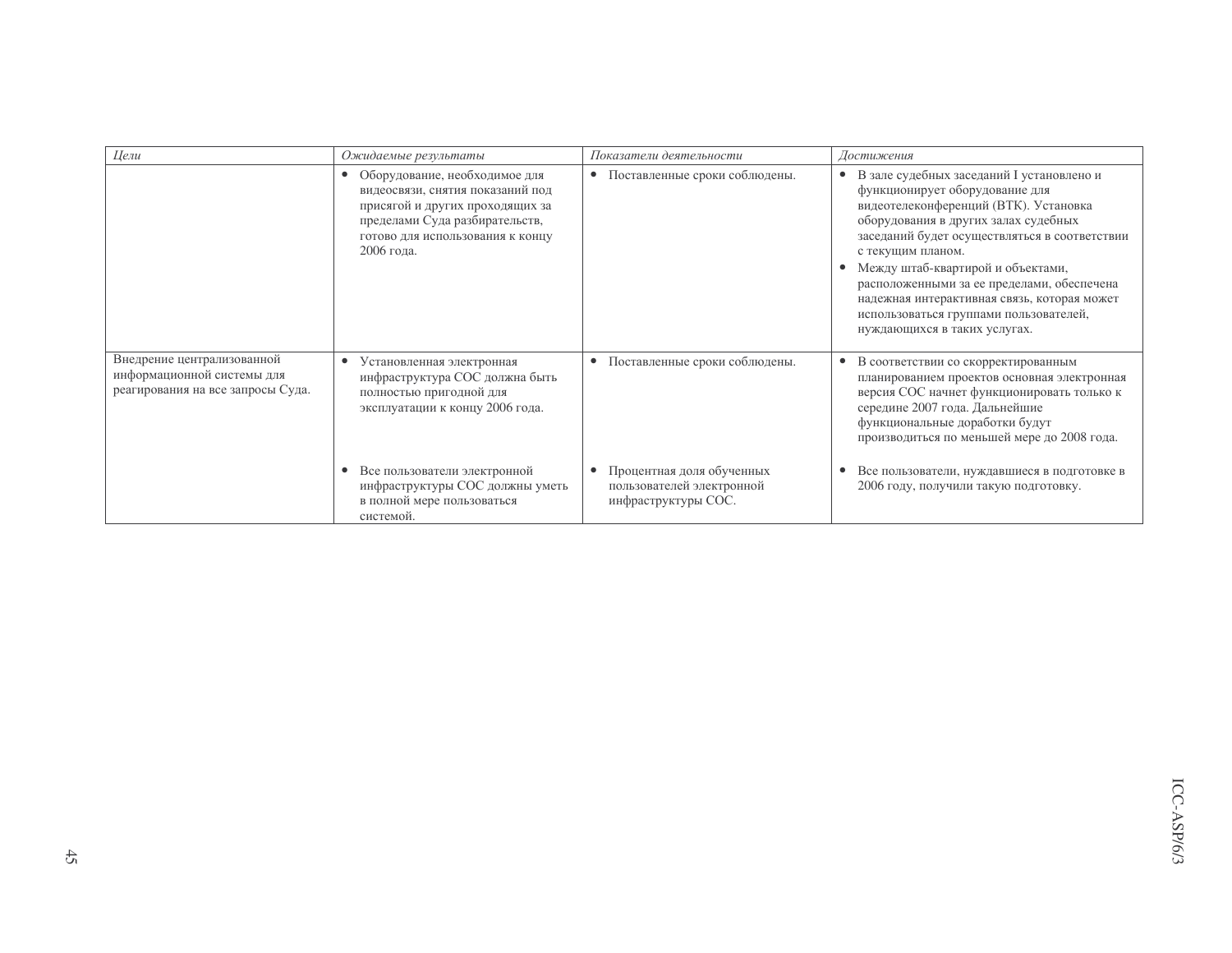| *Цели* | *Ожидаемые результаты* | *Показатели деятельности* | *Достижения* |
|---|---|---|---|
| | • Оборудование, необходимое для видеосвязи, снятия показаний под присягой и других проходящих за пределами Суда разбирательств, готово для использования к концу 2006 года. | • Поставленные сроки соблюдены. | • В зале судебных заседаний I установлено и функционирует оборудование для видеотелеконференций (ВТК). Установка оборудования в других залах судебных заседаний будет осуществляться в соответствии с текущим планом. <br> • Между штаб-квартирой и объектами, расположенными за ее пределами, обеспечена надежная интерактивная связь, которая может использоваться группами пользователей, нуждающихся в таких услугах. |
| Внедрение централизованной информационной системы для реагирования на все запросы Суда. | • Установленная электронная инфраструктура СОС должна быть полностью пригодной для эксплуатации к концу 2006 года. | • Поставленные сроки соблюдены. | • В соответствии со скорректированным планированием проектов основная электронная версия СОС начнет функционировать только к середине 2007 года. Дальнейшие функциональные доработки будут производиться по меньшей мере до 2008 года. |
| | • Все пользователи электронной инфраструктуры СОС должны уметь в полной мере пользоваться системой. | • Процентная доля обученных пользователей электронной инфраструктуры СОС. | • Все пользователи, нуждавшиеся в подготовке в 2006 году, получили такую подготовку. |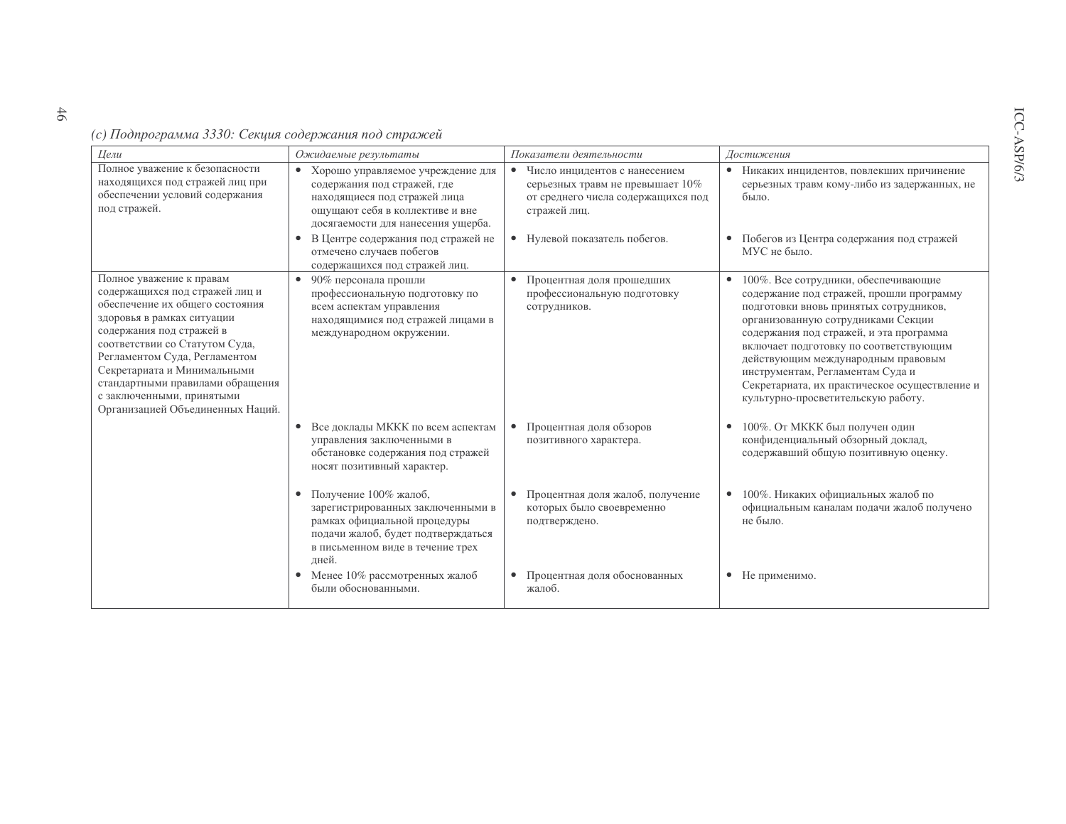*(c) Подпрограмма 3330: Секция содержания под стражей*

| *Цели* | *Ожидаемые результаты* | *Показатели деятельности* | *Достижения* |
|---|---|---|---|
| Полное уважение к безопасности находящихся под стражей лиц при обеспечении условий содержания под стражей. | • Хорошо управляемое учреждение для содержания под стражей, где находящиеся под стражей лица ощущают себя в коллективе и вне досягаемости для нанесения ущерба. | • Число инцидентов с нанесением серьезных травм не превышает 10% от среднего числа содержащихся под стражей лиц. | • Никаких инцидентов, повлекших причинение серьезных травм кому-либо из задержанных, не было. |
| | • В Центре содержания под стражей не отмечено случаев побегов содержащихся под стражей лиц. | • Нулевой показатель побегов. | • Побегов из Центра содержания под стражей МУС не было. |
| Полное уважение к правам содержащихся под стражей лиц и обеспечение их общего состояния здоровья в рамках ситуации содержания под стражей в соответствии со Статутом Суда, Регламентом Суда, Регламентом Секретариата и Минимальными стандартными правилами обращения с заключенными, принятыми Организацией Объединенных Наций. | • 90% персонала прошли профессиональную подготовку по всем аспектам управления находящимися под стражей лицами в международном окружении. | • Процентная доля прошедших профессиональную подготовку сотрудников. | • 100%. Все сотрудники, обеспечивающие содержание под стражей, прошли программу подготовки вновь принятых сотрудников, организованную сотрудниками Секции содержания под стражей, и эта программа включает подготовку по соответствующим действующим международным правовым инструментам, Регламентам Суда и Секретариата, их практическое осуществление и культурно-просветительскую работу. |
| | • Все доклады МККК по всем аспектам управления заключенными в обстановке содержания под стражей носят позитивный характер. | • Процентная доля обзоров позитивного характера. | • 100%. От МККК был получен один конфиденциальный обзорный доклад, содержавший общую позитивную оценку. |
| | • Получение 100% жалоб, зарегистрированных заключенными в рамках официальной процедуры подачи жалоб, будет подтверждаться в письменном виде в течение трех дней. | • Процентная доля жалоб, получение которых было своевременно подтверждено. | • 100%. Никаких официальных жалоб по официальным каналам подачи жалоб получено не было. |
| | • Менее 10% рассмотренных жалоб были обоснованными. | • Процентная доля обоснованных жалоб. | • Не применимо. |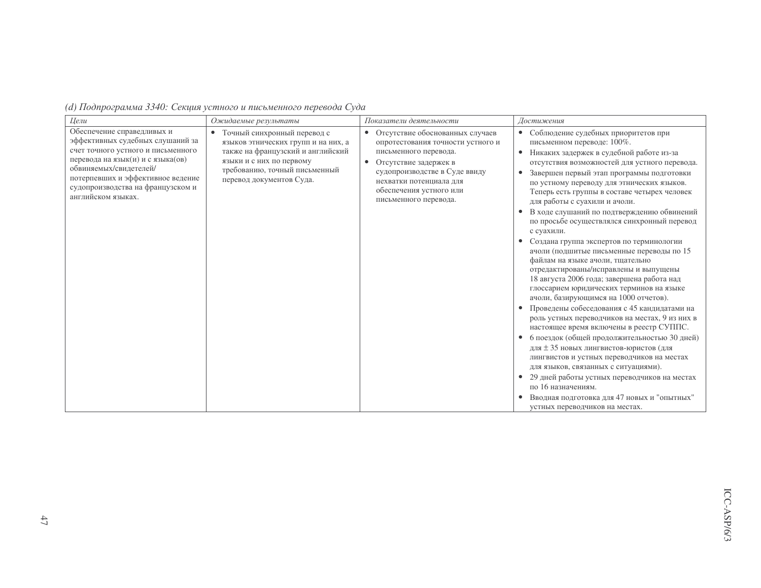*(d) Подпрограмма 3340: Секция устного и письменного перевода Суда*

| *Цели* | *Ожидаемые результаты* | *Показатели деятельности* | *Достижения* |
|---|---|---|---|
| Обеспечение справедливых и эффективных судебных слушаний за счет точного устного и письменного перевода на язык(и) и с языка(ов) обвиняемых/свидетелей/ потерпевших и эффективное ведение судопроизводства на французском и английском языках. | • Точный синхронный перевод с языков этнических групп и на них, а также на французский и английский языки и с них по первому требованию, точный письменный перевод документов Суда. | • Отсутствие обоснованных случаев опротестования точности устного и письменного перевода.<br>• Отсутствие задержек в судопроизводстве в Суде ввиду нехватки потенциала для обеспечения устного или письменного перевода. | • Соблюдение судебных приоритетов при письменном переводе: 100%.<br>• Никаких задержек в судебной работе из-за отсутствия возможностей для устного перевода.<br>• Завершен первый этап программы подготовки по устному переводу для этнических языков. Теперь есть группы в составе четырех человек для работы с суахили и ачоли.<br>• В ходе слушаний по подтверждению обвинений по просьбе осуществлялся синхронный перевод с суахили.<br>• Создана группа экспертов по терминологии ачоли (подшитые письменные переводы по 15 файлам на языке ачоли, тщательно отредактированы/исправлены и выпущены 18 августа 2006 года; завершена работа над глоссарием юридических терминов на языке ачоли, базирующимся на 1000 отчетов).<br>• Проведены собеседования с 45 кандидатами на роль устных переводчиков на местах, 9 из них в настоящее время включены в реестр СУППС.<br>• 6 поездок (общей продолжительностью 30 дней) для ± 35 новых лингвистов-юристов (для лингвистов и устных переводчиков на местах для языков, связанных с ситуациями).<br>• 29 дней работы устных переводчиков на местах по 16 назначениям.<br>• Вводная подготовка для 47 новых и "опытных" устных переводчиков на местах. |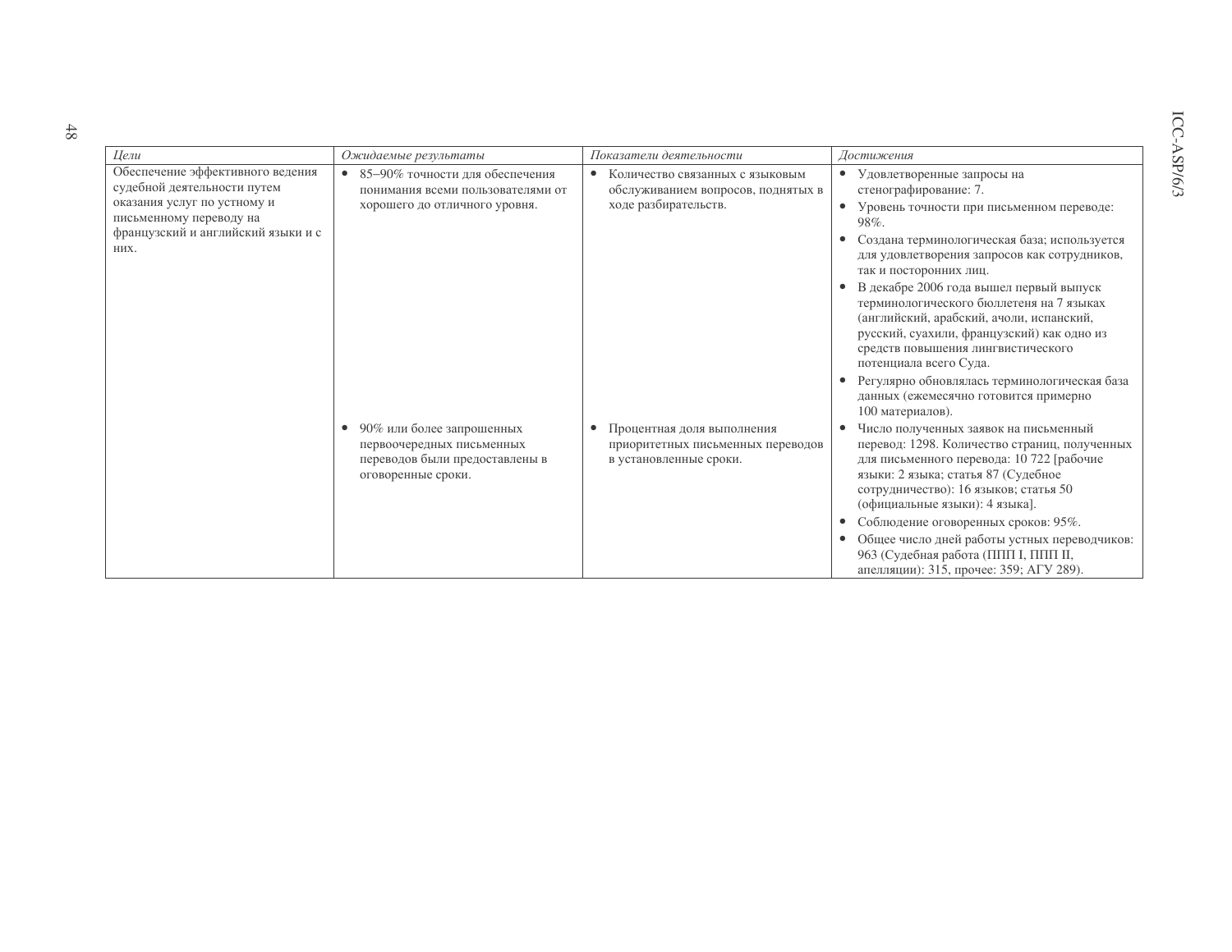| *Цели* | *Ожидаемые результаты* | *Показатели деятельности* | *Достижения* |
|---|---|---|---|
| Обеспечение эффективного ведения судебной деятельности путем оказания услуг по устному и письменному переводу на французский и английский языки и с них. | • 85–90% точности для обеспечения понимания всеми пользователями от хорошего до отличного уровня. | • Количество связанных с языковым обслуживанием вопросов, поднятых в ходе разбирательств. | • Удовлетворенные запросы на стенографирование: 7.<br>• Уровень точности при письменном переводе: 98%.<br>• Создана терминологическая база; используется для удовлетворения запросов как сотрудников, так и посторонних лиц.<br>• В декабре 2006 года вышел первый выпуск терминологического бюллетеня на 7 языках (английский, арабский, ачоли, испанский, русский, суахили, французский) как одно из средств повышения лингвистического потенциала всего Суда.<br>• Регулярно обновлялась терминологическая база данных (ежемесячно готовится примерно 100 материалов). |
| | • 90% или более запрошенных первоочередных письменных переводов были предоставлены в оговоренные сроки. | • Процентная доля выполнения приоритетных письменных переводов в установленные сроки. | • Число полученных заявок на письменный перевод: 1298. Количество страниц, полученных для письменного перевода: 10 722 [рабочие языки: 2 языка; статья 87 (Судебное сотрудничество): 16 языков; статья 50 (официальные языки): 4 языка].<br>• Соблюдение оговоренных сроков: 95%.<br>• Общее число дней работы устных переводчиков: 963 (Судебная работа (ППП I, ППП II, апелляции): 315, прочее: 359; АГУ 289). |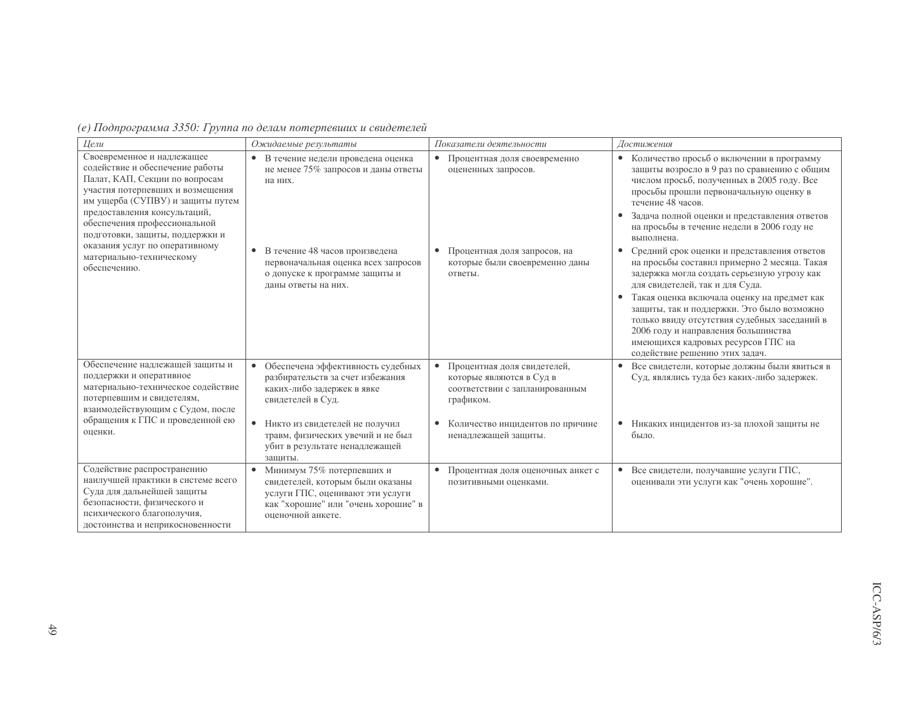*(e) Подпрограмма 3350: Группа по делам потерпевших и свидетелей*

| *Цели* | *Ожидаемые результаты* | *Показатели деятельности* | *Достижения* |
|---|---|---|---|
| Своевременное и надлежащее содействие и обеспечение работы Палат, КАП, Секции по вопросам участия потерпевших и возмещения им ущерба (СУПВУ) и защиты путем предоставления консультаций, обеспечения профессиональной подготовки, защиты, поддержки и оказания услуг по оперативному материально-техническому обеспечению. | • В течение недели проведена оценка не менее 75% запросов и даны ответы на них. | • Процентная доля своевременно оцененных запросов. | • Количество просьб о включении в программу защиты возросло в 9 раз по сравнению с общим числом просьб, полученных в 2005 году. Все просьбы прошли первоначальную оценку в течение 48 часов. • Задача полной оценки и представления ответов на просьбы в течение недели в 2006 году не выполнена. |
| | • В течение 48 часов произведена первоначальная оценка всех запросов о допуске к программе защиты и даны ответы на них. | • Процентная доля запросов, на которые были своевременно даны ответы. | • Средний срок оценки и представления ответов на просьбы составил примерно 2 месяца. Такая задержка могла создать серьезную угрозу как для свидетелей, так и для Суда. • Такая оценка включала оценку на предмет как защиты, так и поддержки. Это было возможно только ввиду отсутствия судебных заседаний в 2006 году и направления большинства имеющихся кадровых ресурсов ГПС на содействие решению этих задач. |
| Обеспечение надлежащей защиты и поддержки и оперативное материально-техническое содействие потерпевшим и свидетелям, взаимодействующим с Судом, после обращения к ГПС и проведенной ею оценки. | • Обеспечена эффективность судебных разбирательств за счет избежания каких-либо задержек в явке свидетелей в Суд. | • Процентная доля свидетелей, которые являются в Суд в соответствии с запланированным графиком. | • Все свидетели, которые должны были явиться в Суд, являлись туда без каких-либо задержек. |
| | • Никто из свидетелей не получил травм, физических увечий и не был убит в результате ненадлежащей защиты. | • Количество инцидентов по причине ненадлежащей защиты. | • Никаких инцидентов из-за плохой защиты не было. |
| Содействие распространению наилучшей практики в системе всего Суда для дальнейшей защиты безопасности, физического и психического благополучия, достоинства и неприкосновенности | • Минимум 75% потерпевших и свидетелей, которым были оказаны услуги ГПС, оценивают эти услуги как "хорошие" или "очень хорошие" в оценочной анкете. | • Процентная доля оценочных анкет с позитивными оценками. | • Все свидетели, получавшие услуги ГПС, оценивали эти услуги как "очень хорошие". |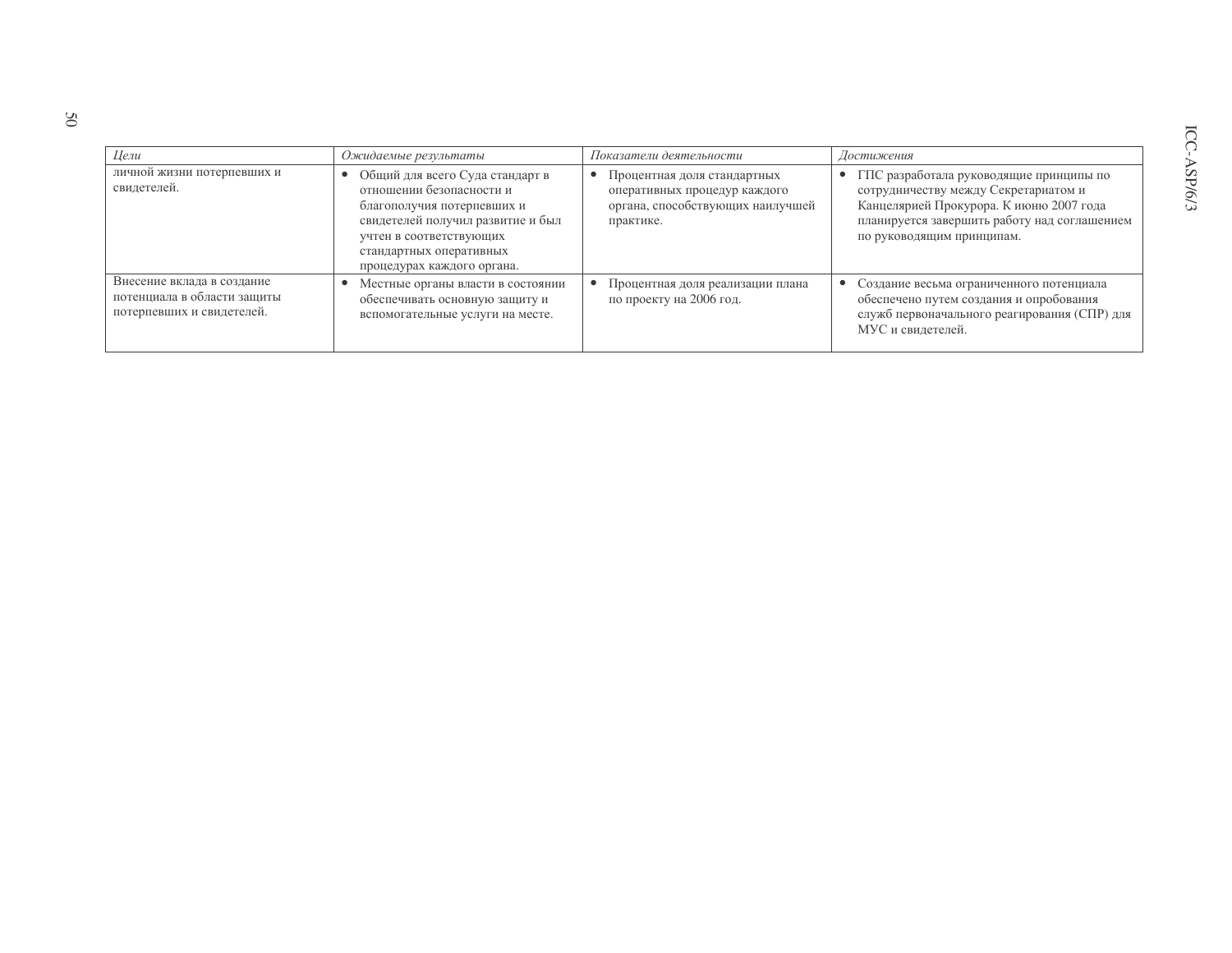| *Цели* | *Ожидаемые результаты* | *Показатели деятельности* | *Достижения* |
|---|---|---|---|
| личной жизни потерпевших и свидетелей. | • Общий для всего Суда стандарт в отношении безопасности и благополучия потерпевших и свидетелей получил развитие и был учтен в соответствующих стандартных оперативных процедурах каждого органа. | • Процентная доля стандартных оперативных процедур каждого органа, способствующих наилучшей практике. | • ГПС разработала руководящие принципы по сотрудничеству между Секретариатом и Канцелярией Прокурора. К июню 2007 года планируется завершить работу над соглашением по руководящим принципам. |
| Внесение вклада в создание потенциала в области защиты потерпевших и свидетелей. | • Местные органы власти в состоянии обеспечивать основную защиту и вспомогательные услуги на месте. | • Процентная доля реализации плана по проекту на 2006 год. | • Создание весьма ограниченного потенциала обеспечено путем создания и опробования служб первоначального реагирования (СПР) для МУС и свидетелей. |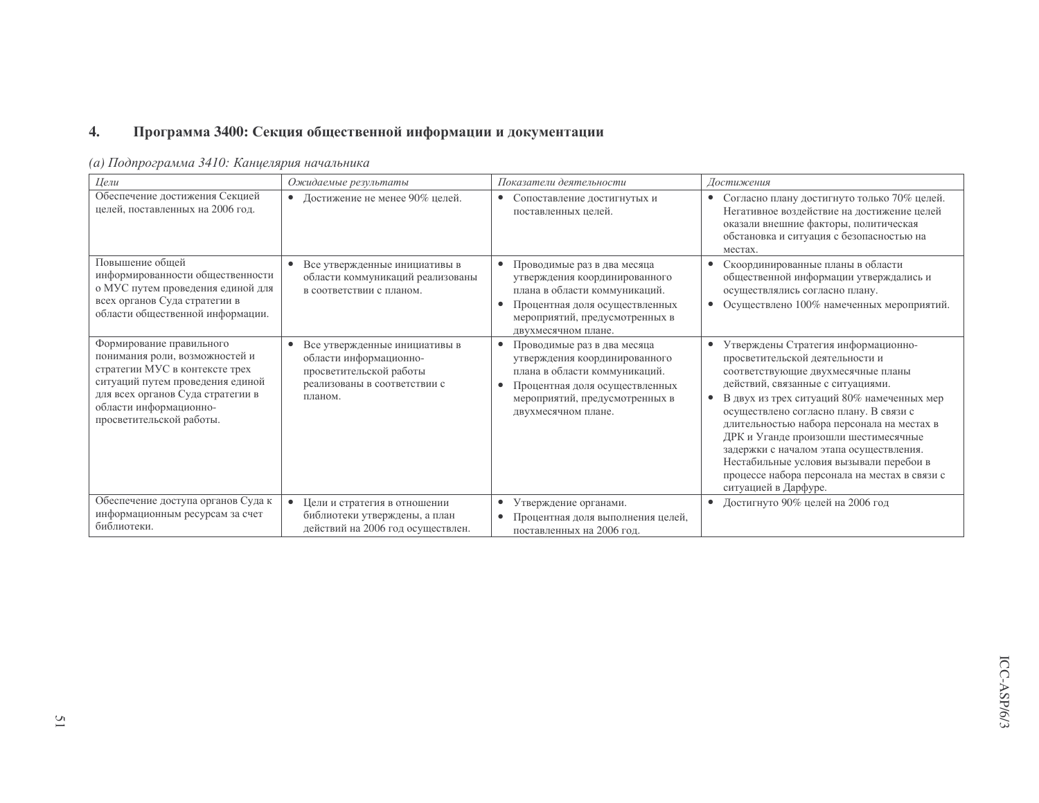## 4. Программа 3400: Секция общественной информации и документации

*(a) Подпрограмма 3410: Канцелярия начальника*

| *Цели* | *Ожидаемые результаты* | *Показатели деятельности* | *Достижения* |
|---|---|---|---|
| Обеспечение достижения Секцией целей, поставленных на 2006 год. | • Достижение не менее 90% целей. | • Сопоставление достигнутых и поставленных целей. | • Согласно плану достигнуто только 70% целей. Негативное воздействие на достижение целей оказали внешние факторы, политическая обстановка и ситуация с безопасностью на местах. |
| Повышение общей информированности общественности о МУС путем проведения единой для всех органов Суда стратегии в области общественной информации. | • Все утвержденные инициативы в области коммуникаций реализованы в соответствии с планом. | • Проводимые раз в два месяца утверждения координированного плана в области коммуникаций.<br>• Процентная доля осуществленных мероприятий, предусмотренных в двухмесячном плане. | • Скоординированные планы в области общественной информации утверждались и осуществлялись согласно плану.<br>• Осуществлено 100% намеченных мероприятий. |
| Формирование правильного понимания роли, возможностей и стратегии МУС в контексте трех ситуаций путем проведения единой для всех органов Суда стратегии в области информационно-просветительской работы. | • Все утвержденные инициативы в области информационно-просветительской работы реализованы в соответствии с планом. | • Проводимые раз в два месяца утверждения координированного плана в области коммуникаций.<br>• Процентная доля осуществленных мероприятий, предусмотренных в двухмесячном плане. | • Утверждены Стратегия информационно-просветительской деятельности и соответствующие двухмесячные планы действий, связанные с ситуациями.<br>• В двух из трех ситуаций 80% намеченных мер осуществлено согласно плану. В связи с длительностью набора персонала на местах в ДРК и Уганде произошли шестимесячные задержки с началом этапа осуществления. Нестабильные условия вызывали перебои в процессе набора персонала на местах в связи с ситуацией в Дарфуре. |
| Обеспечение доступа органов Суда к информационным ресурсам за счет библиотеки. | • Цели и стратегия в отношении библиотеки утверждены, а план действий на 2006 год осуществлен. | • Утверждение органами.<br>• Процентная доля выполнения целей, поставленных на 2006 год. | • Достигнуто 90% целей на 2006 год |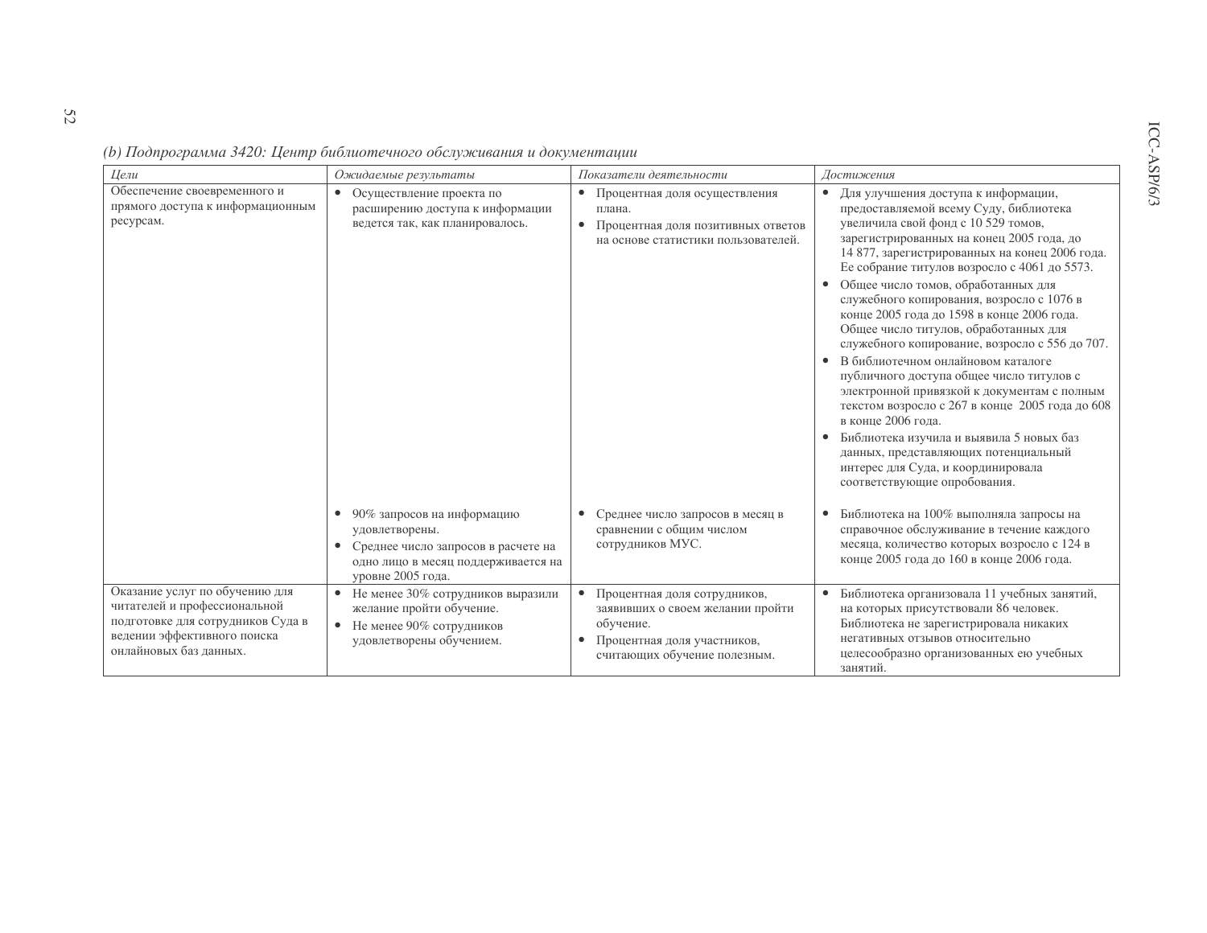*(b) Подпрограмма 3420: Центр библиотечного обслуживания и документации*

| *Цели* | *Ожидаемые результаты* | *Показатели деятельности* | *Достижения* |
|---|---|---|---|
| Обеспечение своевременного и прямого доступа к информационным ресурсам. | • Осуществление проекта по расширению доступа к информации ведется так, как планировалось. | • Процентная доля осуществления плана.<br>• Процентная доля позитивных ответов на основе статистики пользователей. | • Для улучшения доступа к информации, предоставляемой всему Суду, библиотека увеличила свой фонд с 10 529 томов, зарегистрированных на конец 2005 года, до 14 877, зарегистрированных на конец 2006 года. Ее собрание титулов возросло с 4061 до 5573.<br>• Общее число томов, обработанных для служебного копирования, возросло с 1076 в конце 2005 года до 1598 в конце 2006 года. Общее число титулов, обработанных для служебного копирование, возросло с 556 до 707.<br>• В библиотечном онлайновом каталоге публичного доступа общее число титулов с электронной привязкой к документам с полным текстом возросло с 267 в конце 2005 года до 608 в конце 2006 года.<br>• Библиотека изучила и выявила 5 новых баз данных, представляющих потенциальный интерес для Суда, и координировала соответствующие опробования. |
| | • 90% запросов на информацию удовлетворены.<br>• Среднее число запросов в расчете на одно лицо в месяц поддерживается на уровне 2005 года. | • Среднее число запросов в месяц в сравнении с общим числом сотрудников МУС. | • Библиотека на 100% выполняла запросы на справочное обслуживание в течение каждого месяца, количество которых возросло с 124 в конце 2005 года до 160 в конце 2006 года. |
| Оказание услуг по обучению для читателей и профессиональной подготовке для сотрудников Суда в ведении эффективного поиска онлайновых баз данных. | • Не менее 30% сотрудников выразили желание пройти обучение.<br>• Не менее 90% сотрудников удовлетворены обучением. | • Процентная доля сотрудников, заявивших о своем желании пройти обучение.<br>• Процентная доля участников, считающих обучение полезным. | • Библиотека организовала 11 учебных занятий, на которых присутствовали 86 человек. Библиотека не зарегистрировала никаких негативных отзывов относительно целесообразно организованных ею учебных занятий. |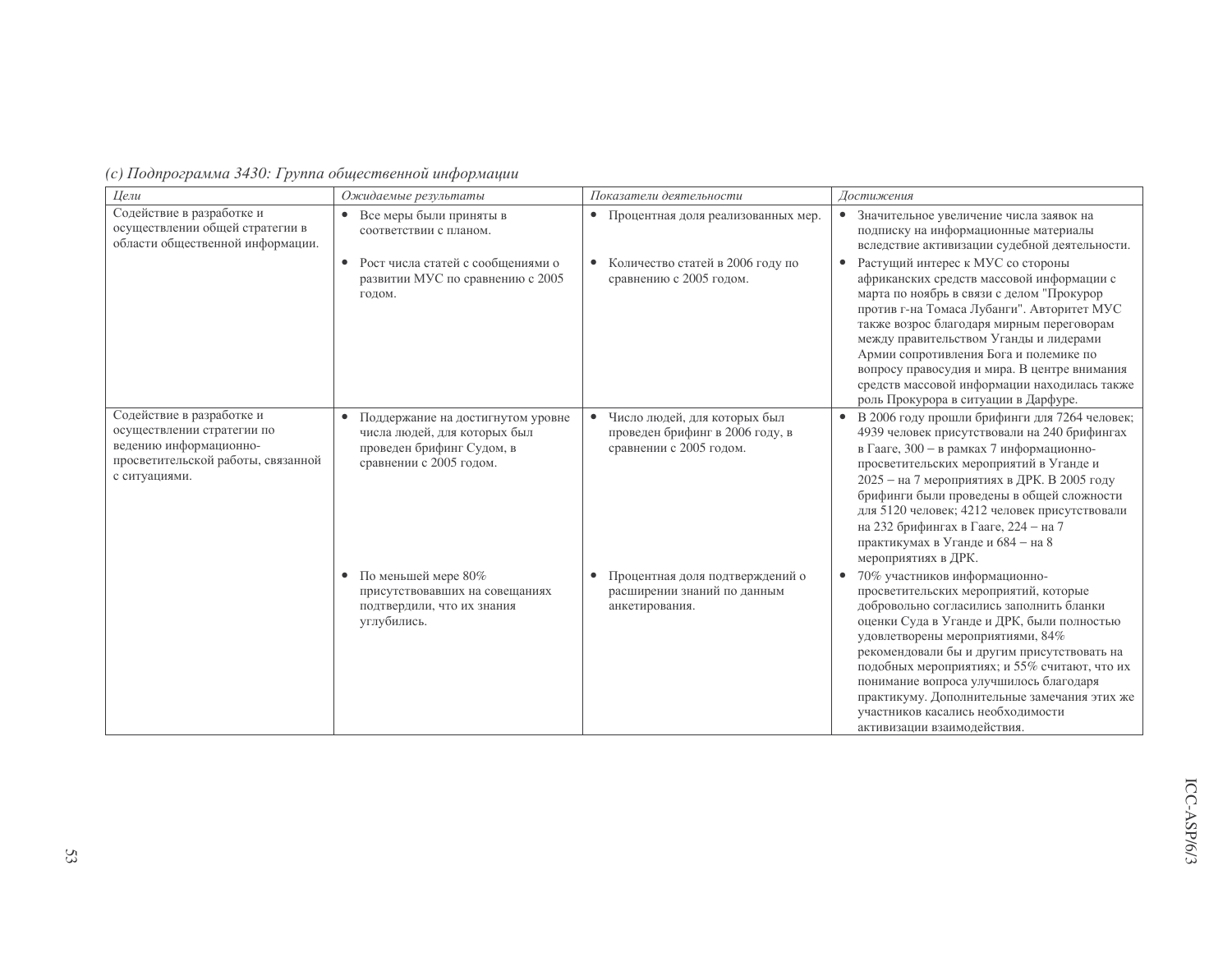*(c) Подпрограмма 3430: Группа общественной информации*

| *Цели* | *Ожидаемые результаты* | *Показатели деятельности* | *Достижения* |
|---|---|---|---|
| Содействие в разработке и осуществлении общей стратегии в области общественной информации. | • Все меры были приняты в соответствии с планом. | • Процентная доля реализованных мер. | • Значительное увеличение числа заявок на подписку на информационные материалы вследствие активизации судебной деятельности. |
| | • Рост числа статей с сообщениями о развитии МУС по сравнению с 2005 годом. | • Количество статей в 2006 году по сравнению с 2005 годом. | • Растущий интерес к МУС со стороны африканских средств массовой информации с марта по ноябрь в связи с делом "Прокурор против г-на Томаса Лубанги". Авторитет МУС также возрос благодаря мирным переговорам между правительством Уганды и лидерами Армии сопротивления Бога и полемике по вопросу правосудия и мира. В центре внимания средств массовой информации находилась также роль Прокурора в ситуации в Дарфуре. |
| Содействие в разработке и осуществлении стратегии по ведению информационно-просветительской работы, связанной с ситуациями. | • Поддержание на достигнутом уровне числа людей, для которых был проведен брифинг Судом, в сравнении с 2005 годом. | • Число людей, для которых был проведен брифинг в 2006 году, в сравнении с 2005 годом. | • В 2006 году прошли брифинги для 7264 человек; 4939 человек присутствовали на 240 брифингах в Гааге, 300 – в рамках 7 информационно-просветительских мероприятий в Уганде и 2025 – на 7 мероприятиях в ДРК. В 2005 году брифинги были проведены в общей сложности для 5120 человек; 4212 человек присутствовали на 232 брифингах в Гааге, 224 – на 7 практикумах в Уганде и 684 – на 8 мероприятиях в ДРК. |
| | • По меньшей мере 80% присутствовавших на совещаниях подтвердили, что их знания углубились. | • Процентная доля подтверждений о расширении знаний по данным анкетирования. | • 70% участников информационно-просветительских мероприятий, которые добровольно согласились заполнить бланки оценки Суда в Уганде и ДРК, были полностью удовлетворены мероприятиями, 84% рекомендовали бы и другим присутствовать на подобных мероприятиях; и 55% считают, что их понимание вопроса улучшилось благодаря практикуму. Дополнительные замечания этих же участников касались необходимости активизации взаимодействия. |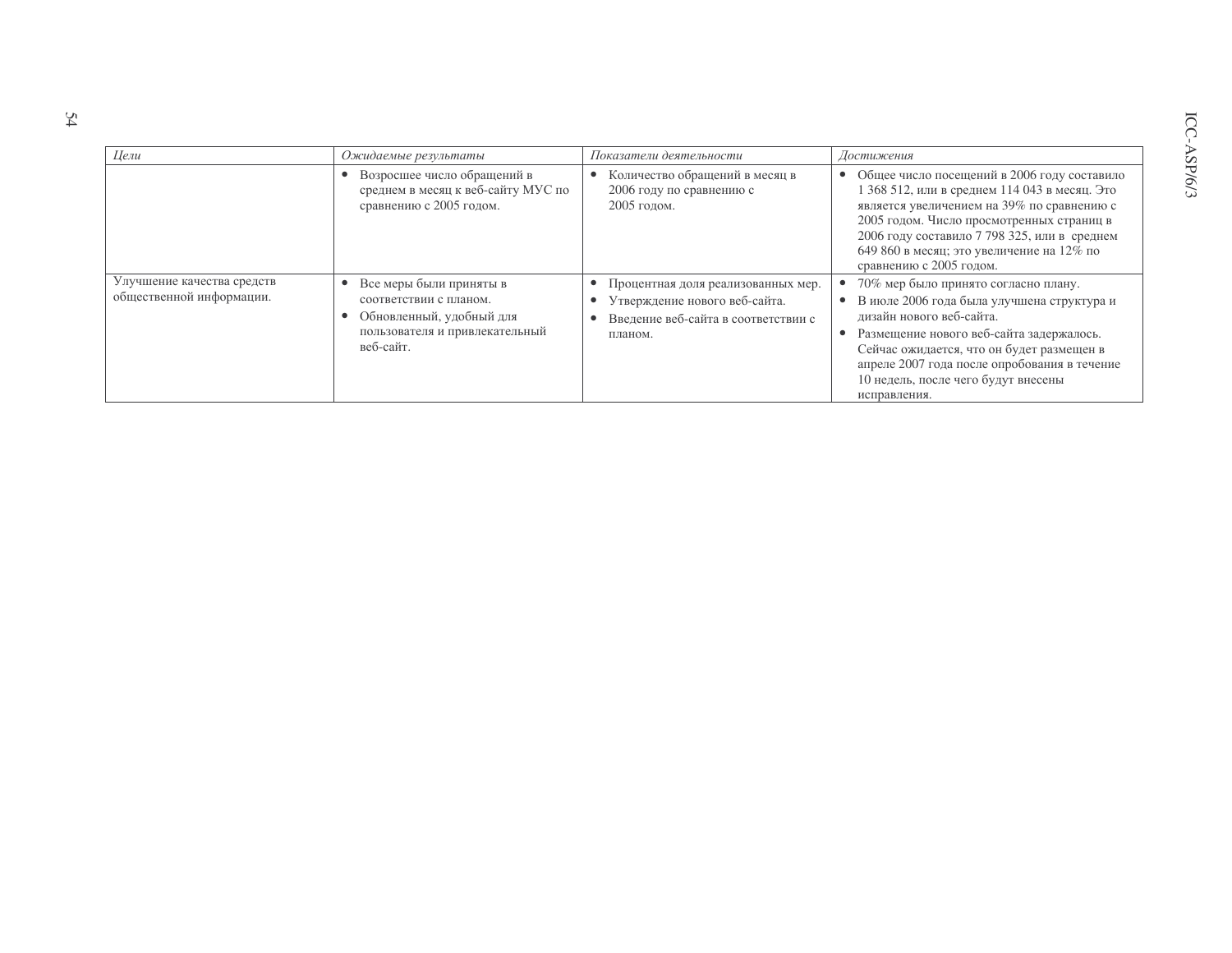| *Цели* | *Ожидаемые результаты* | *Показатели деятельности* | *Достижения* |
|---|---|---|---|
| | • Возросшее число обращений в среднем в месяц к веб-сайту МУС по сравнению с 2005 годом. | • Количество обращений в месяц в 2006 году по сравнению с 2005 годом. | • Общее число посещений в 2006 году составило 1 368 512, или в среднем 114 043 в месяц. Это является увеличением на 39% по сравнению с 2005 годом. Число просмотренных страниц в 2006 году составило 7 798 325, или в среднем 649 860 в месяц; это увеличение на 12% по сравнению с 2005 годом. |
| Улучшение качества средств общественной информации. | • Все меры были приняты в соответствии с планом.<br>• Обновленный, удобный для пользователя и привлекательный веб-сайт. | • Процентная доля реализованных мер.<br>• Утверждение нового веб-сайта.<br>• Введение веб-сайта в соответствии с планом. | • 70% мер было принято согласно плану.<br>• В июле 2006 года была улучшена структура и дизайн нового веб-сайта.<br>• Размещение нового веб-сайта задержалось. Сейчас ожидается, что он будет размещен в апреле 2007 года после опробования в течение 10 недель, после чего будут внесены исправления. |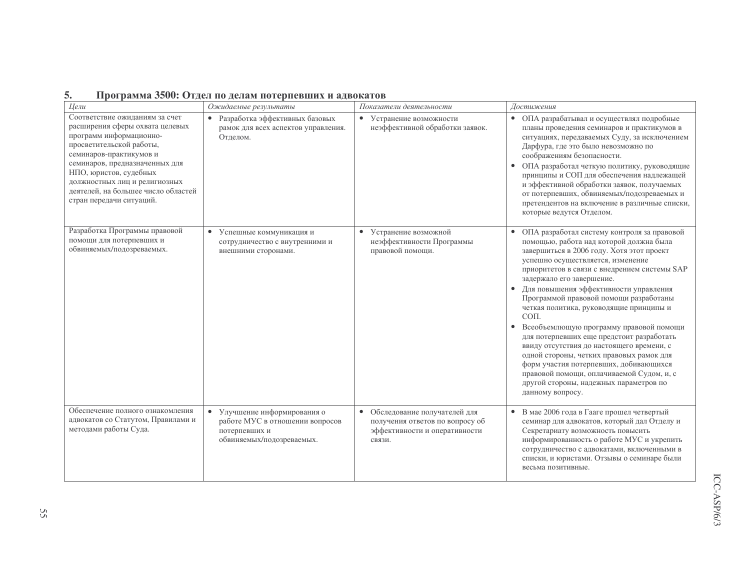## 5. Программа 3500: Отдел по делам потерпевших и адвокатов

| *Цели* | *Ожидаемые результаты* | *Показатели деятельности* | *Достижения* |
|---|---|---|---|
| Соответствие ожиданиям за счет расширения сферы охвата целевых программ информационно-просветительской работы, семинаров-практикумов и семинаров, предназначенных для НПО, юристов, судебных должностных лиц и религиозных деятелей, на большее число областей стран передачи ситуаций. | • Разработка эффективных базовых рамок для всех аспектов управления. Отделом. | • Устранение возможности неэффективной обработки заявок. | • ОПА разрабатывал и осуществлял подробные планы проведения семинаров и практикумов в ситуациях, передаваемых Суду, за исключением Дарфура, где это было невозможно по соображениям безопасности.<br>• ОПА разработал четкую политику, руководящие принципы и СОП для обеспечения надлежащей и эффективной обработки заявок, получаемых от потерпевших, обвиняемых/подозреваемых и претендентов на включение в различные списки, которые ведутся Отделом. |
| Разработка Программы правовой помощи для потерпевших и обвиняемых/подозреваемых. | • Успешные коммуникация и сотрудничество с внутренними и внешними сторонами. | • Устранение возможной неэффективности Программы правовой помощи. | • ОПА разработал систему контроля за правовой помощью, работа над которой должна была завершиться в 2006 году. Хотя этот проект успешно осуществляется, изменение приоритетов в связи с внедрением системы SAP задержало его завершение.<br>• Для повышения эффективности управления Программой правовой помощи разработаны четкая политика, руководящие принципы и СОП.<br>• Всеобъемлющую программу правовой помощи для потерпевших еще предстоит разработать ввиду отсутствия до настоящего времени, с одной стороны, четких правовых рамок для форм участия потерпевших, добивающихся правовой помощи, оплачиваемой Судом, и, с другой стороны, надежных параметров по данному вопросу. |
| Обеспечение полного ознакомления адвокатов со Статутом, Правилами и методами работы Суда. | • Улучшение информирования о работе МУС в отношении вопросов потерпевших и обвиняемых/подозреваемых. | • Обследование получателей для получения ответов по вопросу об эффективности и оперативности связи. | • В мае 2006 года в Гааге прошел четвертый семинар для адвокатов, который дал Отделу и Секретариату возможность повысить информированность о работе МУС и укрепить сотрудничество с адвокатами, включенными в списки, и юристами. Отзывы о семинаре были весьма позитивные. |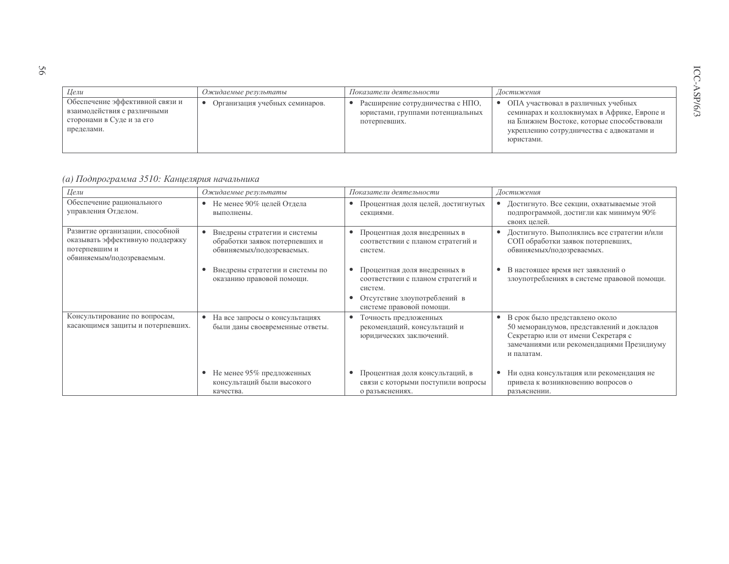| *Цели* | *Ожидаемые результаты* | *Показатели деятельности* | *Достижения* |
|---|---|---|---|
| Обеспечение эффективной связи и взаимодействия с различными сторонами в Суде и за его пределами. | • Организация учебных семинаров. | • Расширение сотрудничества с НПО, юристами, группами потенциальных потерпевших. | • ОПА участвовал в различных учебных семинарах и коллоквиумах в Африке, Европе и на Ближнем Востоке, которые способствовали укреплению сотрудничества с адвокатами и юристами. |

*(a) Подпрограмма 3510: Канцелярия начальника*

| *Цели* | *Ожидаемые результаты* | *Показатели деятельности* | *Достижения* |
|---|---|---|---|
| Обеспечение рационального управления Отделом. | • Не менее 90% целей Отдела выполнены. | • Процентная доля целей, достигнутых секциями. | • Достигнуто. Все секции, охватываемые этой подпрограммой, достигли как минимум 90% своих целей. |
| Развитие организации, способной оказывать эффективную поддержку потерпевшим и обвиняемым/подозреваемым. | • Внедрены стратегии и системы обработки заявок потерпевших и обвиняемых/подозреваемых. | • Процентная доля внедренных в соответствии с планом стратегий и систем. | • Достигнуто. Выполнялись все стратегии и/или СОП обработки заявок потерпевших, обвиняемых/подозреваемых. |
| | • Внедрены стратегии и системы по оказанию правовой помощи. | • Процентная доля внедренных в соответствии с планом стратегий и систем.<br>• Отсутствие злоупотреблений в системе правовой помощи. | • В настоящее время нет заявлений о злоупотреблениях в системе правовой помощи. |
| Консультирование по вопросам, касающимся защиты и потерпевших. | • На все запросы о консультациях были даны своевременные ответы. | • Точность предложенных рекомендаций, консультаций и юридических заключений. | • В срок было представлено около 50 меморандумов, представлений и докладов Секретарю или от имени Секретаря с замечаниями или рекомендациями Президиуму и палатам. |
| | • Не менее 95% предложенных консультаций были высокого качества. | • Процентная доля консультаций, в связи с которыми поступили вопросы о разъяснениях. | • Ни одна консультация или рекомендация не привела к возникновению вопросов о разъяснении. |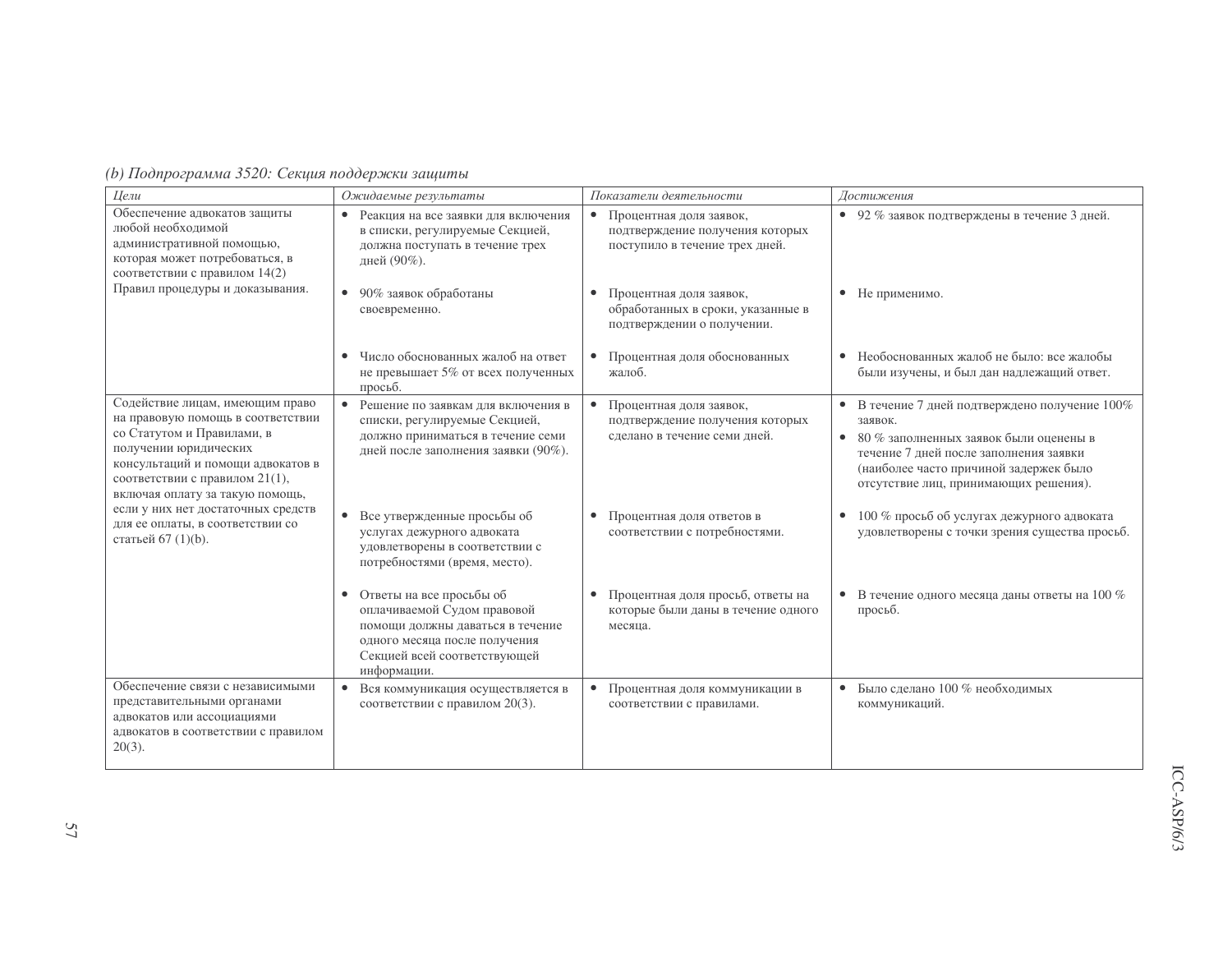*(b) Подпрограмма 3520: Секция поддержки защиты*

| *Цели* | *Ожидаемые результаты* | *Показатели деятельности* | *Достижения* |
|---|---|---|---|
| Обеспечение адвокатов защиты любой необходимой административной помощью, которая может потребоваться, в соответствии с правилом 14(2) Правил процедуры и доказывания. | • Реакция на все заявки для включения в списки, регулируемые Секцией, должна поступать в течение трех дней (90%). | • Процентная доля заявок, подтверждение получения которых поступило в течение трех дней. | • 92 % заявок подтверждены в течение 3 дней. |
| | • 90% заявок обработаны своевременно. | • Процентная доля заявок, обработанных в сроки, указанные в подтверждении о получении. | • Не применимо. |
| | • Число обоснованных жалоб на ответ не превышает 5% от всех полученных просьб. | • Процентная доля обоснованных жалоб. | • Необоснованных жалоб не было: все жалобы были изучены, и был дан надлежащий ответ. |
| Содействие лицам, имеющим право на правовую помощь в соответствии со Статутом и Правилами, в получении юридических консультаций и помощи адвокатов в соответствии с правилом 21(1), включая оплату за такую помощь, если у них нет достаточных средств для ее оплаты, в соответствии со статьей 67 (1)(b). | • Решение по заявкам для включения в списки, регулируемые Секцией, должно приниматься в течение семи дней после заполнения заявки (90%). | • Процентная доля заявок, подтверждение получения которых сделано в течение семи дней. | • В течение 7 дней подтверждено получение 100% заявок.<br>• 80 % заполненных заявок были оценены в течение 7 дней после заполнения заявки (наиболее часто причиной задержек было отсутствие лиц, принимающих решения). |
| | • Все утвержденные просьбы об услугах дежурного адвоката удовлетворены в соответствии с потребностями (время, место). | • Процентная доля ответов в соответствии с потребностями. | • 100 % просьб об услугах дежурного адвоката удовлетворены с точки зрения существа просьб. |
| | • Ответы на все просьбы об оплачиваемой Судом правовой помощи должны даваться в течение одного месяца после получения Секцией всей соответствующей информации. | • Процентная доля просьб, ответы на которые были даны в течение одного месяца. | • В течение одного месяца даны ответы на 100 % просьб. |
| Обеспечение связи с независимыми представительными органами адвокатов или ассоциациями адвокатов в соответствии с правилом 20(3). | • Вся коммуникация осуществляется в соответствии с правилом 20(3). | • Процентная доля коммуникации в соответствии с правилами. | • Было сделано 100 % необходимых коммуникаций. |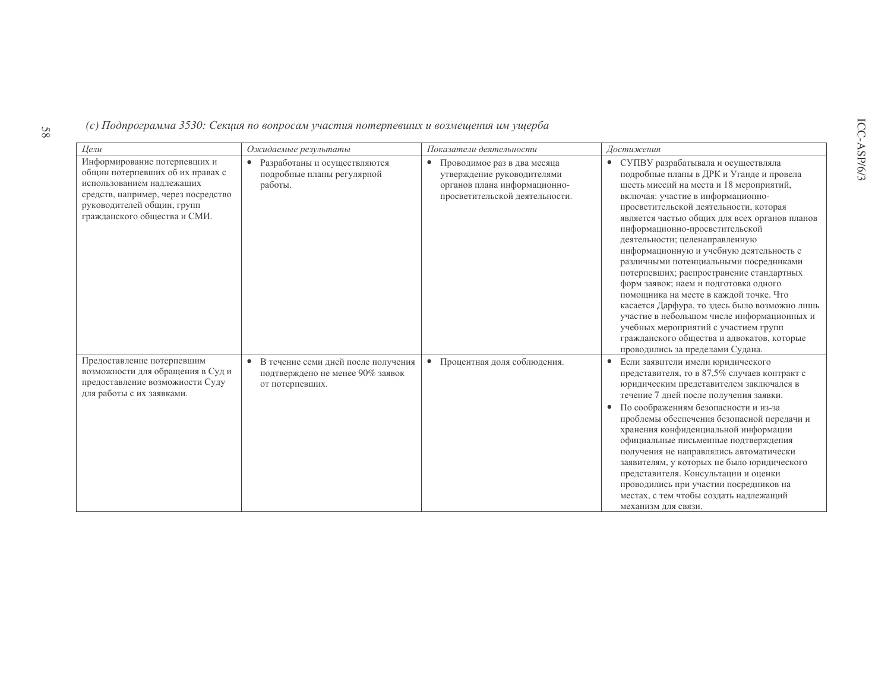*(c) Подпрограмма 3530: Секция по вопросам участия потерпевших и возмещения им ущерба*

| *Цели* | *Ожидаемые результаты* | *Показатели деятельности* | *Достижения* |
|---|---|---|---|
| Информирование потерпевших и общин потерпевших об их правах с использованием надлежащих средств, например, через посредство руководителей общин, групп гражданского общества и СМИ. | • Разработаны и осуществляются подробные планы регулярной работы. | • Проводимое раз в два месяца утверждение руководителями органов плана информационно-просветительской деятельности. | • СУПВУ разрабатывала и осуществляла подробные планы в ДРК и Уганде и провела шесть миссий на места и 18 мероприятий, включая: участие в информационно-просветительской деятельности, которая является частью общих для всех органов планов информационно-просветительской деятельности; целенаправленную информационную и учебную деятельность с различными потенциальными посредниками потерпевших; распространение стандартных форм заявок; наем и подготовка одного помощника на месте в каждой точке. Что касается Дарфура, то здесь было возможно лишь участие в небольшом числе информационных и учебных мероприятий с участием групп гражданского общества и адвокатов, которые проводились за пределами Судана. |
| Предоставление потерпевшим возможности для обращения в Суд и предоставление возможности Суду для работы с их заявками. | • В течение семи дней после получения подтверждено не менее 90% заявок от потерпевших. | • Процентная доля соблюдения. | • Если заявители имели юридического представителя, то в 87,5% случаев контракт с юридическим представителем заключался в течение 7 дней после получения заявки.<br>• По соображениям безопасности и из-за проблемы обеспечения безопасной передачи и хранения конфиденциальной информации официальные письменные подтверждения получения не направлялись автоматически заявителям, у которых не было юридического представителя. Консультации и оценки проводились при участии посредников на местах, с тем чтобы создать надлежащий механизм для связи. |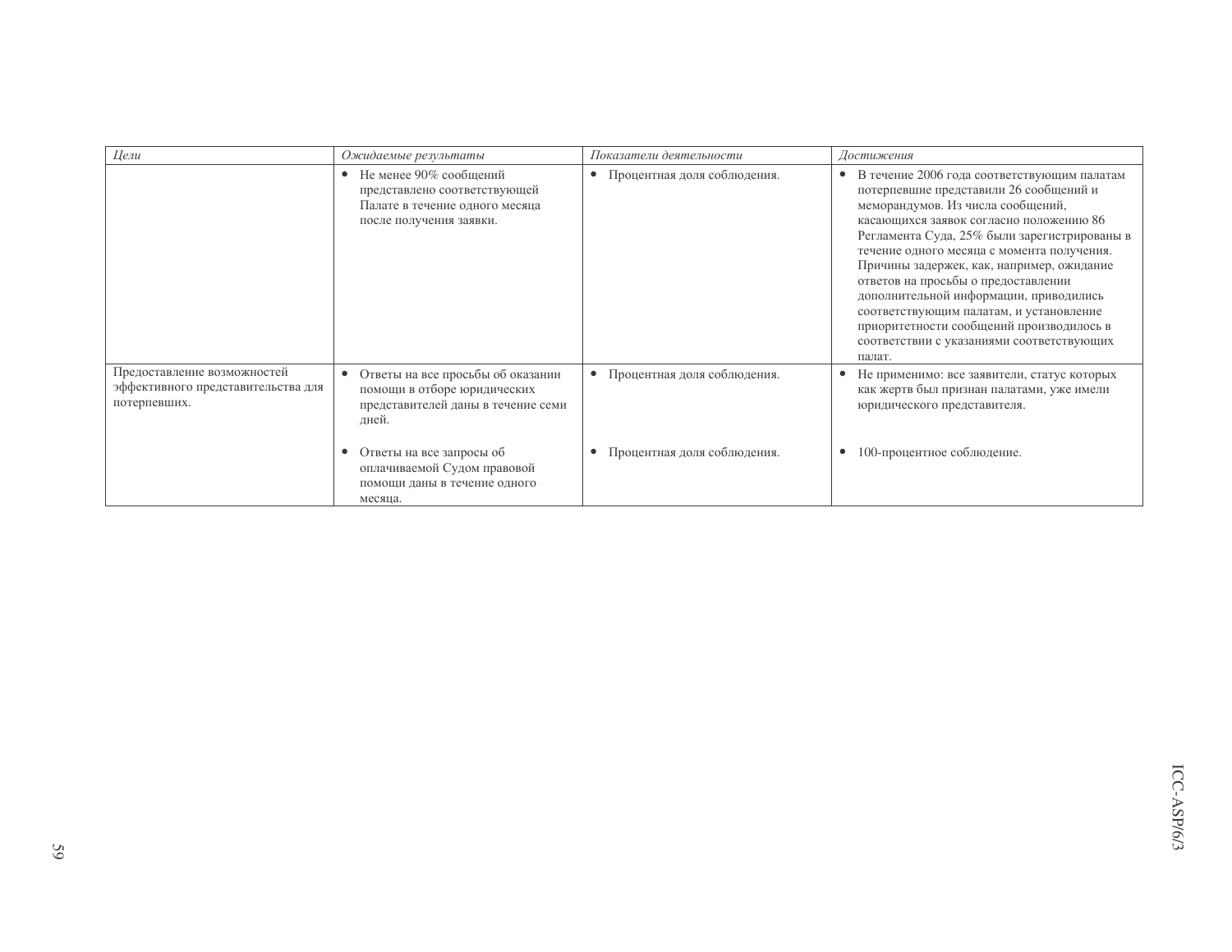| *Цели* | *Ожидаемые результаты* | *Показатели деятельности* | *Достижения* |
|---|---|---|---|
| | • Не менее 90% сообщений представлено соответствующей Палате в течение одного месяца после получения заявки. | • Процентная доля соблюдения. | • В течение 2006 года соответствующим палатам потерпевшие представили 26 сообщений и меморандумов. Из числа сообщений, касающихся заявок согласно положению 86 Регламента Суда, 25% были зарегистрированы в течение одного месяца с момента получения. Причины задержек, как, например, ожидание ответов на просьбы о предоставлении дополнительной информации, приводились соответствующим палатам, и установление приоритетности сообщений производилось в соответствии с указаниями соответствующих палат. |
| Предоставление возможностей эффективного представительства для потерпевших. | • Ответы на все просьбы об оказании помощи в отборе юридических представителей даны в течение семи дней. | • Процентная доля соблюдения. | • Не применимо: все заявители, статус которых как жертв был признан палатами, уже имели юридического представителя. |
| | • Ответы на все запросы об оплачиваемой Судом правовой помощи даны в течение одного месяца. | • Процентная доля соблюдения. | • 100-процентное соблюдение. |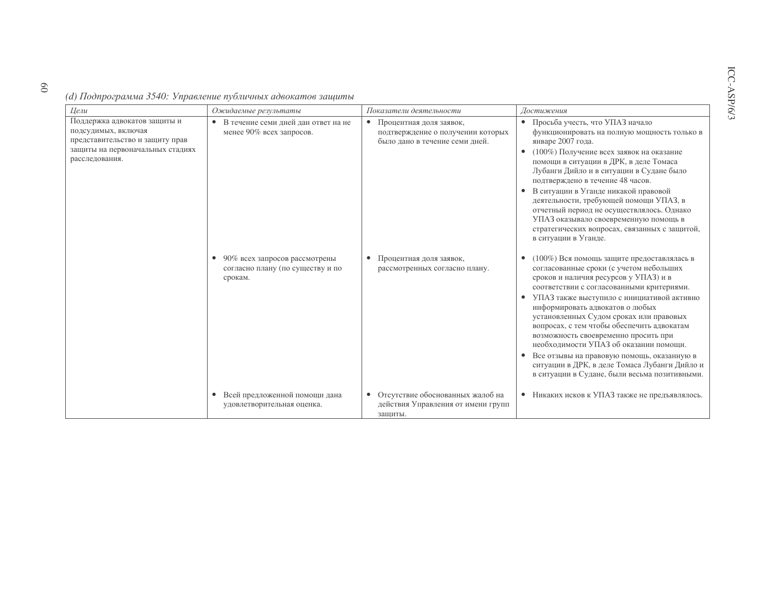*(d) Подпрограмма 3540: Управление публичных адвокатов защиты*

| *Цели* | *Ожидаемые результаты* | *Показатели деятельности* | *Достижения* |
|---|---|---|---|
| Поддержка адвокатов защиты и подсудимых, включая представительство и защиту прав защиты на первоначальных стадиях расследования. | • В течение семи дней дан ответ на не менее 90% всех запросов. | • Процентная доля заявок, подтверждение о получении которых было дано в течение семи дней. | • Просьба учесть, что УПАЗ начало функционировать на полную мощность только в январе 2007 года.<br>• (100%) Получение всех заявок на оказание помощи в ситуации в ДРК, в деле Томаса Лубанги Дийло и в ситуации в Судане было подтверждено в течение 48 часов.<br>• В ситуации в Уганде никакой правовой деятельности, требующей помощи УПАЗ, в отчетный период не осуществлялось. Однако УПАЗ оказывало своевременную помощь в стратегических вопросах, связанных с защитой, в ситуации в Уганде. |
| | • 90% всех запросов рассмотрены согласно плану (по существу и по срокам. | • Процентная доля заявок, рассмотренных согласно плану. | • (100%) Вся помощь защите предоставлялась в согласованные сроки (с учетом небольших сроков и наличия ресурсов у УПАЗ) и в соответствии с согласованными критериями.<br>• УПАЗ также выступило с инициативой активно информировать адвокатов о любых установленных Судом сроках или правовых вопросах, с тем чтобы обеспечить адвокатам возможность своевременно просить при необходимости УПАЗ об оказании помощи.<br>• Все отзывы на правовую помощь, оказанную в ситуации в ДРК, в деле Томаса Лубанги Дийло и в ситуации в Судане, были весьма позитивными. |
| | • Всей предложенной помощи дана удовлетворительная оценка. | • Отсутствие обоснованных жалоб на действия Управления от имени групп защиты. | • Никаких исков к УПАЗ также не предъявлялось. |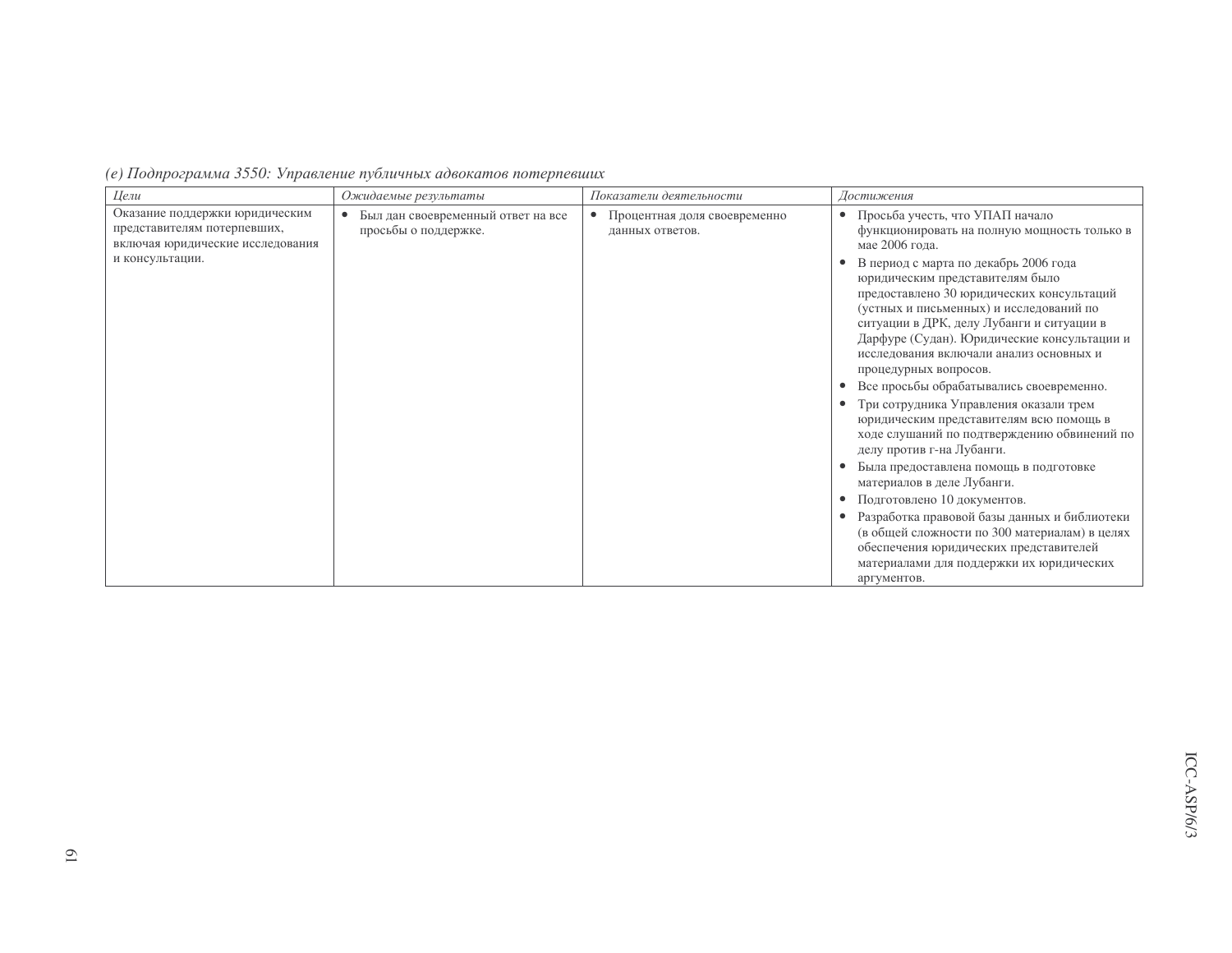*(e) Подпрограмма 3550: Управление публичных адвокатов потерпевших*

| *Цели* | *Ожидаемые результаты* | *Показатели деятельности* | *Достижения* |
|---|---|---|---|
| Оказание поддержки юридическим представителям потерпевших, включая юридические исследования и консультации. | • Был дан своевременный ответ на все просьбы о поддержке. | • Процентная доля своевременно данных ответов. | • Просьба учесть, что УПАП начало функционировать на полную мощность только в мае 2006 года.<br>• В период с марта по декабрь 2006 года юридическим представителям было предоставлено 30 юридических консультаций (устных и письменных) и исследований по ситуации в ДРК, делу Лубанги и ситуации в Дарфуре (Судан). Юридические консультации и исследования включали анализ основных и процедурных вопросов.<br>• Все просьбы обрабатывались своевременно.<br>• Три сотрудника Управления оказали трем юридическим представителям всю помощь в ходе слушаний по подтверждению обвинений по делу против г-на Лубанги.<br>• Была предоставлена помощь в подготовке материалов в деле Лубанги.<br>• Подготовлено 10 документов.<br>• Разработка правовой базы данных и библиотеки (в общей сложности по 300 материалам) в целях обеспечения юридических представителей материалами для поддержки их юридических аргументов. |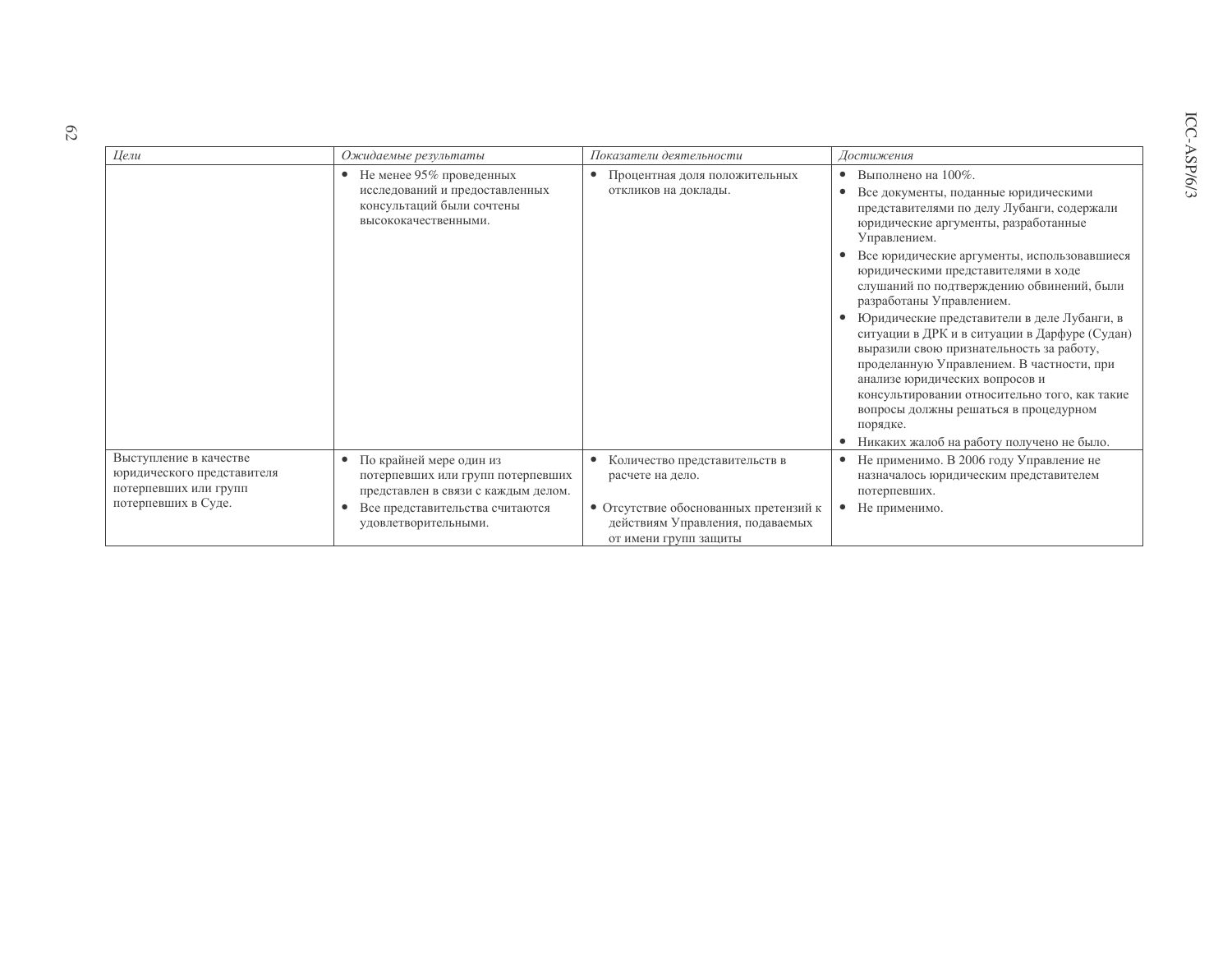| *Цели* | *Ожидаемые результаты* | *Показатели деятельности* | *Достижения* |
|---|---|---|---|
| | • Не менее 95% проведенных исследований и предоставленных консультаций были сочтены высококачественными. | • Процентная доля положительных откликов на доклады. | • Выполнено на 100%.<br>• Все документы, поданные юридическими представителями по делу Лубанги, содержали юридические аргументы, разработанные Управлением.<br>• Все юридические аргументы, использовавшиеся юридическими представителями в ходе слушаний по подтверждению обвинений, были разработаны Управлением.<br>• Юридические представители в деле Лубанги, в ситуации в ДРК и в ситуации в Дарфуре (Судан) выразили свою признательность за работу, проделанную Управлением. В частности, при анализе юридических вопросов и консультировании относительно того, как такие вопросы должны решаться в процедурном порядке.<br>• Никаких жалоб на работу получено не было. |
| Выступление в качестве юридического представителя потерпевших или групп потерпевших в Суде. | • По крайней мере один из потерпевших или групп потерпевших представлен в связи с каждым делом.<br>• Все представительства считаются удовлетворительными. | • Количество представительств в расчете на дело.<br>• Отсутствие обоснованных претензий к действиям Управления, подаваемых от имени групп защиты | • Не применимо. В 2006 году Управление не назначалось юридическим представителем потерпевших.<br>• Не применимо. |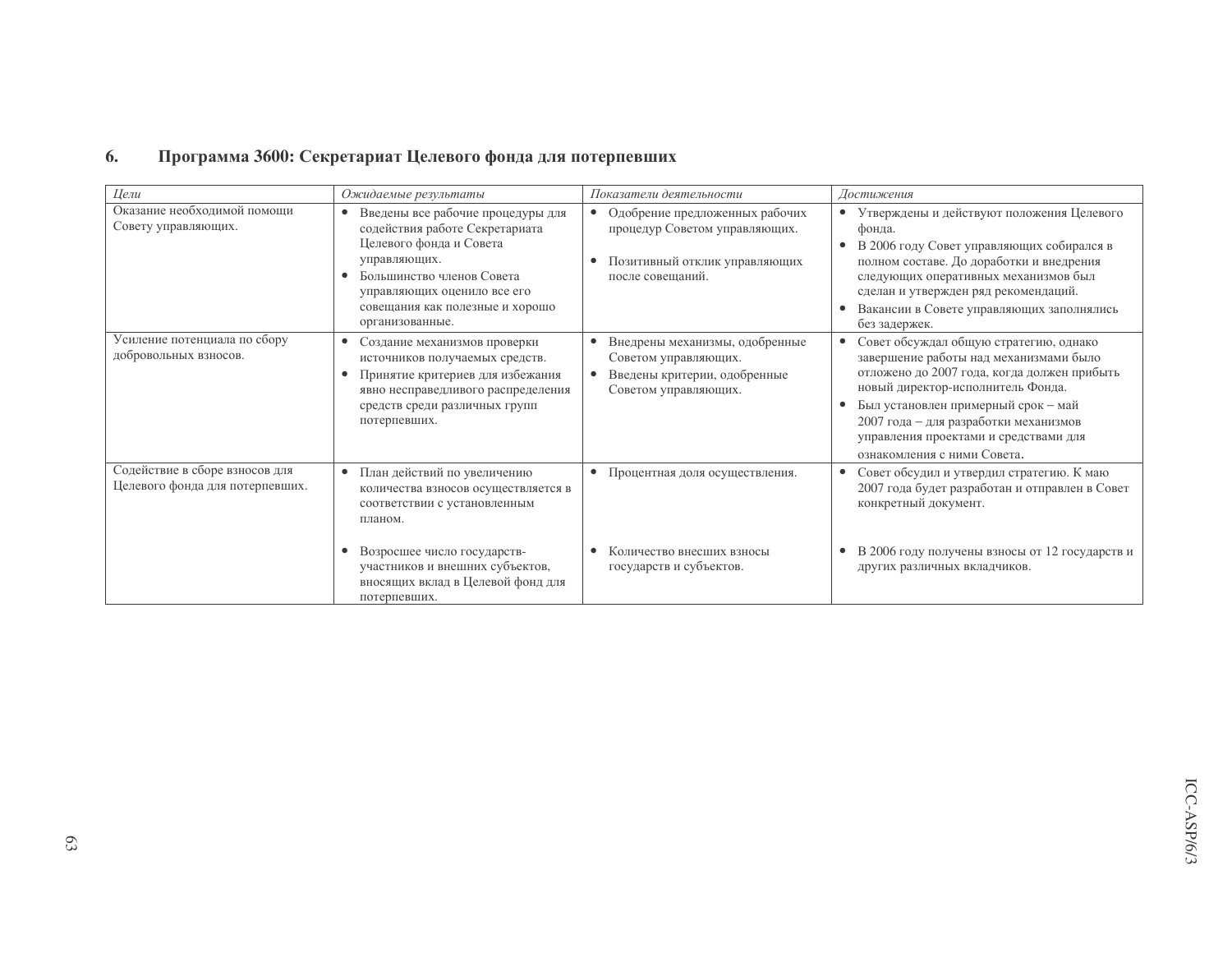## 6. Программа 3600: Секретариат Целевого фонда для потерпевших

| *Цели* | *Ожидаемые результаты* | *Показатели деятельности* | *Достижения* |
|---|---|---|---|
| Оказание необходимой помощи Совету управляющих. | • Введены все рабочие процедуры для содействия работе Секретариата Целевого фонда и Совета управляющих.<br>• Большинство членов Совета управляющих оценило все его совещания как полезные и хорошо организованные. | • Одобрение предложенных рабочих процедур Советом управляющих.<br>• Позитивный отклик управляющих после совещаний. | • Утверждены и действуют положения Целевого фонда.<br>• В 2006 году Совет управляющих собирался в полном составе. До доработки и внедрения следующих оперативных механизмов был сделан и утвержден ряд рекомендаций.<br>• Вакансии в Совете управляющих заполнялись без задержек. |
| Усиление потенциала по сбору добровольных взносов. | • Создание механизмов проверки источников получаемых средств.<br>• Принятие критериев для избежания явно несправедливого распределения средств среди различных групп потерпевших. | • Внедрены механизмы, одобренные Советом управляющих.<br>• Введены критерии, одобренные Советом управляющих. | • Совет обсуждал общую стратегию, однако завершение работы над механизмами было отложено до 2007 года, когда должен прибыть новый директор-исполнитель Фонда.<br>• Был установлен примерный срок – май 2007 года – для разработки механизмов управления проектами и средствами для ознакомления с ними Совета. |
| Содействие в сборе взносов для Целевого фонда для потерпевших. | • План действий по увеличению количества взносов осуществляется в соответствии с установленным планом.<br>• Возросшее число государств-участников и внешних субъектов, вносящих вклад в Целевой фонд для потерпевших. | • Процентная доля осуществления.<br>• Количество внесших взносы государств и субъектов. | • Совет обсудил и утвердил стратегию. К маю 2007 года будет разработан и отправлен в Совет конкретный документ.<br>• В 2006 году получены взносы от 12 государств и других различных вкладчиков. |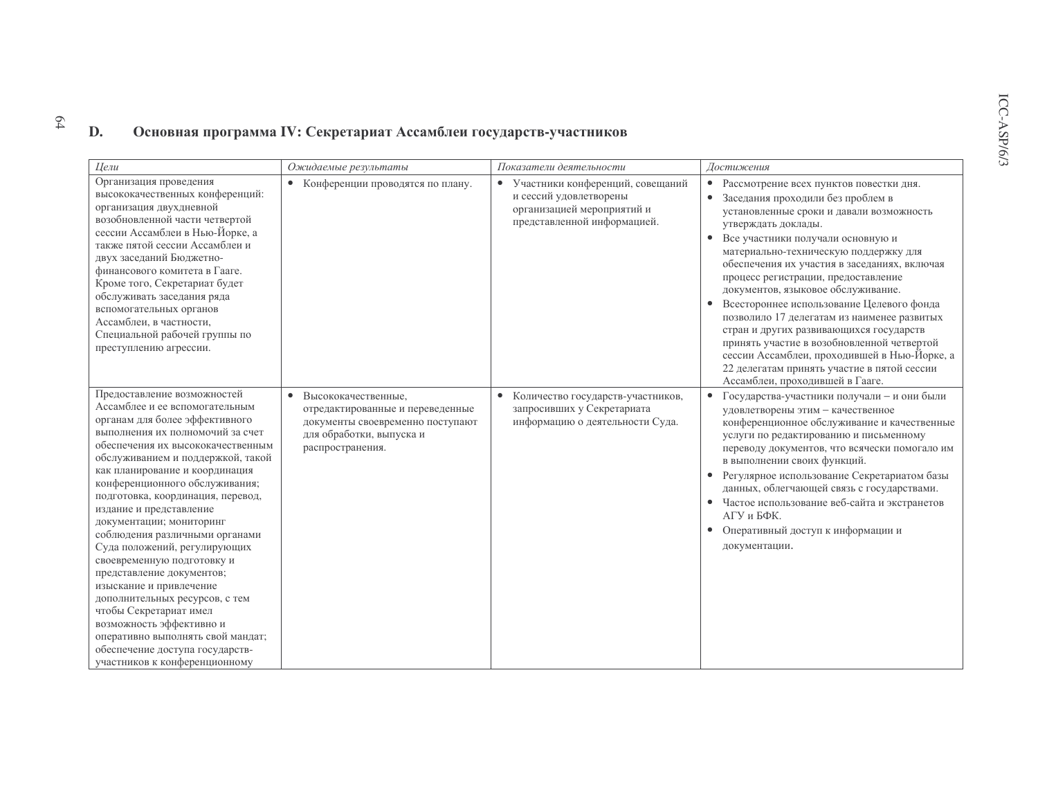## D. Основная программа IV: Секретариат Ассамблеи государств-участников

| *Цели* | *Ожидаемые результаты* | *Показатели деятельности* | *Достижения* |
|---|---|---|---|
| Организация проведения высококачественных конференций: организация двухдневной возобновленной части четвертой сессии Ассамблеи в Нью-Йорке, а также пятой сессии Ассамблеи и двух заседаний Бюджетно-финансового комитета в Гааге. Кроме того, Секретариат будет обслуживать заседания ряда вспомогательных органов Ассамблеи, в частности, Специальной рабочей группы по преступлению агрессии. | • Конференции проводятся по плану. | • Участники конференций, совещаний и сессий удовлетворены организацией мероприятий и представленной информацией. | • Рассмотрение всех пунктов повестки дня.<br>• Заседания проходили без проблем в установленные сроки и давали возможность утверждать доклады.<br>• Все участники получали основную и материально-техническую поддержку для обеспечения их участия в заседаниях, включая процесс регистрации, предоставление документов, языковое обслуживание.<br>• Всестороннее использование Целевого фонда позволило 17 делегатам из наименее развитых стран и других развивающихся государств принять участие в возобновленной четвертой сессии Ассамблеи, проходившей в Нью-Йорке, а 22 делегатам принять участие в пятой сессии Ассамблеи, проходившей в Гааге. |
| Предоставление возможностей Ассамблее и ее вспомогательным органам для более эффективного выполнения их полномочий за счет обеспечения их высококачественным обслуживанием и поддержкой, такой как планирование и координация конференционного обслуживания; подготовка, координация, перевод, издание и представление документации; мониторинг соблюдения различными органами Суда положений, регулирующих своевременную подготовку и представление документов; изыскание и привлечение дополнительных ресурсов, с тем чтобы Секретариат имел возможность эффективно и оперативно выполнять свой мандат; обеспечение доступа государств-участников к конференционному | • Высококачественные, отредактированные и переведенные документы своевременно поступают для обработки, выпуска и распространения. | • Количество государств-участников, запросивших у Секретариата информацию о деятельности Суда. | • Государства-участники получали – и они были удовлетворены этим – качественное конференционное обслуживание и качественные услуги по редактированию и письменному переводу документов, что всячески помогало им в выполнении своих функций.<br>• Регулярное использование Секретариатом базы данных, облегчающей связь с государствами.<br>• Частое использование веб-сайта и экстранетов АГУ и БФК.<br>• Оперативный доступ к информации и документации. |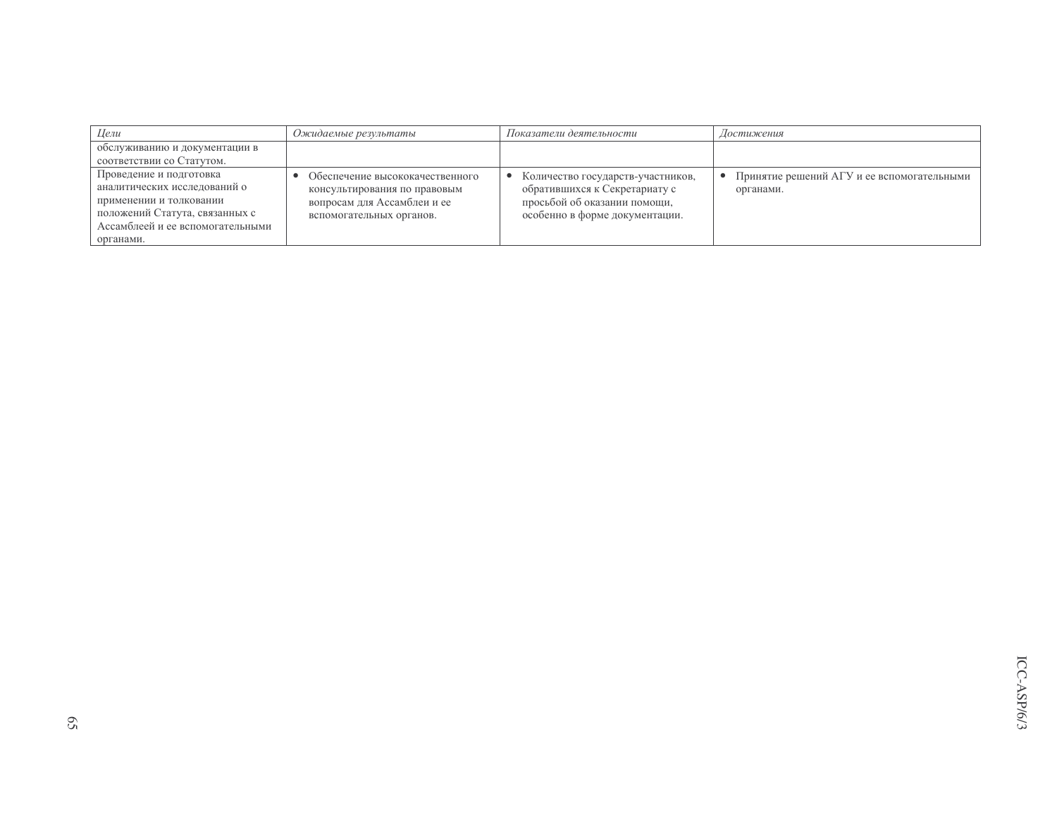| *Цели* | *Ожидаемые результаты* | *Показатели деятельности* | *Достижения* |
|---|---|---|---|
| обслуживанию и документации в соответствии со Статутом. | | | |
| Проведение и подготовка аналитических исследований о применении и толковании положений Статута, связанных с Ассамблеей и ее вспомогательными органами. | • Обеспечение высококачественного консультирования по правовым вопросам для Ассамблеи и ее вспомогательных органов. | • Количество государств-участников, обратившихся к Секретариату с просьбой об оказании помощи, особенно в форме документации. | • Принятие решений АГУ и ее вспомогательными органами. |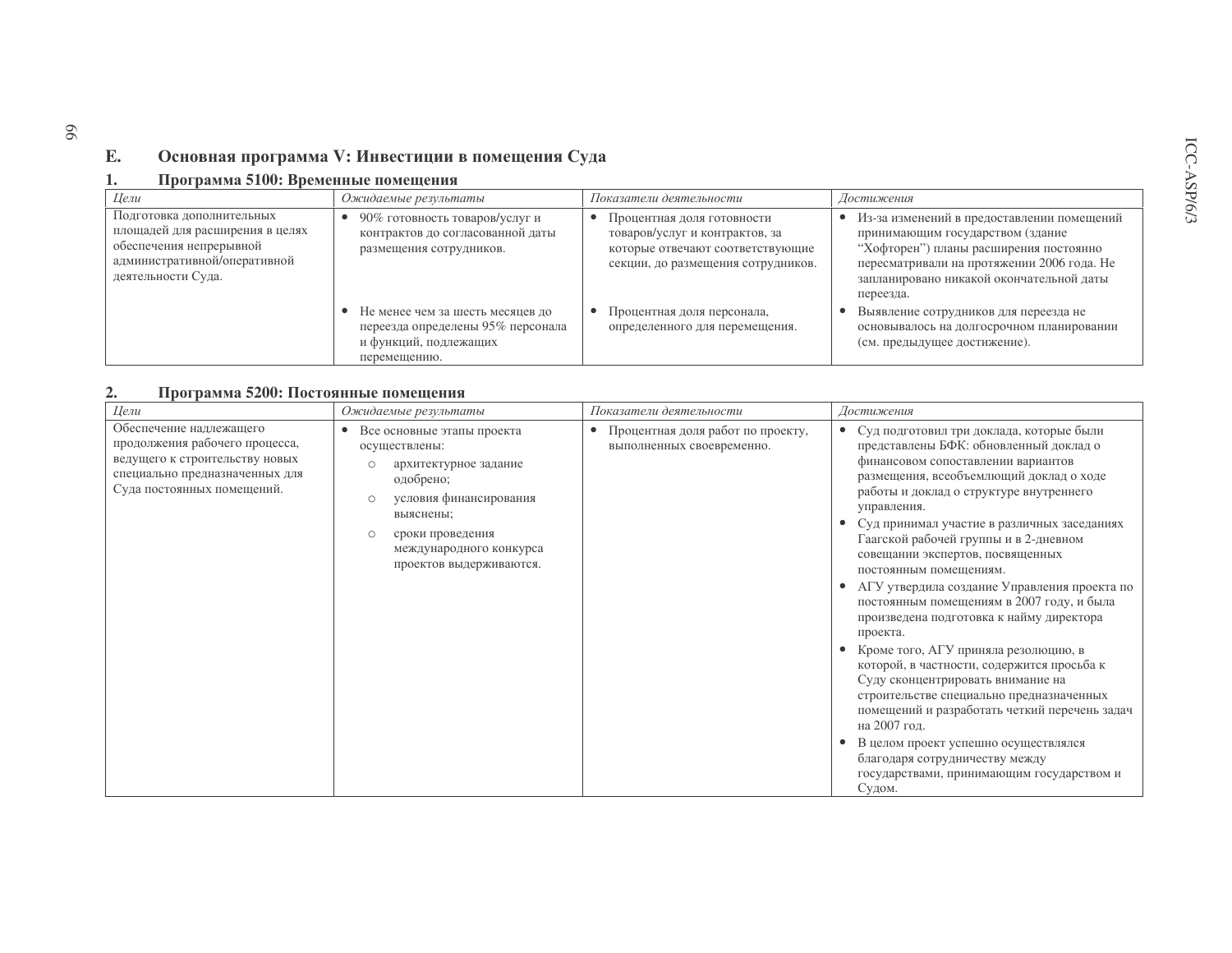## E. Основная программа V: Инвестиции в помещения Суда

### 1. Программа 5100: Временные помещения

| *Цели* | *Ожидаемые результаты* | *Показатели деятельности* | *Достижения* |
|---|---|---|---|
| Подготовка дополнительных площадей для расширения в целях обеспечения непрерывной административной/оперативной деятельности Суда. | • 90% готовность товаров/услуг и контрактов до согласованной даты размещения сотрудников. | • Процентная доля готовности товаров/услуг и контрактов, за которые отвечают соответствующие секции, до размещения сотрудников. | • Из-за изменений в предоставлении помещений принимающим государством (здание "Хофторен") планы расширения постоянно пересматривали на протяжении 2006 года. Не запланировано никакой окончательной даты переезда. |
| | • Не менее чем за шесть месяцев до переезда определены 95% персонала и функций, подлежащих перемещению. | • Процентная доля персонала, определенного для перемещения. | • Выявление сотрудников для переезда не основывалось на долгосрочном планировании (см. предыдущее достижение). |

### 2. Программа 5200: Постоянные помещения

| *Цели* | *Ожидаемые результаты* | *Показатели деятельности* | *Достижения* |
|---|---|---|---|
| Обеспечение надлежащего продолжения рабочего процесса, ведущего к строительству новых специально предназначенных для Суда постоянных помещений. | • Все основные этапы проекта осуществлены:<br>○ архитектурное задание одобрено;<br>○ условия финансирования выяснены;<br>○ сроки проведения международного конкурса проектов выдерживаются. | • Процентная доля работ по проекту, выполненных своевременно. | • Суд подготовил три доклада, которые были представлены БФК: обновленный доклад о финансовом сопоставлении вариантов размещения, всеобъемлющий доклад о ходе работы и доклад о структуре внутреннего управления.<br>• Суд принимал участие в различных заседаниях Гаагской рабочей группы и в 2-дневном совещании экспертов, посвященных постоянным помещениям.<br>• АГУ утвердила создание Управления проекта по постоянным помещениям в 2007 году, и была произведена подготовка к найму директора проекта.<br>• Кроме того, АГУ приняла резолюцию, в которой, в частности, содержится просьба к Суду сконцентрировать внимание на строительстве специально предназначенных помещений и разработать четкий перечень задач на 2007 год.<br>• В целом проект успешно осуществлялся благодаря сотрудничеству между государствами, принимающим государством и Судом. |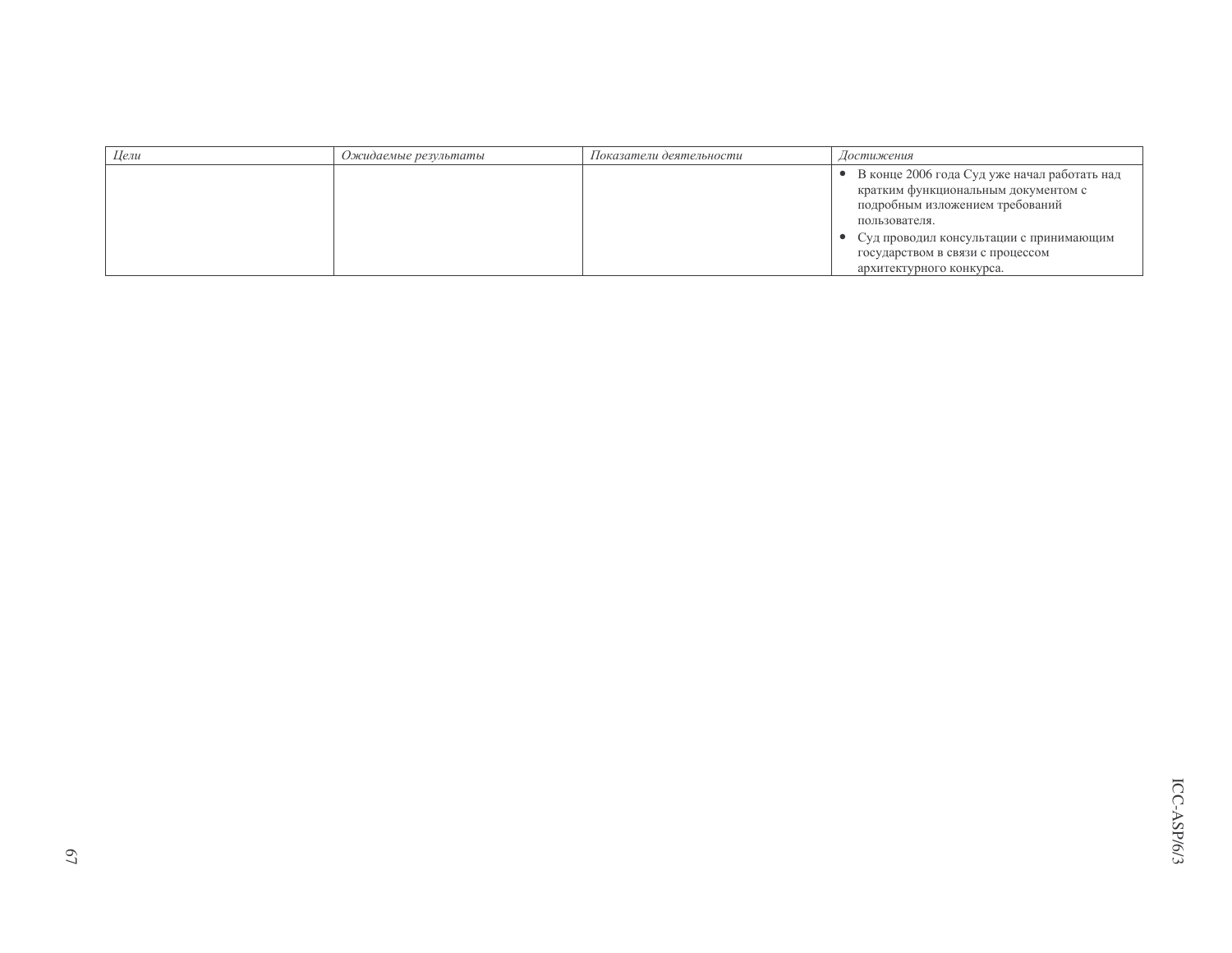| *Цели* | *Ожидаемые результаты* | *Показатели деятельности* | *Достижения* |
|---|---|---|---|
| | | | • В конце 2006 года Суд уже начал работать над кратким функциональным документом с подробным изложением требований пользователя.<br>• Суд проводил консультации с принимающим государством в связи с процессом архитектурного конкурса. |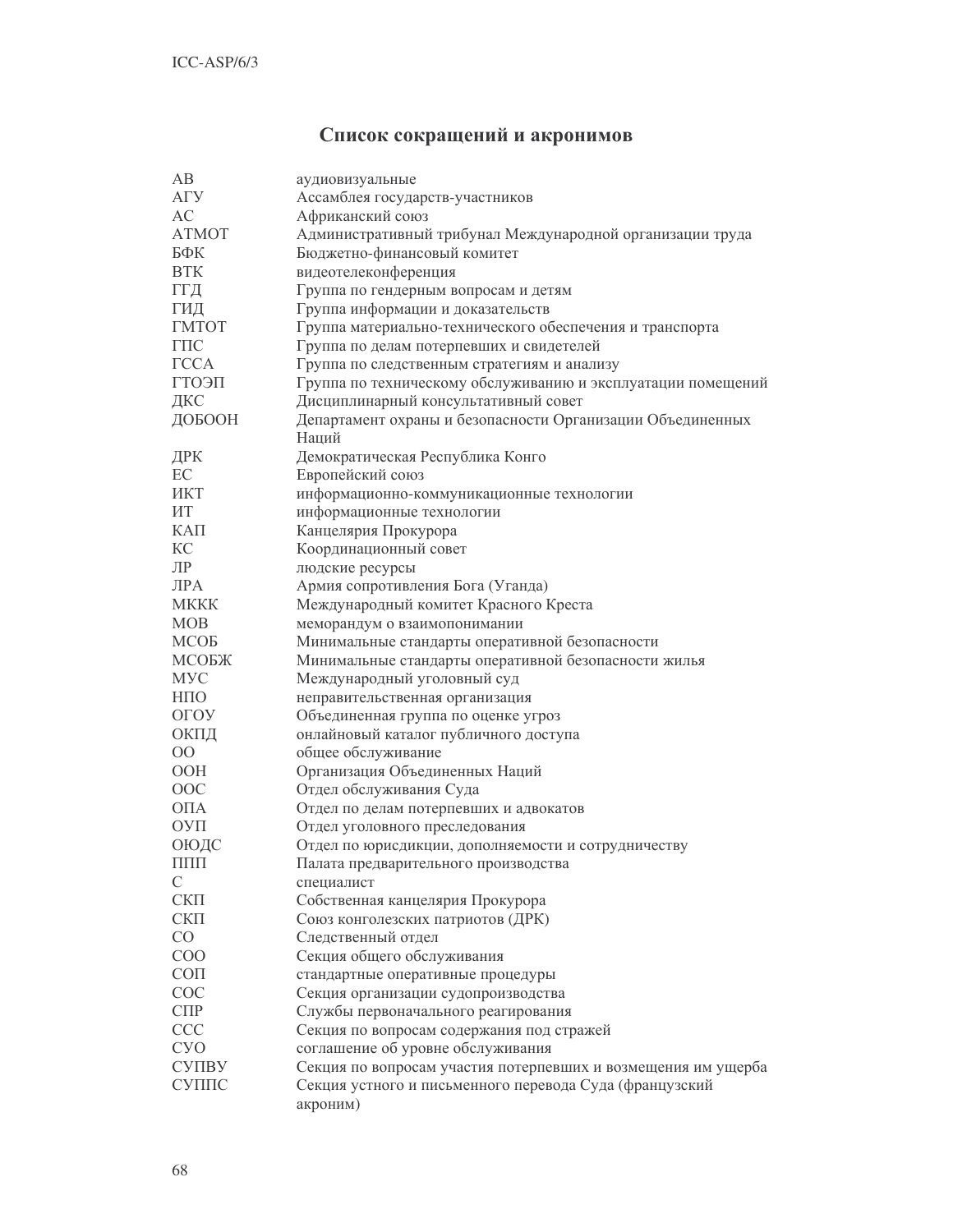## Список сокращений и акронимов

| | |
|---|---|
| АВ | аудиовизуальные |
| АГУ | Ассамблея государств-участников |
| АС | Африканский союз |
| АТМОТ | Административный трибунал Международной организации труда |
| БФК | Бюджетно-финансовый комитет |
| ВТК | видеотелеконференция |
| ГГД | Группа по гендерным вопросам и детям |
| ГИД | Группа информации и доказательств |
| ГМТОТ | Группа материально-технического обеспечения и транспорта |
| ГПС | Группа по делам потерпевших и свидетелей |
| ГССА | Группа по следственным стратегиям и анализу |
| ГТОЭП | Группа по техническому обслуживанию и эксплуатации помещений |
| ДКС | Дисциплинарный консультативный совет |
| ДОБООН | Департамент охраны и безопасности Организации Объединенных Наций |
| ДРК | Демократическая Республика Конго |
| ЕС | Европейский союз |
| ИКТ | информационно-коммуникационные технологии |
| ИТ | информационные технологии |
| КАП | Канцелярия Прокурора |
| КС | Координационный совет |
| ЛР | людские ресурсы |
| ЛРА | Армия сопротивления Бога (Уганда) |
| МККК | Международный комитет Красного Креста |
| МОВ | меморандум о взаимопонимании |
| МСОБ | Минимальные стандарты оперативной безопасности |
| МСОБЖ | Минимальные стандарты оперативной безопасности жилья |
| МУС | Международный уголовный суд |
| НПО | неправительственная организация |
| ОГОУ | Объединенная группа по оценке угроз |
| ОКПД | онлайновый каталог публичного доступа |
| ОО | общее обслуживание |
| ООН | Организация Объединенных Наций |
| ООС | Отдел обслуживания Суда |
| ОПА | Отдел по делам потерпевших и адвокатов |
| ОУП | Отдел уголовного преследования |
| ОЮДС | Отдел по юрисдикции, дополняемости и сотрудничеству |
| ППП | Палата предварительного производства |
| С | специалист |
| СКП | Собственная канцелярия Прокурора |
| СКП | Союз конголезских патриотов (ДРК) |
| СО | Следственный отдел |
| СОО | Секция общего обслуживания |
| СОП | стандартные оперативные процедуры |
| СОС | Секция организации судопроизводства |
| СПР | Службы первоначального реагирования |
| ССС | Секция по вопросам содержания под стражей |
| СУО | соглашение об уровне обслуживания |
| СУПВУ | Секция по вопросам участия потерпевших и возмещения им ущерба |
| СУППС | Секция устного и письменного перевода Суда (французский акроним) |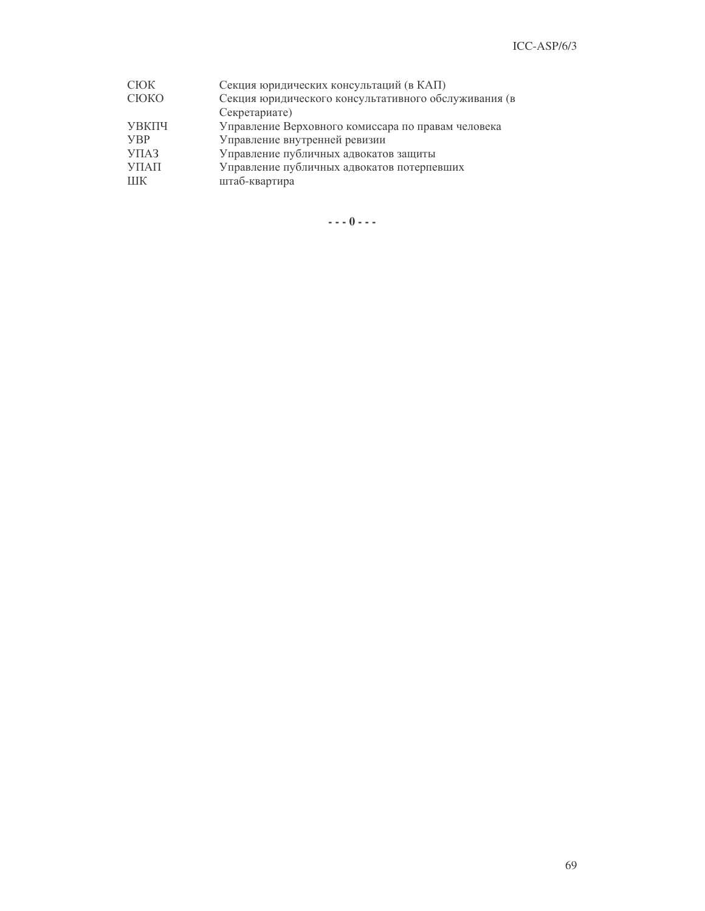| | |
|---|---|
| СЮК | Секция юридических консультаций (в КАП) |
| СЮКО | Секция юридического консультативного обслуживания (в Секретариате) |
| УВКПЧ | Управление Верховного комиссара по правам человека |
| УВР | Управление внутренней ревизии |
| УПАЗ | Управление публичных адвокатов защиты |
| УПАП | Управление публичных адвокатов потерпевших |
| ШК | штаб-квартира |

**- - - 0 - - -**